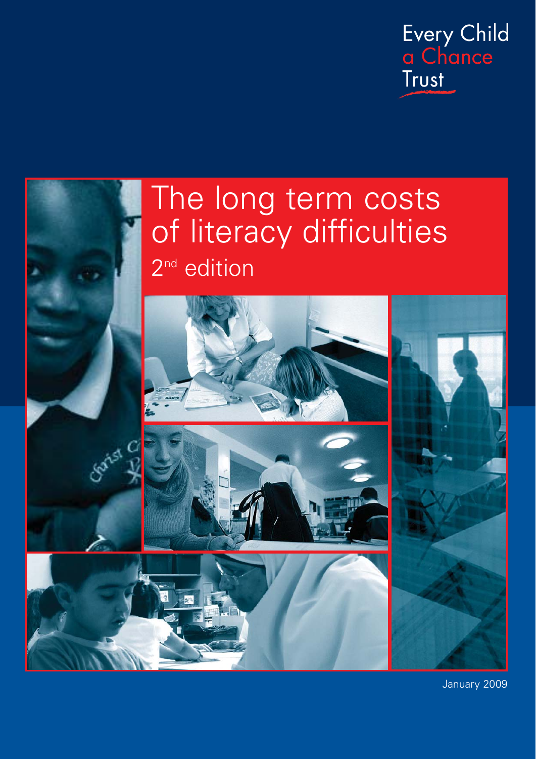Every Child a Chance Trust

# The long term costs of literacy difficulties

2nd edition

January 2009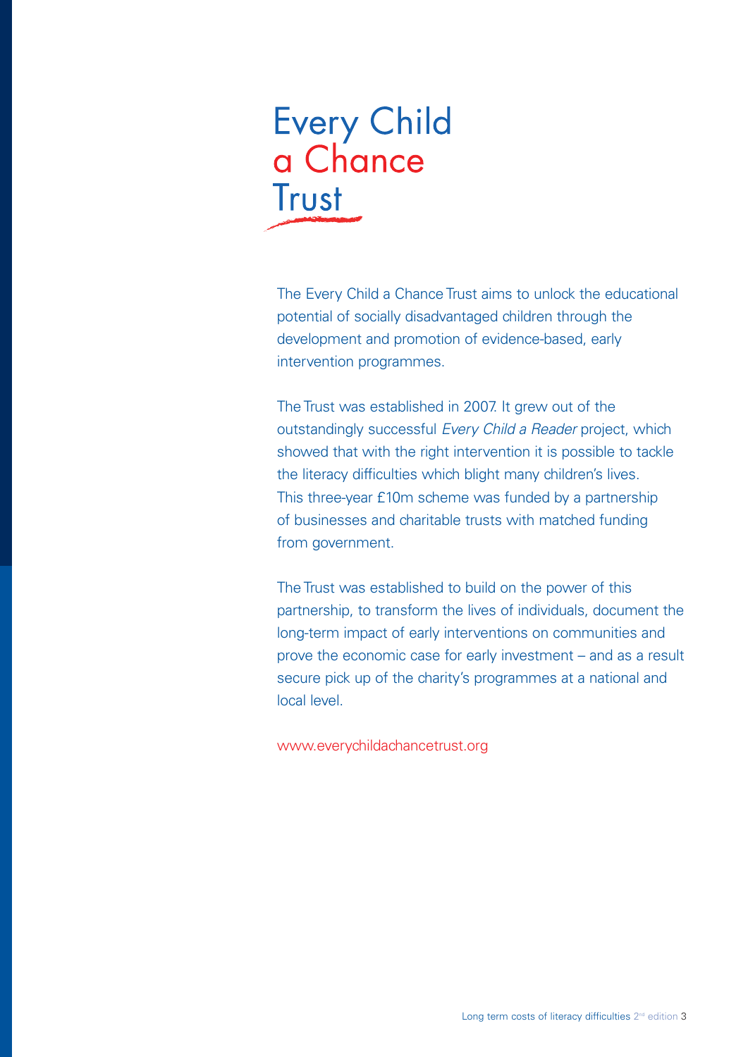# Every Child a Chance Trust

The Every Child a Chance Trust aims to unlock the educational potential of socially disadvantaged children through the development and promotion of evidence-based, early intervention programmes.

The Trust was established in 2007. It grew out of the outstandingly successful *Every Child a Reader* project, which showed that with the right intervention it is possible to tackle the literacy difficulties which blight many children's lives. This three-year £10m scheme was funded by a partnership of businesses and charitable trusts with matched funding from government.

The Trust was established to build on the power of this partnership, to transform the lives of individuals, document the long-term impact of early interventions on communities and prove the economic case for early investment – and as a result secure pick up of the charity's programmes at a national and local level.

www.everychildachancetrust.org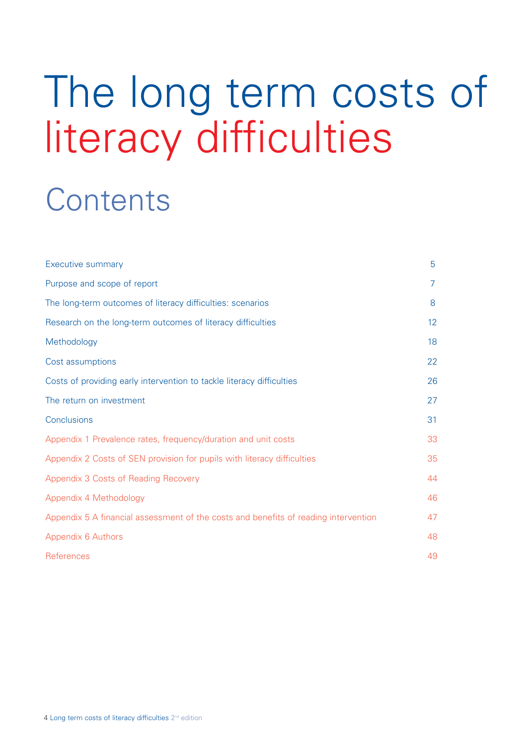# The long term costs of literacy difficulties

## Contents

| | |
|---|---|
| Executive summary | 5 |
| Purpose and scope of report | 7 |
| The long-term outcomes of literacy difficulties: scenarios | 8 |
| Research on the long-term outcomes of literacy difficulties | 12 |
| Methodology | 18 |
| Cost assumptions | 22 |
| Costs of providing early intervention to tackle literacy difficulties | 26 |
| The return on investment | 27 |
| Conclusions | 31 |
| Appendix 1 Prevalence rates, frequency/duration and unit costs | 33 |
| Appendix 2 Costs of SEN provision for pupils with literacy difficulties | 35 |
| Appendix 3 Costs of Reading Recovery | 44 |
| Appendix 4 Methodology | 46 |
| Appendix 5 A financial assessment of the costs and benefits of reading intervention | 47 |
| Appendix 6 Authors | 48 |
| References | 49 |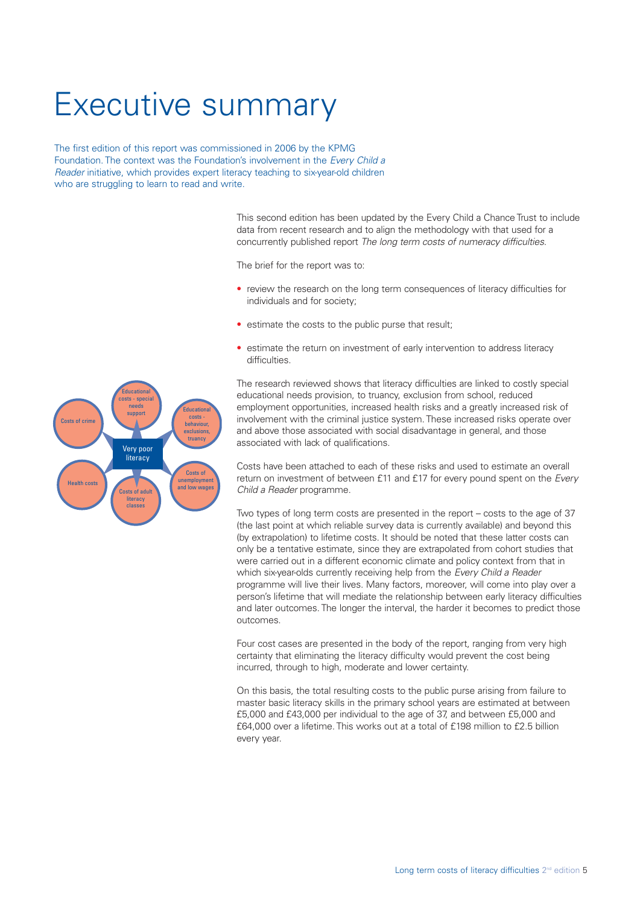# Executive summary

The first edition of this report was commissioned in 2006 by the KPMG Foundation. The context was the Foundation's involvement in the *Every Child a Reader* initiative, which provides expert literacy teaching to six-year-old children who are struggling to learn to read and write.

This second edition has been updated by the Every Child a Chance Trust to include data from recent research and to align the methodology with that used for a concurrently published report *The long term costs of numeracy difficulties*.

The brief for the report was to:

- review the research on the long term consequences of literacy difficulties for individuals and for society;
- estimate the costs to the public purse that result;
- estimate the return on investment of early intervention to address literacy difficulties.

Very poor literacy

- Educational costs - special needs support
- Educational costs - behaviour, exclusions, truancy
- Costs of unemployment and low wages
- Costs of adult literacy classes
- Health costs
- Costs of crime

The research reviewed shows that literacy difficulties are linked to costly special educational needs provision, to truancy, exclusion from school, reduced employment opportunities, increased health risks and a greatly increased risk of involvement with the criminal justice system. These increased risks operate over and above those associated with social disadvantage in general, and those associated with lack of qualifications.

Costs have been attached to each of these risks and used to estimate an overall return on investment of between £11 and £17 for every pound spent on the *Every Child a Reader* programme.

Two types of long term costs are presented in the report – costs to the age of 37 (the last point at which reliable survey data is currently available) and beyond this (by extrapolation) to lifetime costs. It should be noted that these latter costs can only be a tentative estimate, since they are extrapolated from cohort studies that were carried out in a different economic climate and policy context from that in which six-year-olds currently receiving help from the *Every Child a Reader* programme will live their lives. Many factors, moreover, will come into play over a person's lifetime that will mediate the relationship between early literacy difficulties and later outcomes. The longer the interval, the harder it becomes to predict those outcomes.

Four cost cases are presented in the body of the report, ranging from very high certainty that eliminating the literacy difficulty would prevent the cost being incurred, through to high, moderate and lower certainty.

On this basis, the total resulting costs to the public purse arising from failure to master basic literacy skills in the primary school years are estimated at between £5,000 and £43,000 per individual to the age of 37, and between £5,000 and £64,000 over a lifetime. This works out at a total of £198 million to £2.5 billion every year.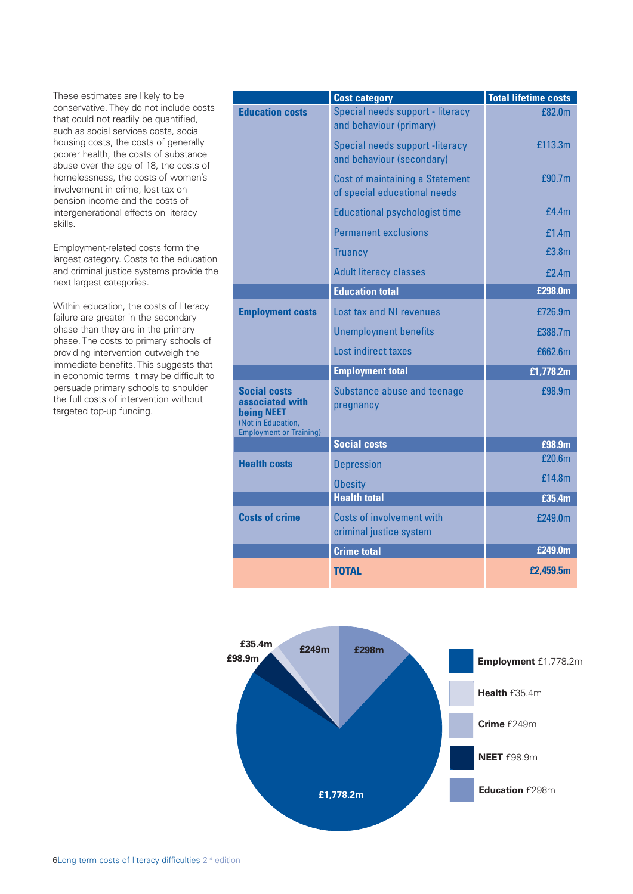These estimates are likely to be conservative. They do not include costs that could not readily be quantified, such as social services costs, social housing costs, the costs of generally poorer health, the costs of substance abuse over the age of 18, the costs of homelessness, the costs of women's involvement in crime, lost tax on pension income and the costs of intergenerational effects on literacy skills.

Employment-related costs form the largest category. Costs to the education and criminal justice systems provide the next largest categories.

Within education, the costs of literacy failure are greater in the secondary phase than they are in the primary phase. The costs to primary schools of providing intervention outweigh the immediate benefits. This suggests that in economic terms it may be difficult to persuade primary schools to shoulder the full costs of intervention without targeted top-up funding.

| | Cost category | Total lifetime costs |
|---|---|---|
| **Education costs** | Special needs support - literacy and behaviour (primary) | £82.0m |
| | Special needs support -literacy and behaviour (secondary) | £113.3m |
| | Cost of maintaining a Statement of special educational needs | £90.7m |
| | Educational psychologist time | £4.4m |
| | Permanent exclusions | £1.4m |
| | Truancy | £3.8m |
| | Adult literacy classes | £2.4m |
| | **Education total** | **£298.0m** |
| **Employment costs** | Lost tax and NI revenues | £726.9m |
| | Unemployment benefits | £388.7m |
| | Lost indirect taxes | £662.6m |
| | **Employment total** | **£1,778.2m** |
| **Social costs associated with being NEET** (Not in Education, Employment or Training) | Substance abuse and teenage pregnancy | £98.9m |
| | **Social costs** | **£98.9m** |
| **Health costs** | Depression | £20.6m |
| | Obesity | £14.8m |
| | **Health total** | **£35.4m** |
| **Costs of crime** | Costs of involvement with criminal justice system | £249.0m |
| | **Crime total** | **£249.0m** |
| | **TOTAL** | **£2,459.5m** |

- **Employment** £1,778.2m
- **Health** £35.4m
- **Crime** £249m
- **NEET** £98.9m
- **Education** £298m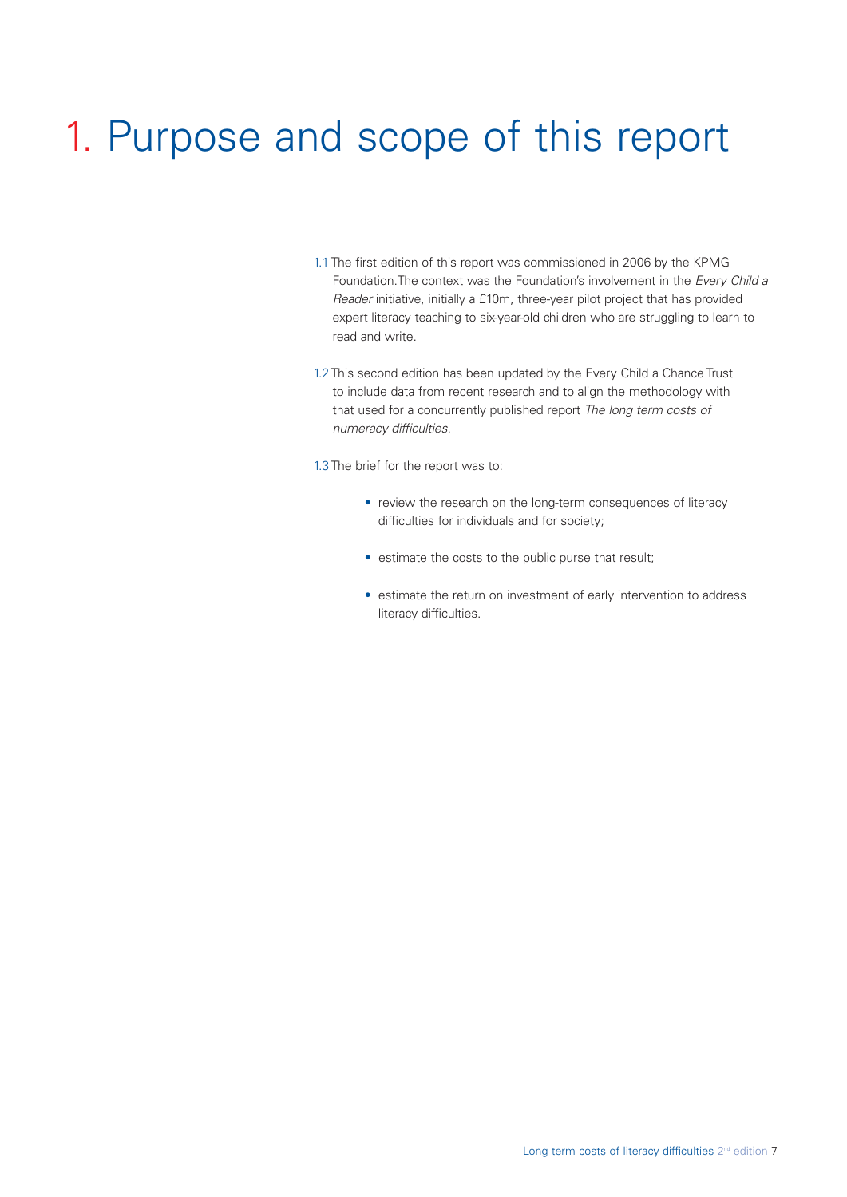# 1. Purpose and scope of this report

1.1 The first edition of this report was commissioned in 2006 by the KPMG Foundation. The context was the Foundation's involvement in the *Every Child a Reader* initiative, initially a £10m, three-year pilot project that has provided expert literacy teaching to six-year-old children who are struggling to learn to read and write.

1.2 This second edition has been updated by the Every Child a Chance Trust to include data from recent research and to align the methodology with that used for a concurrently published report *The long term costs of numeracy difficulties*.

1.3 The brief for the report was to:

- review the research on the long-term consequences of literacy difficulties for individuals and for society;
- estimate the costs to the public purse that result;
- estimate the return on investment of early intervention to address literacy difficulties.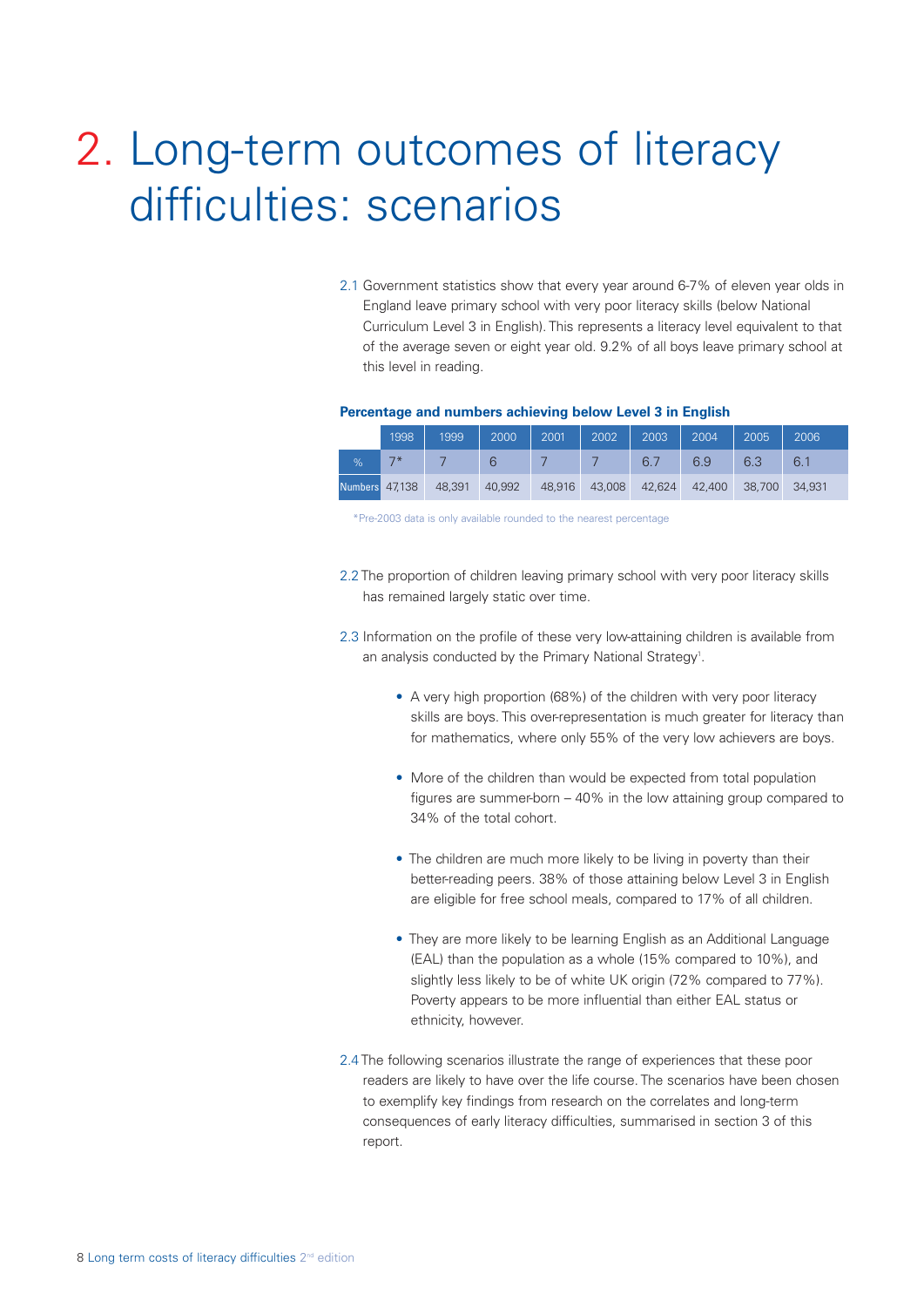# 2. Long-term outcomes of literacy difficulties: scenarios

2.1 Government statistics show that every year around 6-7% of eleven year olds in England leave primary school with very poor literacy skills (below National Curriculum Level 3 in English). This represents a literacy level equivalent to that of the average seven or eight year old. 9.2% of all boys leave primary school at this level in reading.

**Percentage and numbers achieving below Level 3 in English**

| | 1998 | 1999 | 2000 | 2001 | 2002 | 2003 | 2004 | 2005 | 2006 |
|---|---|---|---|---|---|---|---|---|---|
| % | 7* | 7 | 6 | 7 | 7 | 6.7 | 6.9 | 6.3 | 6.1 |
| Numbers | 47,138 | 48,391 | 40,992 | 48,916 | 43,008 | 42,624 | 42,400 | 38,700 | 34,931 |

*Pre-2003 data is only available rounded to the nearest percentage

2.2 The proportion of children leaving primary school with very poor literacy skills has remained largely static over time.

2.3 Information on the profile of these very low-attaining children is available from an analysis conducted by the Primary National Strategy[1].

- A very high proportion (68%) of the children with very poor literacy skills are boys. This over-representation is much greater for literacy than for mathematics, where only 55% of the very low achievers are boys.
- More of the children than would be expected from total population figures are summer-born – 40% in the low attaining group compared to 34% of the total cohort.
- The children are much more likely to be living in poverty than their better-reading peers. 38% of those attaining below Level 3 in English are eligible for free school meals, compared to 17% of all children.
- They are more likely to be learning English as an Additional Language (EAL) than the population as a whole (15% compared to 10%), and slightly less likely to be of white UK origin (72% compared to 77%). Poverty appears to be more influential than either EAL status or ethnicity, however.

2.4 The following scenarios illustrate the range of experiences that these poor readers are likely to have over the life course. The scenarios have been chosen to exemplify key findings from research on the correlates and long-term consequences of early literacy difficulties, summarised in section 3 of this report.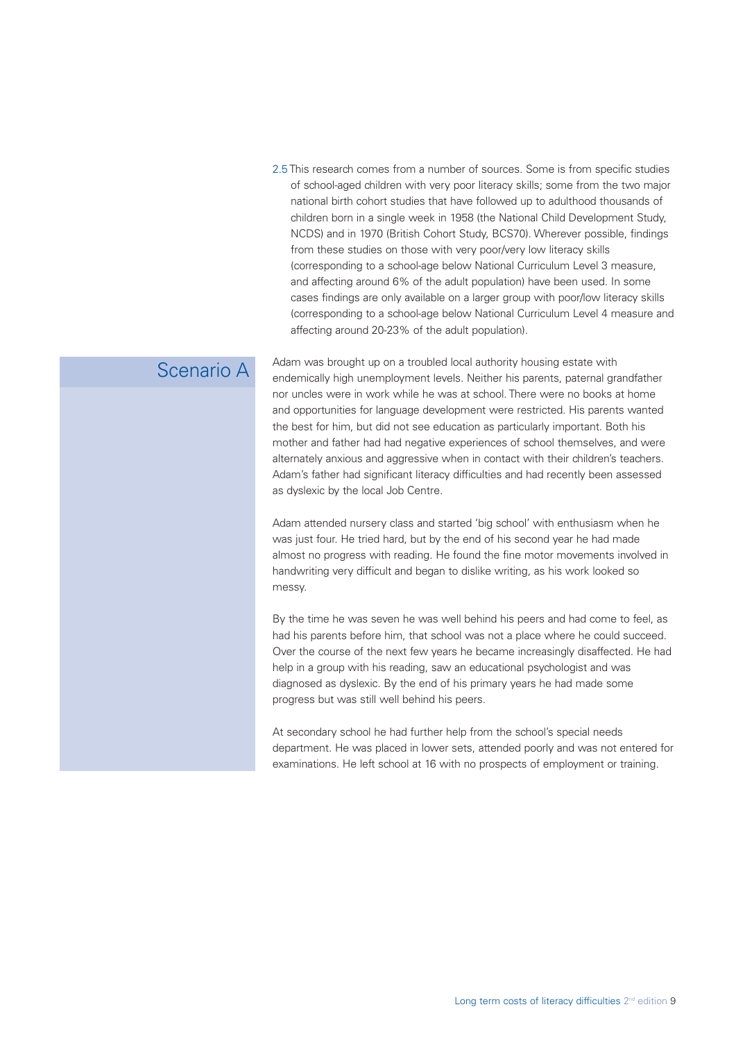2.5 This research comes from a number of sources. Some is from specific studies of school-aged children with very poor literacy skills; some from the two major national birth cohort studies that have followed up to adulthood thousands of children born in a single week in 1958 (the National Child Development Study, NCDS) and in 1970 (British Cohort Study, BCS70). Wherever possible, findings from these studies on those with very poor/very low literacy skills (corresponding to a school-age below National Curriculum Level 3 measure, and affecting around 6% of the adult population) have been used. In some cases findings are only available on a larger group with poor/low literacy skills (corresponding to a school-age below National Curriculum Level 4 measure and affecting around 20-23% of the adult population).

## Scenario A

Adam was brought up on a troubled local authority housing estate with endemically high unemployment levels. Neither his parents, paternal grandfather nor uncles were in work while he was at school. There were no books at home and opportunities for language development were restricted. His parents wanted the best for him, but did not see education as particularly important. Both his mother and father had had negative experiences of school themselves, and were alternately anxious and aggressive when in contact with their children's teachers. Adam's father had significant literacy difficulties and had recently been assessed as dyslexic by the local Job Centre.

Adam attended nursery class and started 'big school' with enthusiasm when he was just four. He tried hard, but by the end of his second year he had made almost no progress with reading. He found the fine motor movements involved in handwriting very difficult and began to dislike writing, as his work looked so messy.

By the time he was seven he was well behind his peers and had come to feel, as had his parents before him, that school was not a place where he could succeed. Over the course of the next few years he became increasingly disaffected. He had help in a group with his reading, saw an educational psychologist and was diagnosed as dyslexic. By the end of his primary years he had made some progress but was still well behind his peers.

At secondary school he had further help from the school's special needs department. He was placed in lower sets, attended poorly and was not entered for examinations. He left school at 16 with no prospects of employment or training.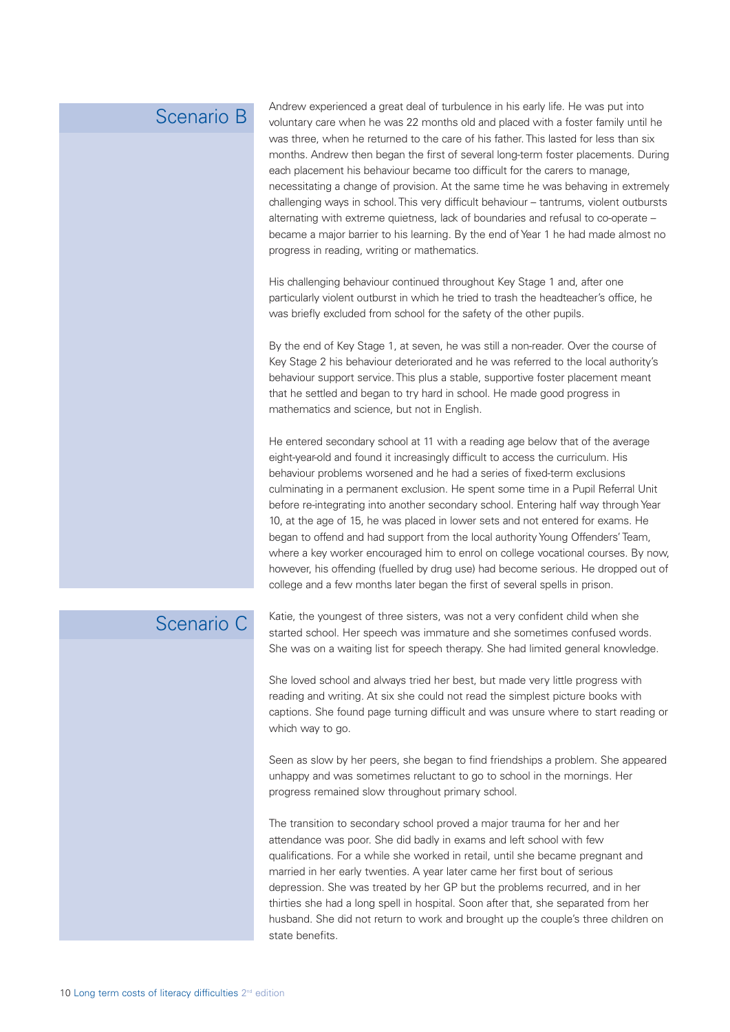## Scenario B

Andrew experienced a great deal of turbulence in his early life. He was put into voluntary care when he was 22 months old and placed with a foster family until he was three, when he returned to the care of his father. This lasted for less than six months. Andrew then began the first of several long-term foster placements. During each placement his behaviour became too difficult for the carers to manage, necessitating a change of provision. At the same time he was behaving in extremely challenging ways in school. This very difficult behaviour – tantrums, violent outbursts alternating with extreme quietness, lack of boundaries and refusal to co-operate – became a major barrier to his learning. By the end of Year 1 he had made almost no progress in reading, writing or mathematics.

His challenging behaviour continued throughout Key Stage 1 and, after one particularly violent outburst in which he tried to trash the headteacher's office, he was briefly excluded from school for the safety of the other pupils.

By the end of Key Stage 1, at seven, he was still a non-reader. Over the course of Key Stage 2 his behaviour deteriorated and he was referred to the local authority's behaviour support service. This plus a stable, supportive foster placement meant that he settled and began to try hard in school. He made good progress in mathematics and science, but not in English.

He entered secondary school at 11 with a reading age below that of the average eight-year-old and found it increasingly difficult to access the curriculum. His behaviour problems worsened and he had a series of fixed-term exclusions culminating in a permanent exclusion. He spent some time in a Pupil Referral Unit before re-integrating into another secondary school. Entering half way through Year 10, at the age of 15, he was placed in lower sets and not entered for exams. He began to offend and had support from the local authority Young Offenders' Team, where a key worker encouraged him to enrol on college vocational courses. By now, however, his offending (fuelled by drug use) had become serious. He dropped out of college and a few months later began the first of several spells in prison.

## Scenario C

Katie, the youngest of three sisters, was not a very confident child when she started school. Her speech was immature and she sometimes confused words. She was on a waiting list for speech therapy. She had limited general knowledge.

She loved school and always tried her best, but made very little progress with reading and writing. At six she could not read the simplest picture books with captions. She found page turning difficult and was unsure where to start reading or which way to go.

Seen as slow by her peers, she began to find friendships a problem. She appeared unhappy and was sometimes reluctant to go to school in the mornings. Her progress remained slow throughout primary school.

The transition to secondary school proved a major trauma for her and her attendance was poor. She did badly in exams and left school with few qualifications. For a while she worked in retail, until she became pregnant and married in her early twenties. A year later came her first bout of serious depression. She was treated by her GP but the problems recurred, and in her thirties she had a long spell in hospital. Soon after that, she separated from her husband. She did not return to work and brought up the couple's three children on state benefits.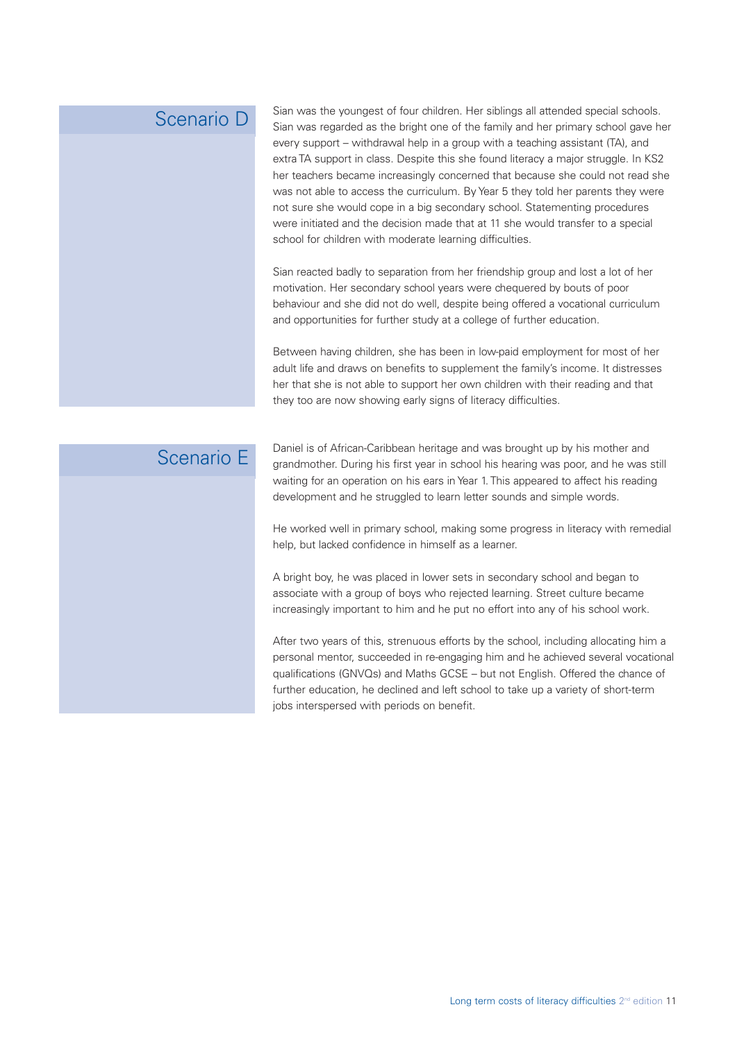## Scenario D

Sian was the youngest of four children. Her siblings all attended special schools. Sian was regarded as the bright one of the family and her primary school gave her every support – withdrawal help in a group with a teaching assistant (TA), and extra TA support in class. Despite this she found literacy a major struggle. In KS2 her teachers became increasingly concerned that because she could not read she was not able to access the curriculum. By Year 5 they told her parents they were not sure she would cope in a big secondary school. Statementing procedures were initiated and the decision made that at 11 she would transfer to a special school for children with moderate learning difficulties.

Sian reacted badly to separation from her friendship group and lost a lot of her motivation. Her secondary school years were chequered by bouts of poor behaviour and she did not do well, despite being offered a vocational curriculum and opportunities for further study at a college of further education.

Between having children, she has been in low-paid employment for most of her adult life and draws on benefits to supplement the family's income. It distresses her that she is not able to support her own children with their reading and that they too are now showing early signs of literacy difficulties.

## Scenario E

Daniel is of African-Caribbean heritage and was brought up by his mother and grandmother. During his first year in school his hearing was poor, and he was still waiting for an operation on his ears in Year 1. This appeared to affect his reading development and he struggled to learn letter sounds and simple words.

He worked well in primary school, making some progress in literacy with remedial help, but lacked confidence in himself as a learner.

A bright boy, he was placed in lower sets in secondary school and began to associate with a group of boys who rejected learning. Street culture became increasingly important to him and he put no effort into any of his school work.

After two years of this, strenuous efforts by the school, including allocating him a personal mentor, succeeded in re-engaging him and he achieved several vocational qualifications (GNVQs) and Maths GCSE – but not English. Offered the chance of further education, he declined and left school to take up a variety of short-term jobs interspersed with periods on benefit.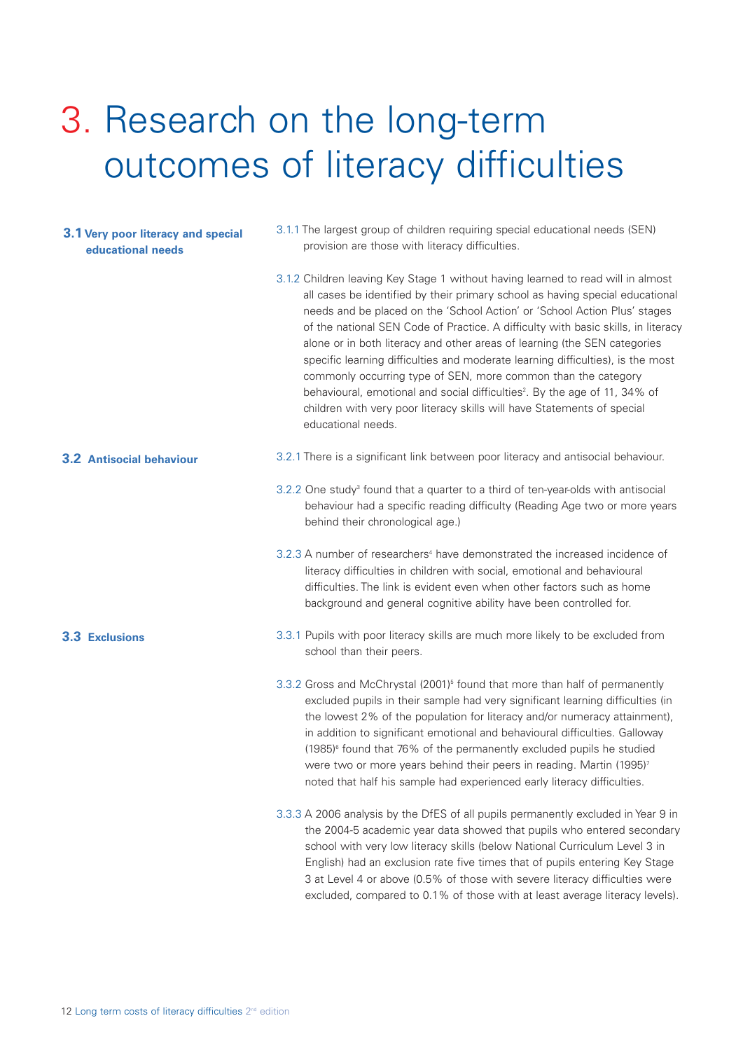# 3. Research on the long-term outcomes of literacy difficulties

## 3.1 Very poor literacy and special educational needs

3.1.1 The largest group of children requiring special educational needs (SEN) provision are those with literacy difficulties.

3.1.2 Children leaving Key Stage 1 without having learned to read will in almost all cases be identified by their primary school as having special educational needs and be placed on the 'School Action' or 'School Action Plus' stages of the national SEN Code of Practice. A difficulty with basic skills, in literacy alone or in both literacy and other areas of learning (the SEN categories specific learning difficulties and moderate learning difficulties), is the most commonly occurring type of SEN, more common than the category behavioural, emotional and social difficulties[2]. By the age of 11, 34% of children with very poor literacy skills will have Statements of special educational needs.

## 3.2 Antisocial behaviour

3.2.1 There is a significant link between poor literacy and antisocial behaviour.

3.2.2 One study[3] found that a quarter to a third of ten-year-olds with antisocial behaviour had a specific reading difficulty (Reading Age two or more years behind their chronological age.)

3.2.3 A number of researchers[4] have demonstrated the increased incidence of literacy difficulties in children with social, emotional and behavioural difficulties. The link is evident even when other factors such as home background and general cognitive ability have been controlled for.

## 3.3 Exclusions

3.3.1 Pupils with poor literacy skills are much more likely to be excluded from school than their peers.

3.3.2 Gross and McChrystal (2001)[5] found that more than half of permanently excluded pupils in their sample had very significant learning difficulties (in the lowest 2% of the population for literacy and/or numeracy attainment), in addition to significant emotional and behavioural difficulties. Galloway (1985)[6] found that 76% of the permanently excluded pupils he studied were two or more years behind their peers in reading. Martin (1995)[7] noted that half his sample had experienced early literacy difficulties.

3.3.3 A 2006 analysis by the DfES of all pupils permanently excluded in Year 9 in the 2004-5 academic year data showed that pupils who entered secondary school with very low literacy skills (below National Curriculum Level 3 in English) had an exclusion rate five times that of pupils entering Key Stage 3 at Level 4 or above (0.5% of those with severe literacy difficulties were excluded, compared to 0.1% of those with at least average literacy levels).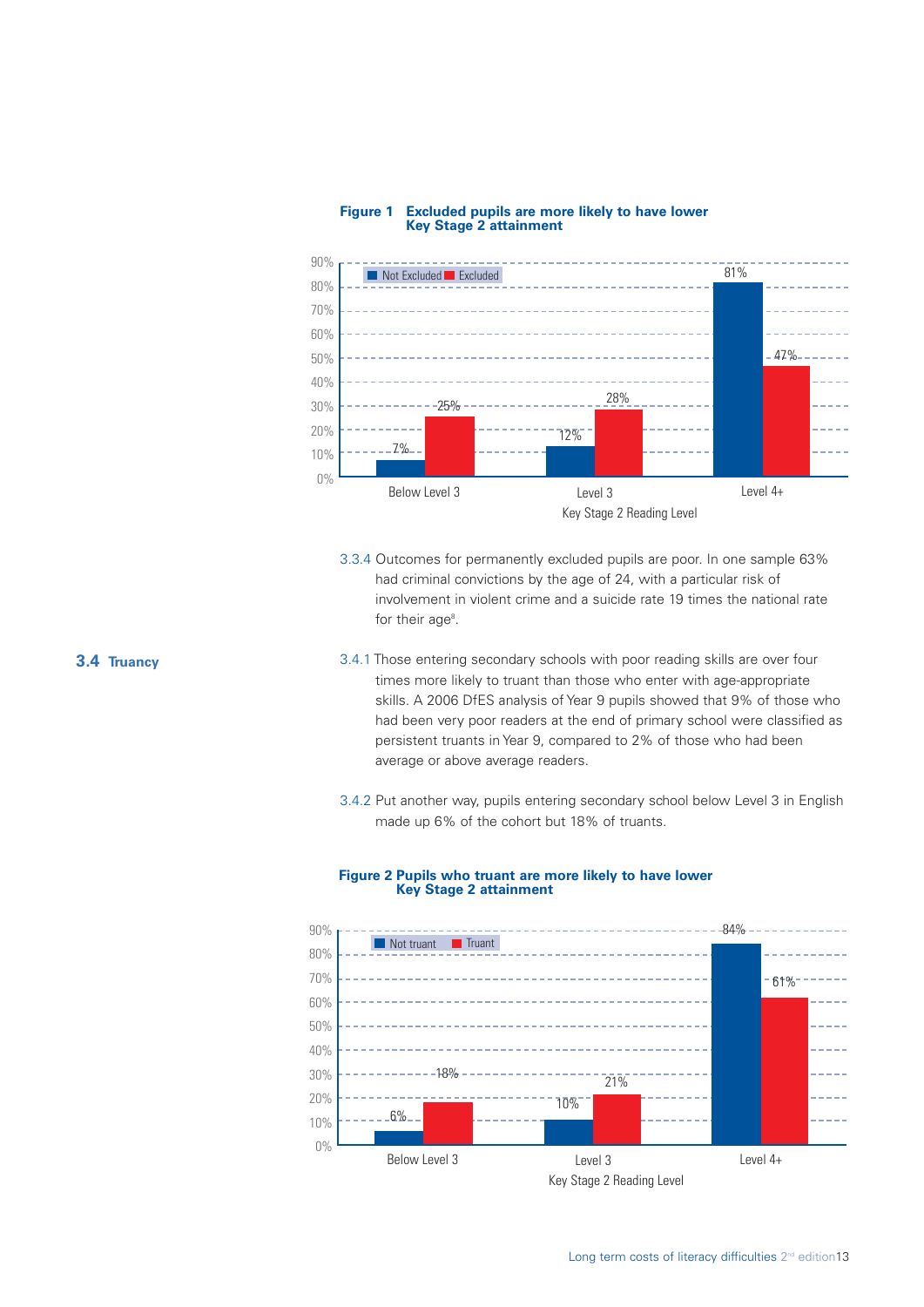**Figure 1 Excluded pupils are more likely to have lower Key Stage 2 attainment**

| Key Stage 2 Reading Level | Not Excluded | Excluded |
|---|---|---|
| Below Level 3 | 7% | 25% |
| Level 3 | 12% | 28% |
| Level 4+ | 81% | 47% |

3.3.4 Outcomes for permanently excluded pupils are poor. In one sample 63% had criminal convictions by the age of 24, with a particular risk of involvement in violent crime and a suicide rate 19 times the national rate for their age[a].

## 3.4 Truancy

3.4.1 Those entering secondary schools with poor reading skills are over four times more likely to truant than those who enter with age-appropriate skills. A 2006 DfES analysis of Year 9 pupils showed that 9% of those who had been very poor readers at the end of primary school were classified as persistent truants in Year 9, compared to 2% of those who had been average or above average readers.

3.4.2 Put another way, pupils entering secondary school below Level 3 in English made up 6% of the cohort but 18% of truants.

**Figure 2 Pupils who truant are more likely to have lower Key Stage 2 attainment**

| Key Stage 2 Reading Level | Not truant | Truant |
|---|---|---|
| Below Level 3 | 6% | 18% |
| Level 3 | 10% | 21% |
| Level 4+ | 84% | 61% |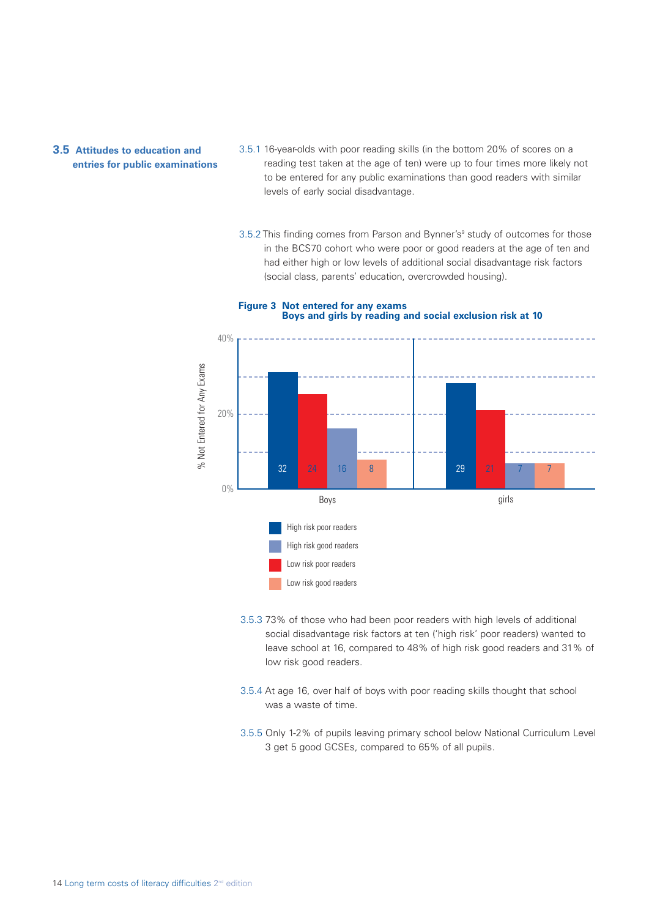## 3.5 Attitudes to education and entries for public examinations

3.5.1 16-year-olds with poor reading skills (in the bottom 20% of scores on a reading test taken at the age of ten) were up to four times more likely not to be entered for any public examinations than good readers with similar levels of early social disadvantage.

3.5.2 This finding comes from Parson and Bynner's[9] study of outcomes for those in the BCS70 cohort who were poor or good readers at the age of ten and had either high or low levels of additional social disadvantage risk factors (social class, parents' education, overcrowded housing).

**Figure 3 Not entered for any exams**
**Boys and girls by reading and social exclusion risk at 10**

| % Not Entered for Any Exams | High risk poor readers | Low risk poor readers | High risk good readers | Low risk good readers |
|---|---|---|---|---|
| Boys | 32 | 24 | 16 | 8 |
| girls | 29 | 21 | 7 | 7 |

3.5.3 73% of those who had been poor readers with high levels of additional social disadvantage risk factors at ten ('high risk' poor readers) wanted to leave school at 16, compared to 48% of high risk good readers and 31% of low risk good readers.

3.5.4 At age 16, over half of boys with poor reading skills thought that school was a waste of time.

3.5.5 Only 1-2% of pupils leaving primary school below National Curriculum Level 3 get 5 good GCSEs, compared to 65% of all pupils.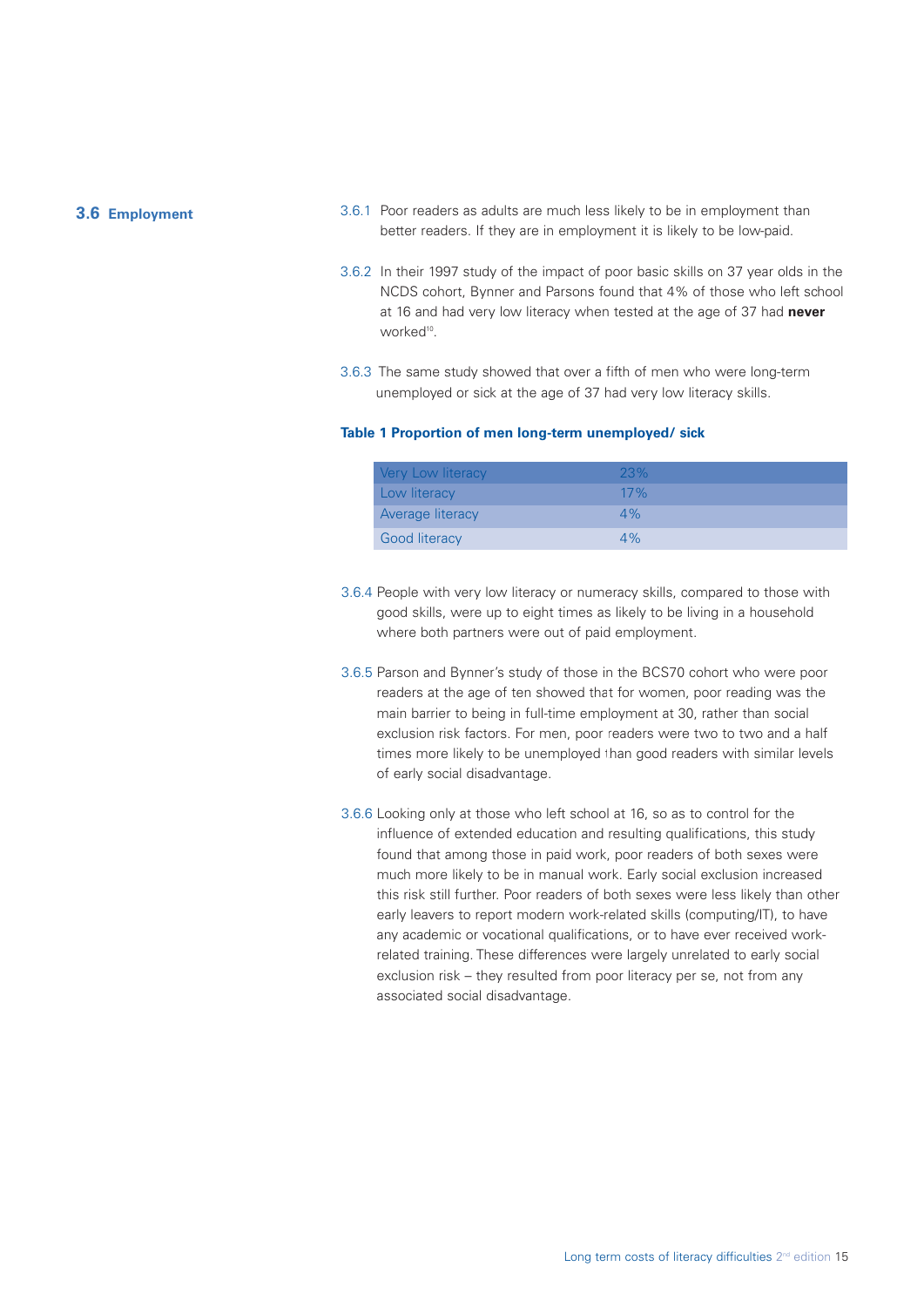## 3.6 Employment

3.6.1 Poor readers as adults are much less likely to be in employment than better readers. If they are in employment it is likely to be low-paid.

3.6.2 In their 1997 study of the impact of poor basic skills on 37 year olds in the NCDS cohort, Bynner and Parsons found that 4% of those who left school at 16 and had very low literacy when tested at the age of 37 had **never** worked[10].

3.6.3 The same study showed that over a fifth of men who were long-term unemployed or sick at the age of 37 had very low literacy skills.

**Table 1 Proportion of men long-term unemployed/ sick**

| | |
|---|---|
| Very Low literacy | 23% |
| Low literacy | 17% |
| Average literacy | 4% |
| Good literacy | 4% |

3.6.4 People with very low literacy or numeracy skills, compared to those with good skills, were up to eight times as likely to be living in a household where both partners were out of paid employment.

3.6.5 Parson and Bynner's study of those in the BCS70 cohort who were poor readers at the age of ten showed that for women, poor reading was the main barrier to being in full-time employment at 30, rather than social exclusion risk factors. For men, poor readers were two to two and a half times more likely to be unemployed than good readers with similar levels of early social disadvantage.

3.6.6 Looking only at those who left school at 16, so as to control for the influence of extended education and resulting qualifications, this study found that among those in paid work, poor readers of both sexes were much more likely to be in manual work. Early social exclusion increased this risk still further. Poor readers of both sexes were less likely than other early leavers to report modern work-related skills (computing/IT), to have any academic or vocational qualifications, or to have ever received work-related training. These differences were largely unrelated to early social exclusion risk – they resulted from poor literacy per se, not from any associated social disadvantage.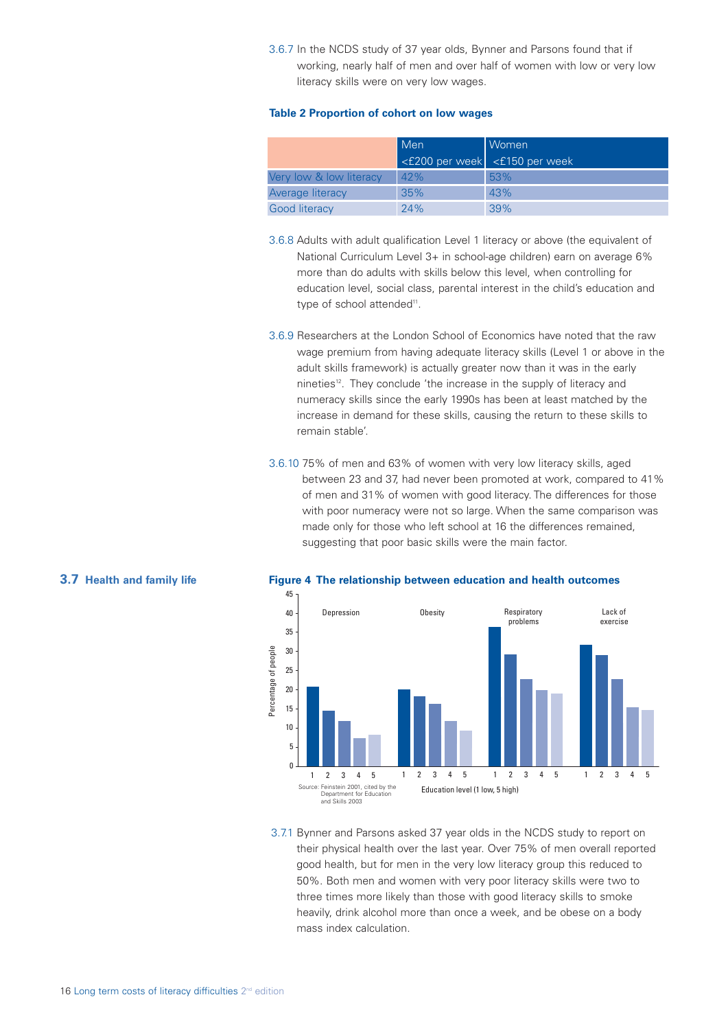3.6.7 In the NCDS study of 37 year olds, Bynner and Parsons found that if working, nearly half of men and over half of women with low or very low literacy skills were on very low wages.

**Table 2 Proportion of cohort on low wages**

| | Men <£200 per week | Women <£150 per week |
|---|---|---|
| Very low & low literacy | 42% | 53% |
| Average literacy | 35% | 43% |
| Good literacy | 24% | 39% |

3.6.8 Adults with adult qualification Level 1 literacy or above (the equivalent of National Curriculum Level 3+ in school-age children) earn on average 6% more than do adults with skills below this level, when controlling for education level, social class, parental interest in the child's education and type of school attended[11].

3.6.9 Researchers at the London School of Economics have noted that the raw wage premium from having adequate literacy skills (Level 1 or above in the adult skills framework) is actually greater now than it was in the early nineties[12]. They conclude 'the increase in the supply of literacy and numeracy skills since the early 1990s has been at least matched by the increase in demand for these skills, causing the return to these skills to remain stable'.

3.6.10 75% of men and 63% of women with very low literacy skills, aged between 23 and 37, had never been promoted at work, compared to 41% of men and 31% of women with good literacy. The differences for those with poor numeracy were not so large. When the same comparison was made only for those who left school at 16 the differences remained, suggesting that poor basic skills were the main factor.

## 3.7 Health and family life

**Figure 4 The relationship between education and health outcomes**

| Education level (1 low, 5 high) | Depression | Obesity | Respiratory problems | Lack of exercise |
|---|---|---|---|---|
| 1 | 21 | 20 | 36 | 32 |
| 2 | 14 | 18 | 29 | 29 |
| 3 | 12 | 16 | 23 | 23 |
| 4 | 7 | 12 | 20 | 15 |
| 5 | 8 | 9 | 19 | 15 |

Percentage of people (values approximate, read from chart)

Source: Feinstein 2001, cited by the Department for Education and Skills 2003

3.7.1 Bynner and Parsons asked 37 year olds in the NCDS study to report on their physical health over the last year. Over 75% of men overall reported good health, but for men in the very low literacy group this reduced to 50%. Both men and women with very poor literacy skills were two to three times more likely than those with good literacy skills to smoke heavily, drink alcohol more than once a week, and be obese on a body mass index calculation.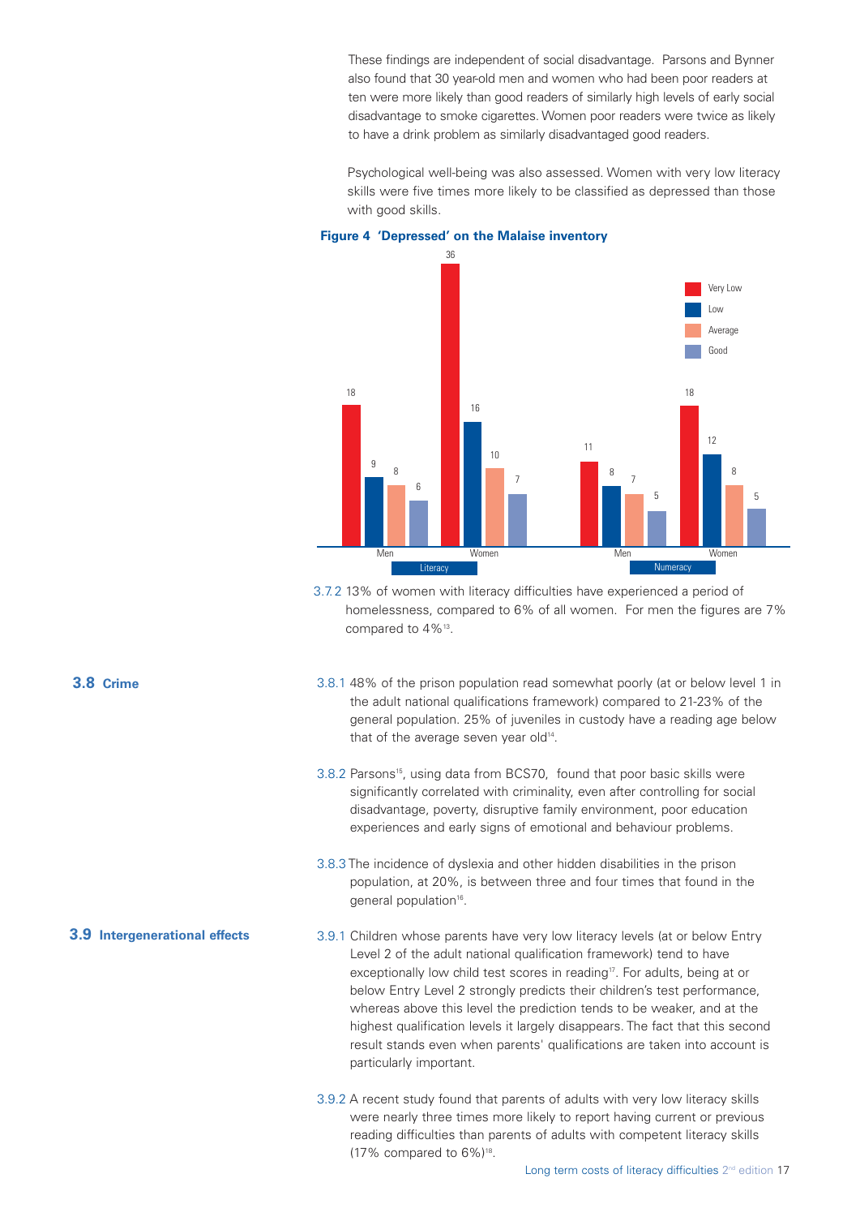These findings are independent of social disadvantage. Parsons and Bynner also found that 30 year-old men and women who had been poor readers at ten were more likely than good readers of similarly high levels of early social disadvantage to smoke cigarettes. Women poor readers were twice as likely to have a drink problem as similarly disadvantaged good readers.

Psychological well-being was also assessed. Women with very low literacy skills were five times more likely to be classified as depressed than those with good skills.

**Figure 4 'Depressed' on the Malaise inventory**

| | Literacy – Men | Literacy – Women | Numeracy – Men | Numeracy – Women |
|---|---|---|---|---|
| Very Low | 18 | 36 | 11 | 18 |
| Low | 9 | 16 | 8 | 12 |
| Average | 8 | 10 | 7 | 8 |
| Good | 6 | 7 | 5 | 5 |

3.7.2 13% of women with literacy difficulties have experienced a period of homelessness, compared to 6% of all women. For men the figures are 7% compared to 4%[13].

## 3.8 Crime

3.8.1 48% of the prison population read somewhat poorly (at or below level 1 in the adult national qualifications framework) compared to 21-23% of the general population. 25% of juveniles in custody have a reading age below that of the average seven year old[14].

3.8.2 Parsons[15], using data from BCS70, found that poor basic skills were significantly correlated with criminality, even after controlling for social disadvantage, poverty, disruptive family environment, poor education experiences and early signs of emotional and behaviour problems.

3.8.3 The incidence of dyslexia and other hidden disabilities in the prison population, at 20%, is between three and four times that found in the general population[16].

## 3.9 Intergenerational effects

3.9.1 Children whose parents have very low literacy levels (at or below Entry Level 2 of the adult national qualification framework) tend to have exceptionally low child test scores in reading[17]. For adults, being at or below Entry Level 2 strongly predicts their children's test performance, whereas above this level the prediction tends to be weaker, and at the highest qualification levels it largely disappears. The fact that this second result stands even when parents' qualifications are taken into account is particularly important.

3.9.2 A recent study found that parents of adults with very low literacy skills were nearly three times more likely to report having current or previous reading difficulties than parents of adults with competent literacy skills (17% compared to 6%)[18].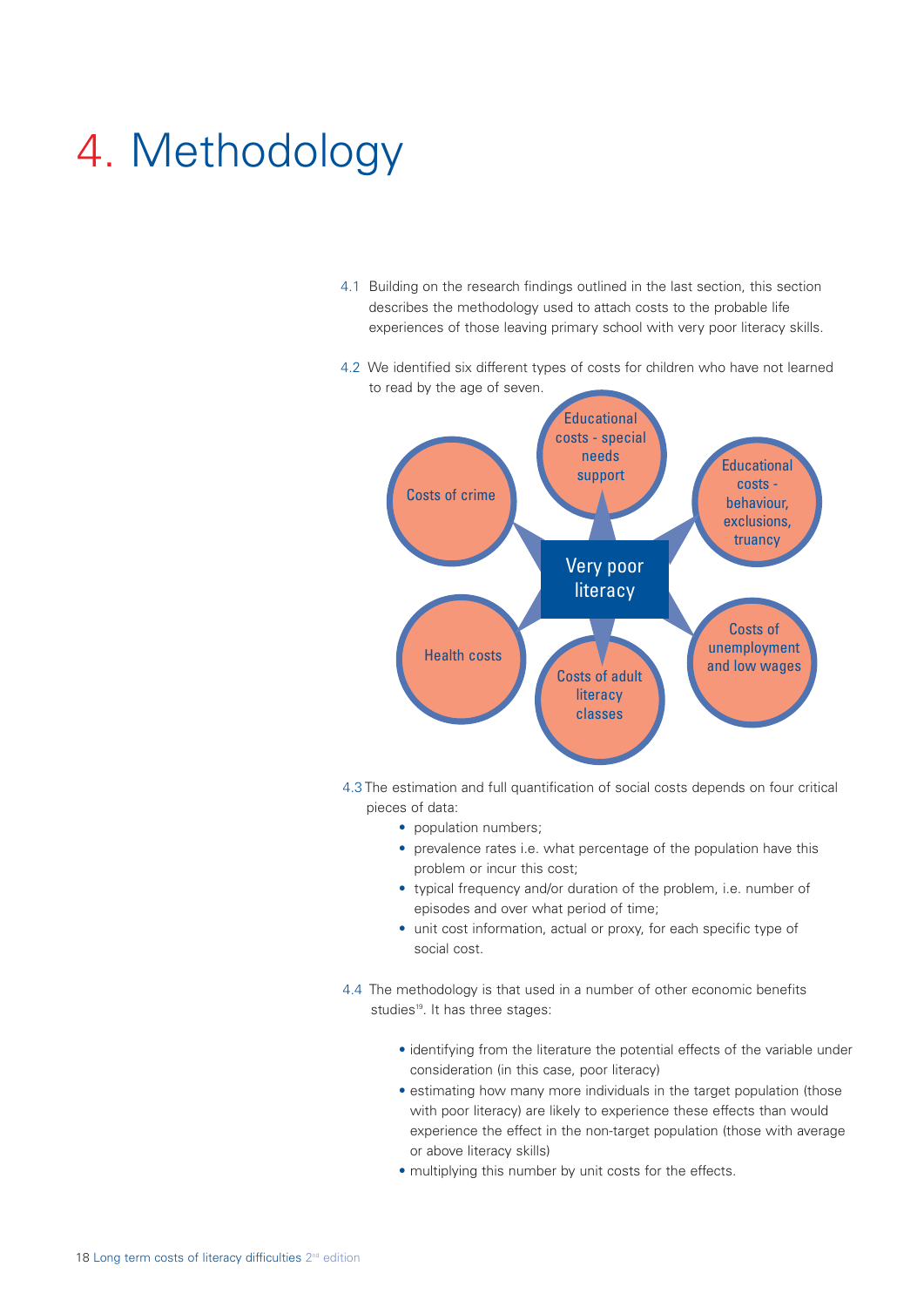# 4. Methodology

4.1 Building on the research findings outlined in the last section, this section describes the methodology used to attach costs to the probable life experiences of those leaving primary school with very poor literacy skills.

4.2 We identified six different types of costs for children who have not learned to read by the age of seven.

Very poor literacy

- Educational costs - special needs support
- Educational costs - behaviour, exclusions, truancy
- Costs of unemployment and low wages
- Costs of adult literacy classes
- Health costs
- Costs of crime

4.3 The estimation and full quantification of social costs depends on four critical pieces of data:

- population numbers;
- prevalence rates i.e. what percentage of the population have this problem or incur this cost;
- typical frequency and/or duration of the problem, i.e. number of episodes and over what period of time;
- unit cost information, actual or proxy, for each specific type of social cost.

4.4 The methodology is that used in a number of other economic benefits studies[19]. It has three stages:

- identifying from the literature the potential effects of the variable under consideration (in this case, poor literacy)
- estimating how many more individuals in the target population (those with poor literacy) are likely to experience these effects than would experience the effect in the non-target population (those with average or above literacy skills)
- multiplying this number by unit costs for the effects.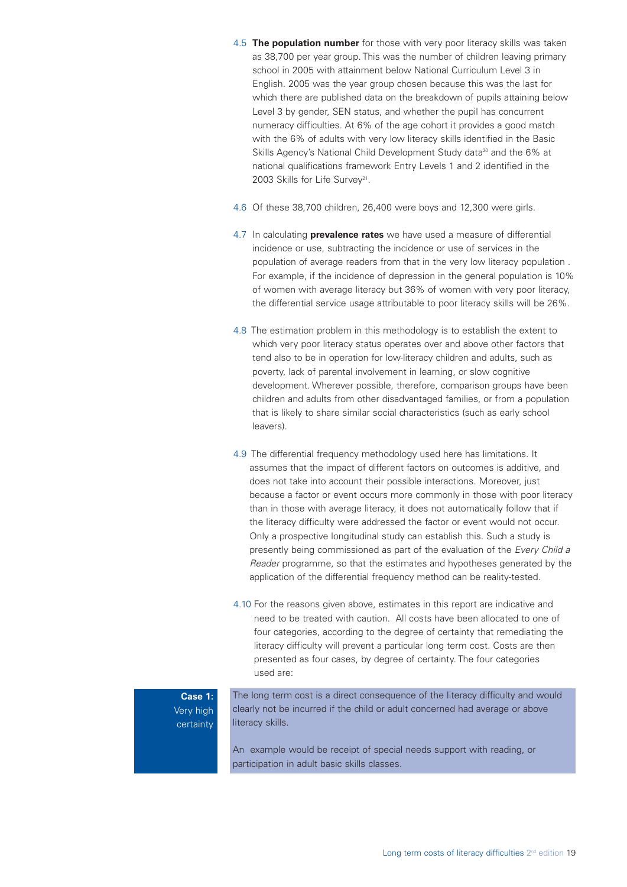4.5 **The population number** for those with very poor literacy skills was taken as 38,700 per year group. This was the number of children leaving primary school in 2005 with attainment below National Curriculum Level 3 in English. 2005 was the year group chosen because this was the last for which there are published data on the breakdown of pupils attaining below Level 3 by gender, SEN status, and whether the pupil has concurrent numeracy difficulties. At 6% of the age cohort it provides a good match with the 6% of adults with very low literacy skills identified in the Basic Skills Agency's National Child Development Study data[20] and the 6% at national qualifications framework Entry Levels 1 and 2 identified in the 2003 Skills for Life Survey[21].

4.6 Of these 38,700 children, 26,400 were boys and 12,300 were girls.

4.7 In calculating **prevalence rates** we have used a measure of differential incidence or use, subtracting the incidence or use of services in the population of average readers from that in the very low literacy population . For example, if the incidence of depression in the general population is 10% of women with average literacy but 36% of women with very poor literacy, the differential service usage attributable to poor literacy skills will be 26%.

4.8 The estimation problem in this methodology is to establish the extent to which very poor literacy status operates over and above other factors that tend also to be in operation for low-literacy children and adults, such as poverty, lack of parental involvement in learning, or slow cognitive development. Wherever possible, therefore, comparison groups have been children and adults from other disadvantaged families, or from a population that is likely to share similar social characteristics (such as early school leavers).

4.9 The differential frequency methodology used here has limitations. It assumes that the impact of different factors on outcomes is additive, and does not take into account their possible interactions. Moreover, just because a factor or event occurs more commonly in those with poor literacy than in those with average literacy, it does not automatically follow that if the literacy difficulty were addressed the factor or event would not occur. Only a prospective longitudinal study can establish this. Such a study is presently being commissioned as part of the evaluation of the *Every Child a Reader* programme, so that the estimates and hypotheses generated by the application of the differential frequency method can be reality-tested.

4.10 For the reasons given above, estimates in this report are indicative and need to be treated with caution. All costs have been allocated to one of four categories, according to the degree of certainty that remediating the literacy difficulty will prevent a particular long term cost. Costs are then presented as four cases, by degree of certainty. The four categories used are:

**Case 1:** Very high certainty

The long term cost is a direct consequence of the literacy difficulty and would clearly not be incurred if the child or adult concerned had average or above literacy skills.

An example would be receipt of special needs support with reading, or participation in adult basic skills classes.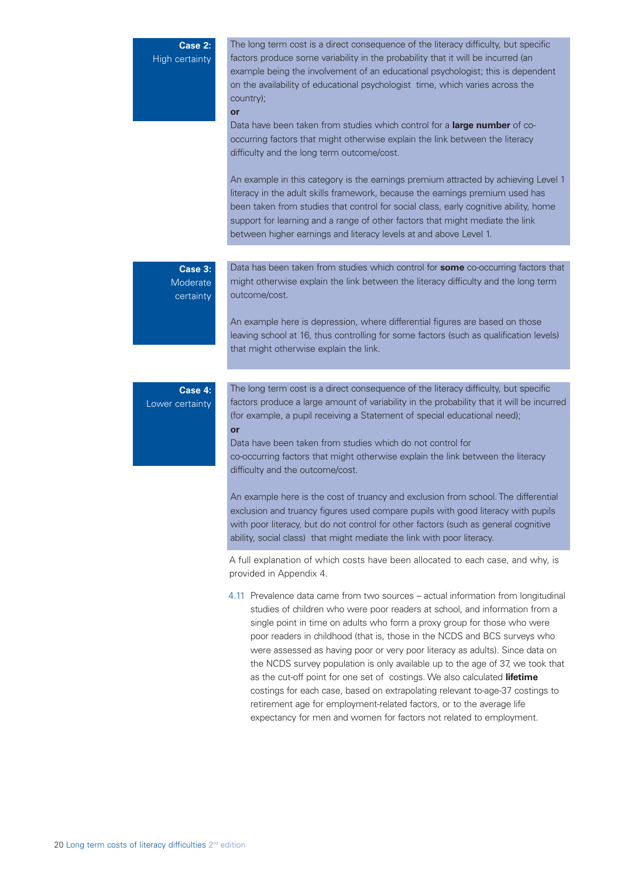**Case 2:**
High certainty

The long term cost is a direct consequence of the literacy difficulty, but specific factors produce some variability in the probability that it will be incurred (an example being the involvement of an educational psychologist; this is dependent on the availability of educational psychologist time, which varies across the country);

**or**

Data have been taken from studies which control for a **large number** of co-occurring factors that might otherwise explain the link between the literacy difficulty and the long term outcome/cost.

An example in this category is the earnings premium attracted by achieving Level 1 literacy in the adult skills framework, because the earnings premium used has been taken from studies that control for social class, early cognitive ability, home support for learning and a range of other factors that might mediate the link between higher earnings and literacy levels at and above Level 1.

**Case 3:**
Moderate certainty

Data has been taken from studies which control for **some** co-occurring factors that might otherwise explain the link between the literacy difficulty and the long term outcome/cost.

An example here is depression, where differential figures are based on those leaving school at 16, thus controlling for some factors (such as qualification levels) that might otherwise explain the link.

**Case 4:**
Lower certainty

The long term cost is a direct consequence of the literacy difficulty, but specific factors produce a large amount of variability in the probability that it will be incurred (for example, a pupil receiving a Statement of special educational need);

**or**

Data have been taken from studies which do not control for co-occurring factors that might otherwise explain the link between the literacy difficulty and the outcome/cost.

An example here is the cost of truancy and exclusion from school. The differential exclusion and truancy figures used compare pupils with good literacy with pupils with poor literacy, but do not control for other factors (such as general cognitive ability, social class) that might mediate the link with poor literacy.

A full explanation of which costs have been allocated to each case, and why, is provided in Appendix 4.

4.11 Prevalence data came from two sources – actual information from longitudinal studies of children who were poor readers at school, and information from a single point in time on adults who form a proxy group for those who were poor readers in childhood (that is, those in the NCDS and BCS surveys who were assessed as having poor or very poor literacy as adults). Since data on the NCDS survey population is only available up to the age of 37, we took that as the cut-off point for one set of costings. We also calculated **lifetime** costings for each case, based on extrapolating relevant to-age-37 costings to retirement age for employment-related factors, or to the average life expectancy for men and women for factors not related to employment.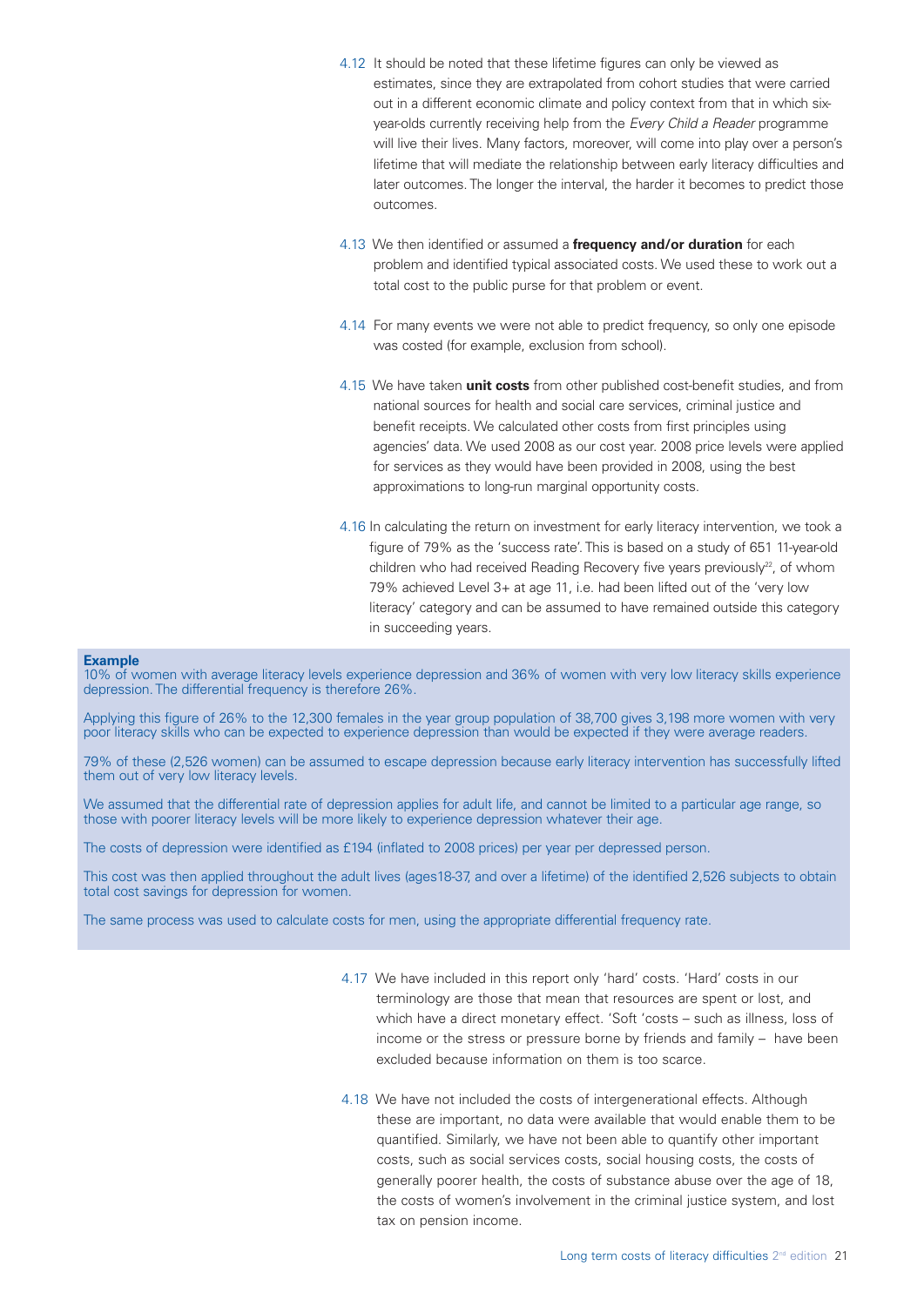4.12 It should be noted that these lifetime figures can only be viewed as estimates, since they are extrapolated from cohort studies that were carried out in a different economic climate and policy context from that in which six-year-olds currently receiving help from the *Every Child a Reader* programme will live their lives. Many factors, moreover, will come into play over a person's lifetime that will mediate the relationship between early literacy difficulties and later outcomes. The longer the interval, the harder it becomes to predict those outcomes.

4.13 We then identified or assumed a **frequency and/or duration** for each problem and identified typical associated costs. We used these to work out a total cost to the public purse for that problem or event.

4.14 For many events we were not able to predict frequency, so only one episode was costed (for example, exclusion from school).

4.15 We have taken **unit costs** from other published cost-benefit studies, and from national sources for health and social care services, criminal justice and benefit receipts. We calculated other costs from first principles using agencies' data. We used 2008 as our cost year. 2008 price levels were applied for services as they would have been provided in 2008, using the best approximations to long-run marginal opportunity costs.

4.16 In calculating the return on investment for early literacy intervention, we took a figure of 79% as the 'success rate'. This is based on a study of 651 11-year-old children who had received Reading Recovery five years previously[22], of whom 79% achieved Level 3+ at age 11, i.e. had been lifted out of the 'very low literacy' category and can be assumed to have remained outside this category in succeeding years.

**Example**

10% of women with average literacy levels experience depression and 36% of women with very low literacy skills experience depression. The differential frequency is therefore 26%.

Applying this figure of 26% to the 12,300 females in the year group population of 38,700 gives 3,198 more women with very poor literacy skills who can be expected to experience depression than would be expected if they were average readers.

79% of these (2,526 women) can be assumed to escape depression because early literacy intervention has successfully lifted them out of very low literacy levels.

We assumed that the differential rate of depression applies for adult life, and cannot be limited to a particular age range, so those with poorer literacy levels will be more likely to experience depression whatever their age.

The costs of depression were identified as £194 (inflated to 2008 prices) per year per depressed person.

This cost was then applied throughout the adult lives (ages18-37, and over a lifetime) of the identified 2,526 subjects to obtain total cost savings for depression for women.

The same process was used to calculate costs for men, using the appropriate differential frequency rate.

4.17 We have included in this report only 'hard' costs. 'Hard' costs in our terminology are those that mean that resources are spent or lost, and which have a direct monetary effect. 'Soft 'costs – such as illness, loss of income or the stress or pressure borne by friends and family – have been excluded because information on them is too scarce.

4.18 We have not included the costs of intergenerational effects. Although these are important, no data were available that would enable them to be quantified. Similarly, we have not been able to quantify other important costs, such as social services costs, social housing costs, the costs of generally poorer health, the costs of substance abuse over the age of 18, the costs of women's involvement in the criminal justice system, and lost tax on pension income.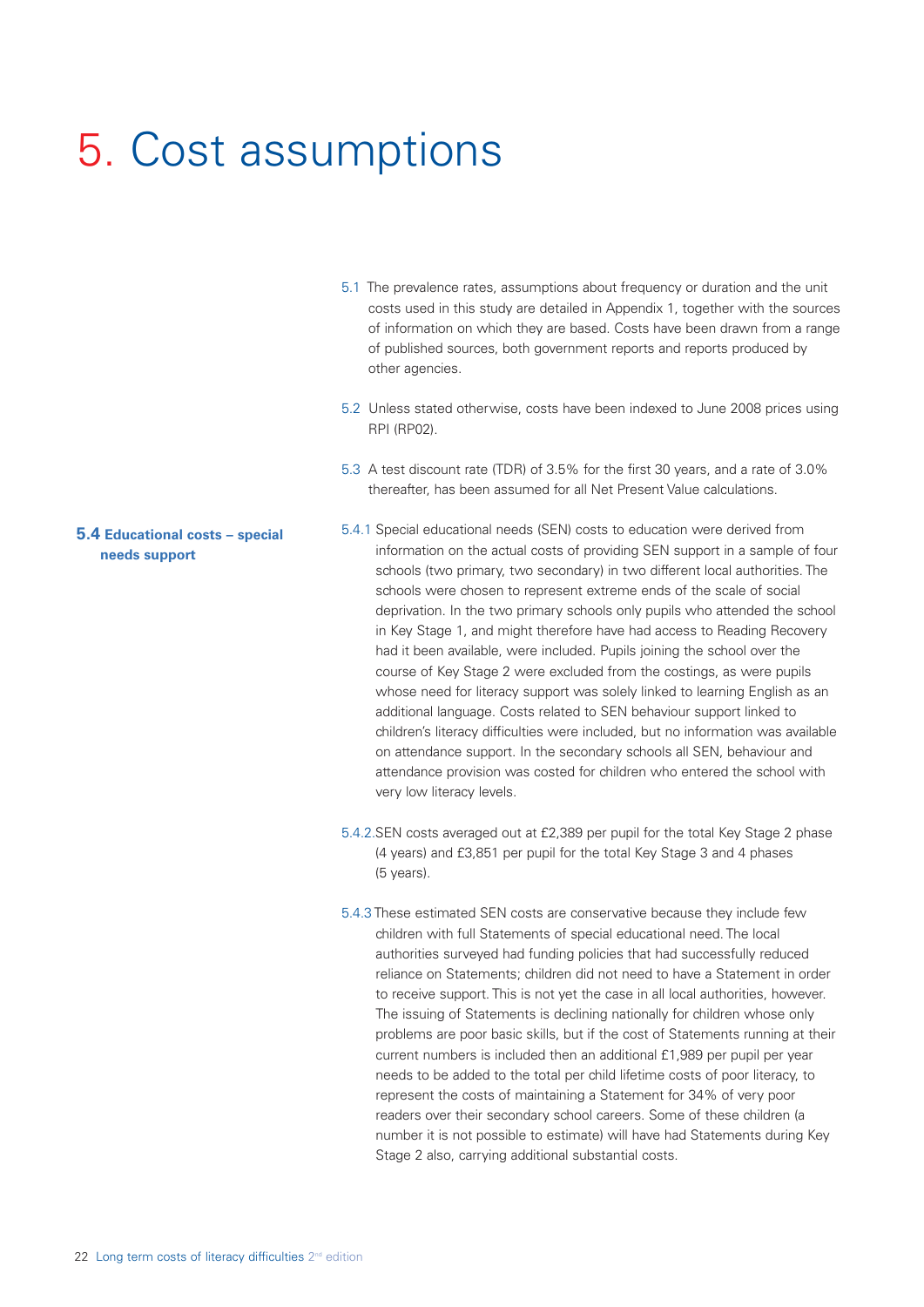# 5. Cost assumptions

5.1 The prevalence rates, assumptions about frequency or duration and the unit costs used in this study are detailed in Appendix 1, together with the sources of information on which they are based. Costs have been drawn from a range of published sources, both government reports and reports produced by other agencies.

5.2 Unless stated otherwise, costs have been indexed to June 2008 prices using RPI (RP02).

5.3 A test discount rate (TDR) of 3.5% for the first 30 years, and a rate of 3.0% thereafter, has been assumed for all Net Present Value calculations.

### 5.4 Educational costs – special needs support

5.4.1 Special educational needs (SEN) costs to education were derived from information on the actual costs of providing SEN support in a sample of four schools (two primary, two secondary) in two different local authorities. The schools were chosen to represent extreme ends of the scale of social deprivation. In the two primary schools only pupils who attended the school in Key Stage 1, and might therefore have had access to Reading Recovery had it been available, were included. Pupils joining the school over the course of Key Stage 2 were excluded from the costings, as were pupils whose need for literacy support was solely linked to learning English as an additional language. Costs related to SEN behaviour support linked to children's literacy difficulties were included, but no information was available on attendance support. In the secondary schools all SEN, behaviour and attendance provision was costed for children who entered the school with very low literacy levels.

5.4.2. SEN costs averaged out at £2,389 per pupil for the total Key Stage 2 phase (4 years) and £3,851 per pupil for the total Key Stage 3 and 4 phases (5 years).

5.4.3 These estimated SEN costs are conservative because they include few children with full Statements of special educational need. The local authorities surveyed had funding policies that had successfully reduced reliance on Statements; children did not need to have a Statement in order to receive support. This is not yet the case in all local authorities, however. The issuing of Statements is declining nationally for children whose only problems are poor basic skills, but if the cost of Statements running at their current numbers is included then an additional £1,989 per pupil per year needs to be added to the total per child lifetime costs of poor literacy, to represent the costs of maintaining a Statement for 34% of very poor readers over their secondary school careers. Some of these children (a number it is not possible to estimate) will have had Statements during Key Stage 2 also, carrying additional substantial costs.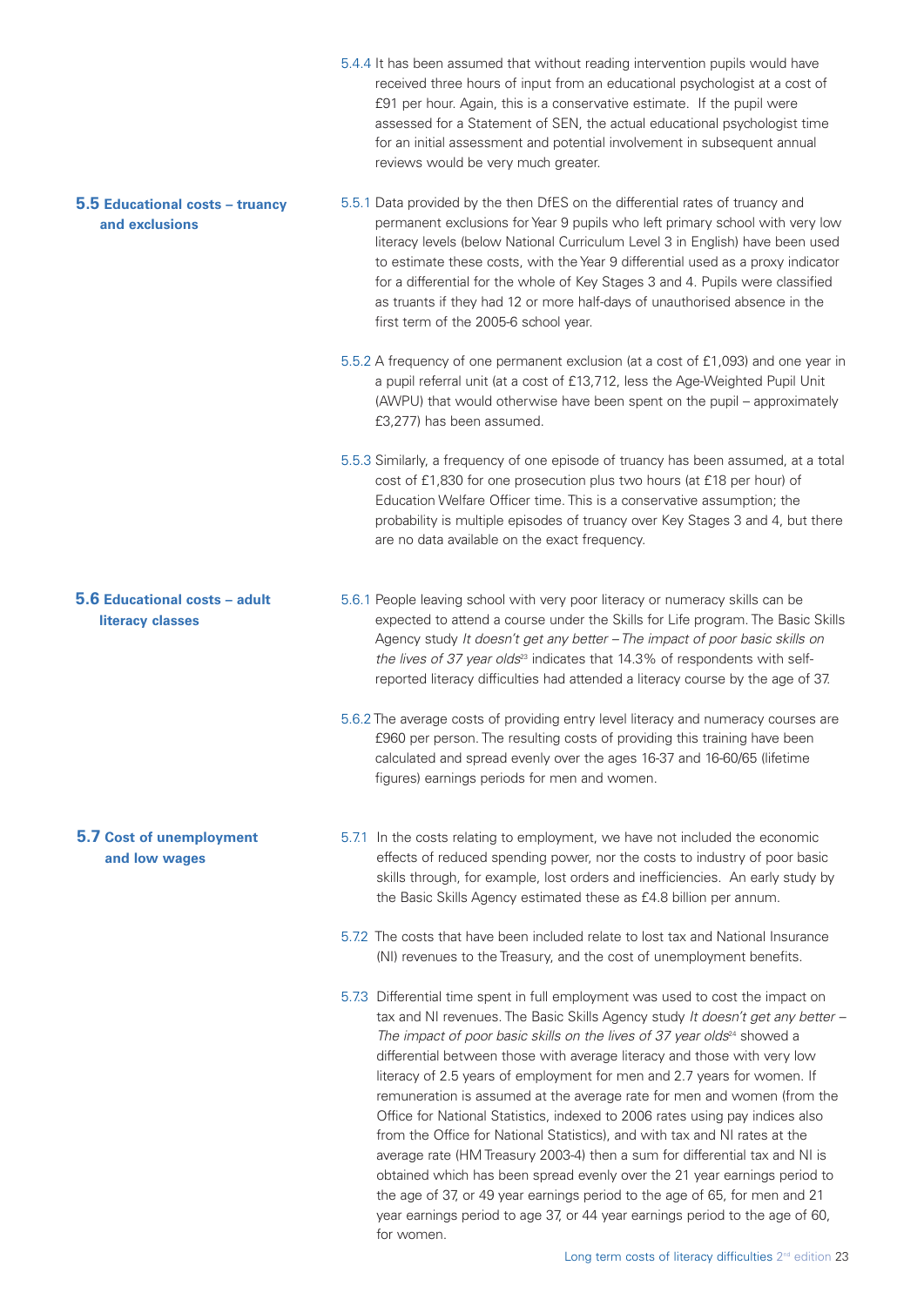5.4.4 It has been assumed that without reading intervention pupils would have received three hours of input from an educational psychologist at a cost of £91 per hour. Again, this is a conservative estimate. If the pupil were assessed for a Statement of SEN, the actual educational psychologist time for an initial assessment and potential involvement in subsequent annual reviews would be very much greater.

## 5.5 Educational costs – truancy and exclusions

5.5.1 Data provided by the then DfES on the differential rates of truancy and permanent exclusions for Year 9 pupils who left primary school with very low literacy levels (below National Curriculum Level 3 in English) have been used to estimate these costs, with the Year 9 differential used as a proxy indicator for a differential for the whole of Key Stages 3 and 4. Pupils were classified as truants if they had 12 or more half-days of unauthorised absence in the first term of the 2005-6 school year.

5.5.2 A frequency of one permanent exclusion (at a cost of £1,093) and one year in a pupil referral unit (at a cost of £13,712, less the Age-Weighted Pupil Unit (AWPU) that would otherwise have been spent on the pupil – approximately £3,277) has been assumed.

5.5.3 Similarly, a frequency of one episode of truancy has been assumed, at a total cost of £1,830 for one prosecution plus two hours (at £18 per hour) of Education Welfare Officer time. This is a conservative assumption; the probability is multiple episodes of truancy over Key Stages 3 and 4, but there are no data available on the exact frequency.

## 5.6 Educational costs – adult literacy classes

5.6.1 People leaving school with very poor literacy or numeracy skills can be expected to attend a course under the Skills for Life program. The Basic Skills Agency study *It doesn't get any better – The impact of poor basic skills on the lives of 37 year olds*[23] indicates that 14.3% of respondents with self-reported literacy difficulties had attended a literacy course by the age of 37.

5.6.2 The average costs of providing entry level literacy and numeracy courses are £960 per person. The resulting costs of providing this training have been calculated and spread evenly over the ages 16-37 and 16-60/65 (lifetime figures) earnings periods for men and women.

## 5.7 Cost of unemployment and low wages

5.7.1 In the costs relating to employment, we have not included the economic effects of reduced spending power, nor the costs to industry of poor basic skills through, for example, lost orders and inefficiencies. An early study by the Basic Skills Agency estimated these as £4.8 billion per annum.

5.7.2 The costs that have been included relate to lost tax and National Insurance (NI) revenues to the Treasury, and the cost of unemployment benefits.

5.7.3 Differential time spent in full employment was used to cost the impact on tax and NI revenues. The Basic Skills Agency study *It doesn't get any better – The impact of poor basic skills on the lives of 37 year olds*[24] showed a differential between those with average literacy and those with very low literacy of 2.5 years of employment for men and 2.7 years for women. If remuneration is assumed at the average rate for men and women (from the Office for National Statistics, indexed to 2006 rates using pay indices also from the Office for National Statistics), and with tax and NI rates at the average rate (HM Treasury 2003-4) then a sum for differential tax and NI is obtained which has been spread evenly over the 21 year earnings period to the age of 37, or 49 year earnings period to the age of 65, for men and 21 year earnings period to age 37, or 44 year earnings period to the age of 60, for women.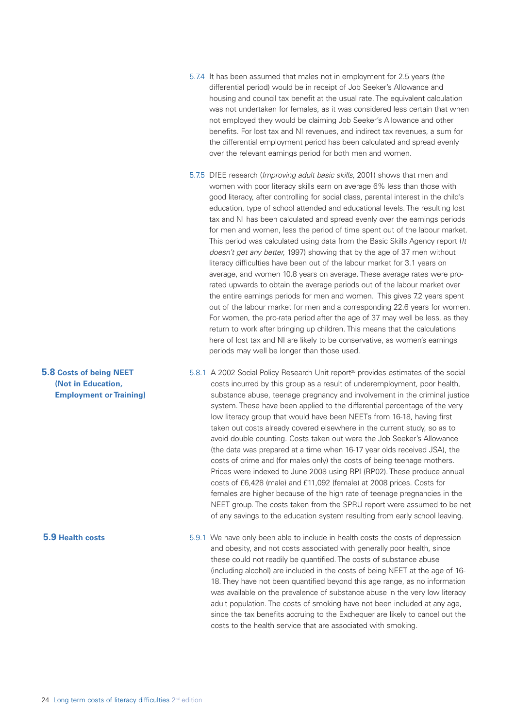5.7.4 It has been assumed that males not in employment for 2.5 years (the differential period) would be in receipt of Job Seeker's Allowance and housing and council tax benefit at the usual rate. The equivalent calculation was not undertaken for females, as it was considered less certain that when not employed they would be claiming Job Seeker's Allowance and other benefits. For lost tax and NI revenues, and indirect tax revenues, a sum for the differential employment period has been calculated and spread evenly over the relevant earnings period for both men and women.

5.7.5 DfEE research (*Improving adult basic skills*, 2001) shows that men and women with poor literacy skills earn on average 6% less than those with good literacy, after controlling for social class, parental interest in the child's education, type of school attended and educational levels. The resulting lost tax and NI has been calculated and spread evenly over the earnings periods for men and women, less the period of time spent out of the labour market. This period was calculated using data from the Basic Skills Agency report (*It doesn't get any better*, 1997) showing that by the age of 37 men without literacy difficulties have been out of the labour market for 3.1 years on average, and women 10.8 years on average. These average rates were pro-rated upwards to obtain the average periods out of the labour market over the entire earnings periods for men and women. This gives 7.2 years spent out of the labour market for men and a corresponding 22.6 years for women. For women, the pro-rata period after the age of 37 may well be less, as they return to work after bringing up children. This means that the calculations here of lost tax and NI are likely to be conservative, as women's earnings periods may well be longer than those used.

## 5.8 Costs of being NEET (Not in Education, Employment or Training)

5.8.1 A 2002 Social Policy Research Unit report[25] provides estimates of the social costs incurred by this group as a result of underemployment, poor health, substance abuse, teenage pregnancy and involvement in the criminal justice system. These have been applied to the differential percentage of the very low literacy group that would have been NEETs from 16-18, having first taken out costs already covered elsewhere in the current study, so as to avoid double counting. Costs taken out were the Job Seeker's Allowance (the data was prepared at a time when 16-17 year olds received JSA), the costs of crime and (for males only) the costs of being teenage mothers. Prices were indexed to June 2008 using RPI (RP02). These produce annual costs of £6,428 (male) and £11,092 (female) at 2008 prices. Costs for females are higher because of the high rate of teenage pregnancies in the NEET group. The costs taken from the SPRU report were assumed to be net of any savings to the education system resulting from early school leaving.

## 5.9 Health costs

5.9.1 We have only been able to include in health costs the costs of depression and obesity, and not costs associated with generally poor health, since these could not readily be quantified. The costs of substance abuse (including alcohol) are included in the costs of being NEET at the age of 16-18. They have not been quantified beyond this age range, as no information was available on the prevalence of substance abuse in the very low literacy adult population. The costs of smoking have not been included at any age, since the tax benefits accruing to the Exchequer are likely to cancel out the costs to the health service that are associated with smoking.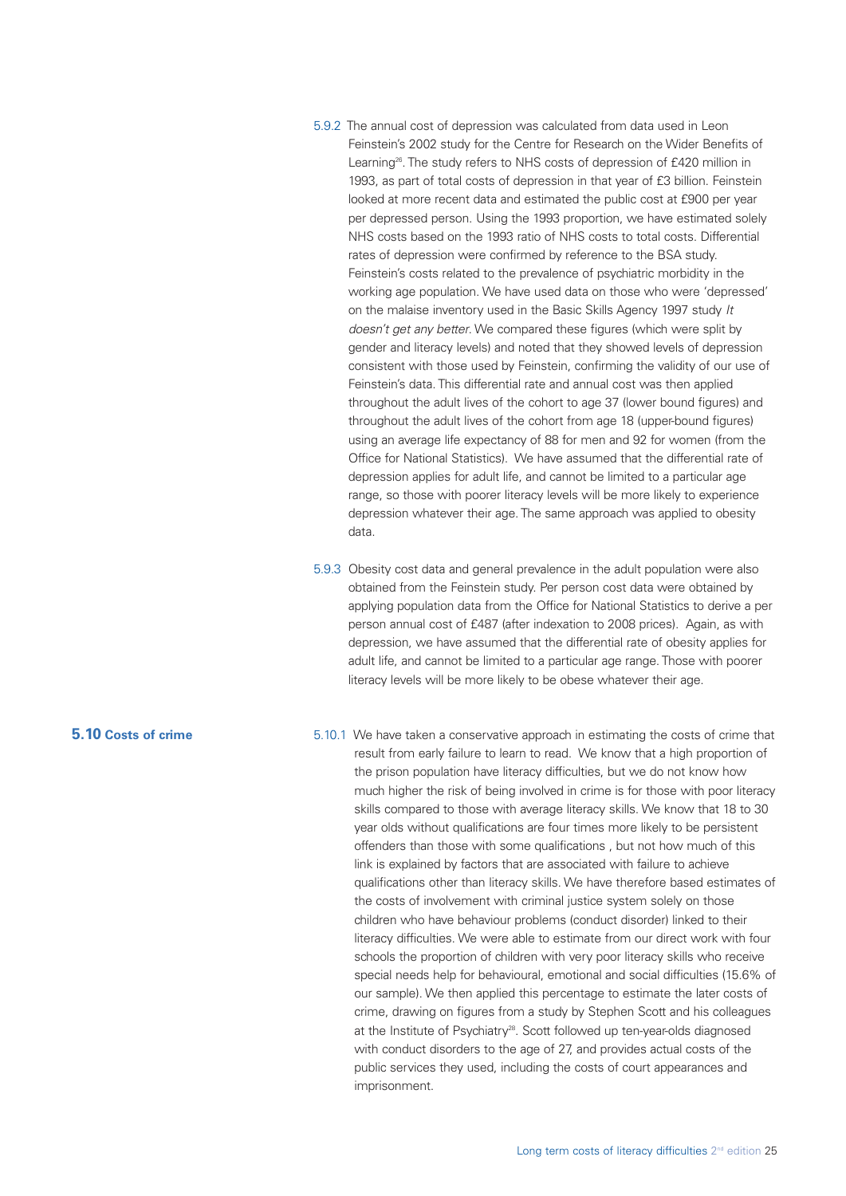5.9.2 The annual cost of depression was calculated from data used in Leon Feinstein's 2002 study for the Centre for Research on the Wider Benefits of Learning[28]. The study refers to NHS costs of depression of £420 million in 1993, as part of total costs of depression in that year of £3 billion. Feinstein looked at more recent data and estimated the public cost at £900 per year per depressed person. Using the 1993 proportion, we have estimated solely NHS costs based on the 1993 ratio of NHS costs to total costs. Differential rates of depression were confirmed by reference to the BSA study. Feinstein's costs related to the prevalence of psychiatric morbidity in the working age population. We have used data on those who were 'depressed' on the malaise inventory used in the Basic Skills Agency 1997 study *It doesn't get any better*. We compared these figures (which were split by gender and literacy levels) and noted that they showed levels of depression consistent with those used by Feinstein, confirming the validity of our use of Feinstein's data. This differential rate and annual cost was then applied throughout the adult lives of the cohort to age 37 (lower bound figures) and throughout the adult lives of the cohort from age 18 (upper-bound figures) using an average life expectancy of 88 for men and 92 for women (from the Office for National Statistics). We have assumed that the differential rate of depression applies for adult life, and cannot be limited to a particular age range, so those with poorer literacy levels will be more likely to experience depression whatever their age. The same approach was applied to obesity data.

5.9.3 Obesity cost data and general prevalence in the adult population were also obtained from the Feinstein study. Per person cost data were obtained by applying population data from the Office for National Statistics to derive a per person annual cost of £487 (after indexation to 2008 prices). Again, as with depression, we have assumed that the differential rate of obesity applies for adult life, and cannot be limited to a particular age range. Those with poorer literacy levels will be more likely to be obese whatever their age.

## 5.10 Costs of crime

5.10.1 We have taken a conservative approach in estimating the costs of crime that result from early failure to learn to read. We know that a high proportion of the prison population have literacy difficulties, but we do not know how much higher the risk of being involved in crime is for those with poor literacy skills compared to those with average literacy skills. We know that 18 to 30 year olds without qualifications are four times more likely to be persistent offenders than those with some qualifications , but not how much of this link is explained by factors that are associated with failure to achieve qualifications other than literacy skills. We have therefore based estimates of the costs of involvement with criminal justice system solely on those children who have behaviour problems (conduct disorder) linked to their literacy difficulties. We were able to estimate from our direct work with four schools the proportion of children with very poor literacy skills who receive special needs help for behavioural, emotional and social difficulties (15.6% of our sample). We then applied this percentage to estimate the later costs of crime, drawing on figures from a study by Stephen Scott and his colleagues at the Institute of Psychiatry[28]. Scott followed up ten-year-olds diagnosed with conduct disorders to the age of 27, and provides actual costs of the public services they used, including the costs of court appearances and imprisonment.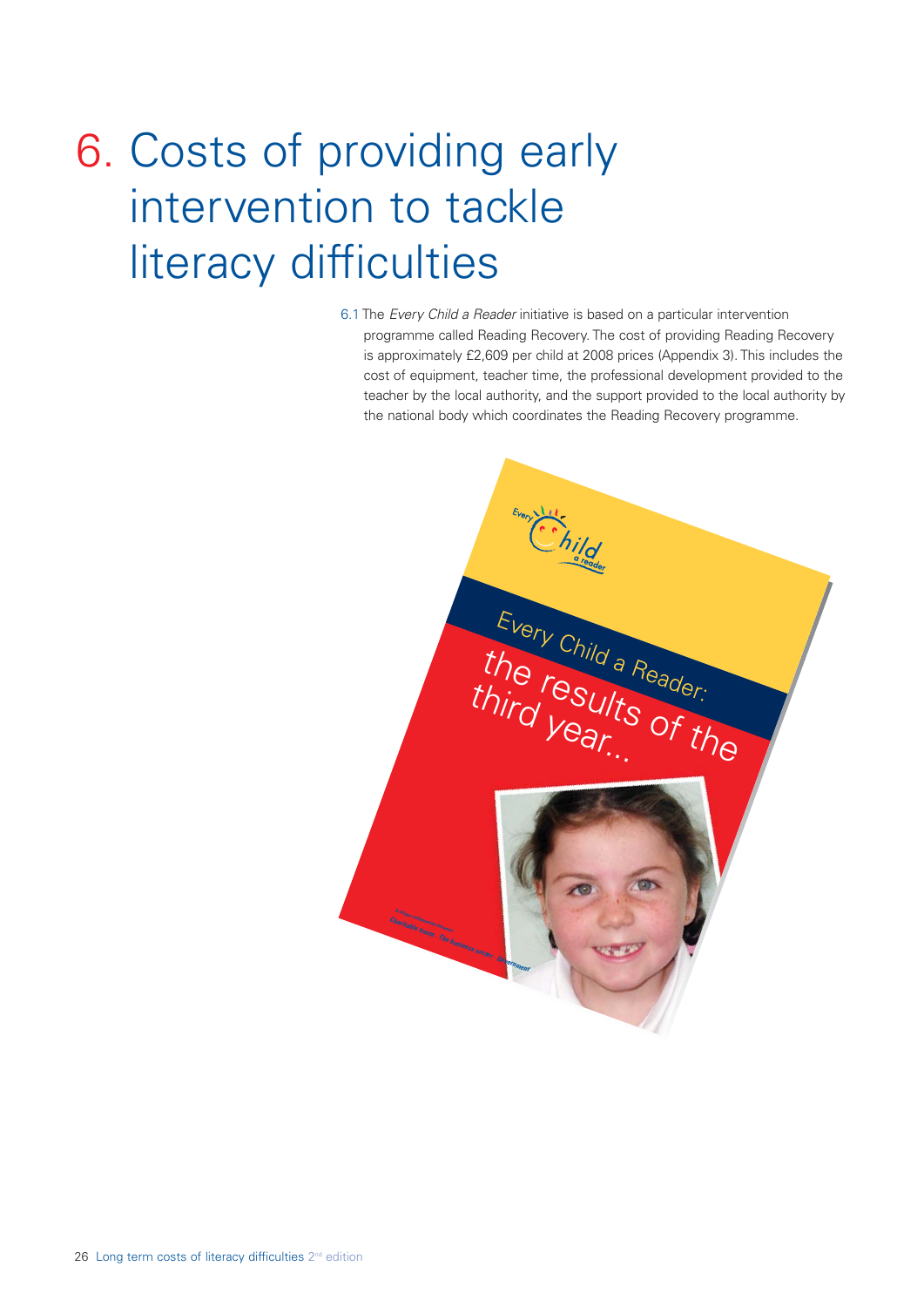# 6. Costs of providing early intervention to tackle literacy difficulties

6.1 The *Every Child a Reader* initiative is based on a particular intervention programme called Reading Recovery. The cost of providing Reading Recovery is approximately £2,609 per child at 2008 prices (Appendix 3). This includes the cost of equipment, teacher time, the professional development provided to the teacher by the local authority, and the support provided to the local authority by the national body which coordinates the Reading Recovery programme.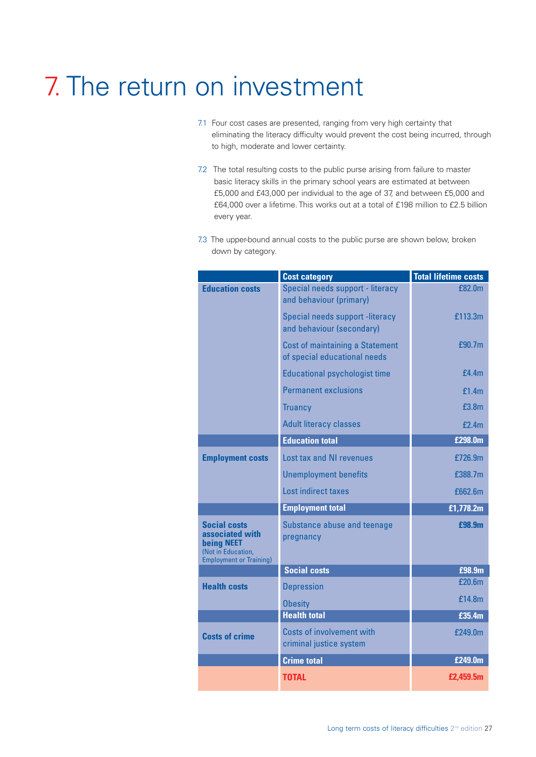# 7. The return on investment

7.1 Four cost cases are presented, ranging from very high certainty that eliminating the literacy difficulty would prevent the cost being incurred, through to high, moderate and lower certainty.

7.2 The total resulting costs to the public purse arising from failure to master basic literacy skills in the primary school years are estimated at between £5,000 and £43,000 per individual to the age of 37, and between £5,000 and £64,000 over a lifetime. This works out at a total of £198 million to £2.5 billion every year.

7.3 The upper-bound annual costs to the public purse are shown below, broken down by category.

| | Cost category | Total lifetime costs |
|---|---|---|
| **Education costs** | Special needs support - literacy and behaviour (primary) | £82.0m |
| | Special needs support -literacy and behaviour (secondary) | £113.3m |
| | Cost of maintaining a Statement of special educational needs | £90.7m |
| | Educational psychologist time | £4.4m |
| | Permanent exclusions | £1.4m |
| | Truancy | £3.8m |
| | Adult literacy classes | £2.4m |
| | **Education total** | **£298.0m** |
| **Employment costs** | Lost tax and NI revenues | £726.9m |
| | Unemployment benefits | £388.7m |
| | Lost indirect taxes | £662.6m |
| | **Employment total** | **£1,778.2m** |
| **Social costs associated with being NEET** (Not in Education, Employment or Training) | Substance abuse and teenage pregnancy | **£98.9m** |
| | **Social costs** | **£98.9m** |
| **Health costs** | Depression | £20.6m |
| | Obesity | £14.8m |
| | **Health total** | **£35.4m** |
| **Costs of crime** | Costs of involvement with criminal justice system | £249.0m |
| | **Crime total** | **£249.0m** |
| | **TOTAL** | **£2,459.5m** |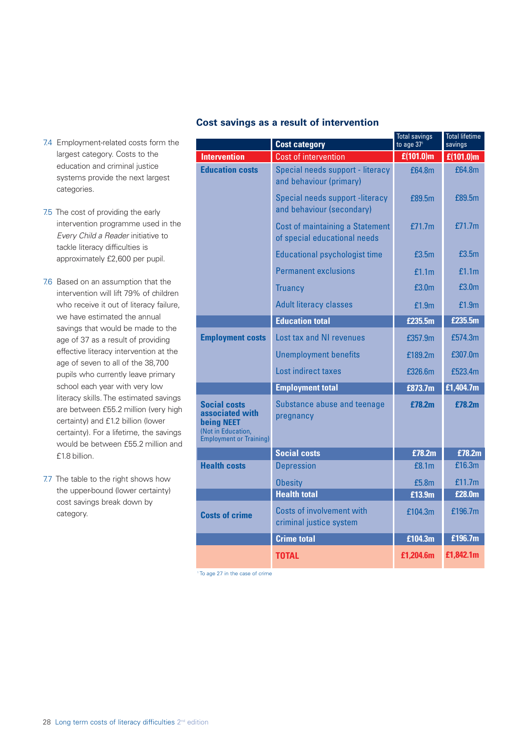7.4 Employment-related costs form the largest category. Costs to the education and criminal justice systems provide the next largest categories.

7.5 The cost of providing the early intervention programme used in the *Every Child a Reader* initiative to tackle literacy difficulties is approximately £2,600 per pupil.

7.6 Based on an assumption that the intervention will lift 79% of children who receive it out of literacy failure, we have estimated the annual savings that would be made to the age of 37 as a result of providing effective literacy intervention at the age of seven to all of the 38,700 pupils who currently leave primary school each year with very low literacy skills. The estimated savings are between £55.2 million (very high certainty) and £1.2 billion (lower certainty). For a lifetime, the savings would be between £55.2 million and £1.8 billion.

7.7 The table to the right shows how the upper-bound (lower certainty) cost savings break down by category.

### Cost savings as a result of intervention

| | Cost category | Total savings to age 37[1] | Total lifetime savings |
|---|---|---|---|
| **Intervention** | Cost of intervention | **£(101.0)m** | **£(101.0)m** |
| **Education costs** | Special needs support - literacy and behaviour (primary) | £64.8m | £64.8m |
| | Special needs support -literacy and behaviour (secondary) | £89.5m | £89.5m |
| | Cost of maintaining a Statement of special educational needs | £71.7m | £71.7m |
| | Educational psychologist time | £3.5m | £3.5m |
| | Permanent exclusions | £1.1m | £1.1m |
| | Truancy | £3.0m | £3.0m |
| | Adult literacy classes | £1.9m | £1.9m |
| | **Education total** | **£235.5m** | **£235.5m** |
| **Employment costs** | Lost tax and NI revenues | £357.9m | £574.3m |
| | Unemployment benefits | £189.2m | £307.0m |
| | Lost indirect taxes | £326.6m | £523.4m |
| | **Employment total** | **£873.7m** | **£1,404.7m** |
| **Social costs associated with being NEET** (Not in Education, Employment or Training) | Substance abuse and teenage pregnancy | **£78.2m** | **£78.2m** |
| | **Social costs** | **£78.2m** | **£78.2m** |
| **Health costs** | Depression | £8.1m | £16.3m |
| | Obesity | £5.8m | £11.7m |
| | **Health total** | **£13.9m** | **£28.0m** |
| **Costs of crime** | Costs of involvement with criminal justice system | £104.3m | £196.7m |
| | **Crime total** | **£104.3m** | **£196.7m** |
| | **TOTAL** | **£1,204.6m** | **£1,842.1m** |

[1] To age 27 in the case of crime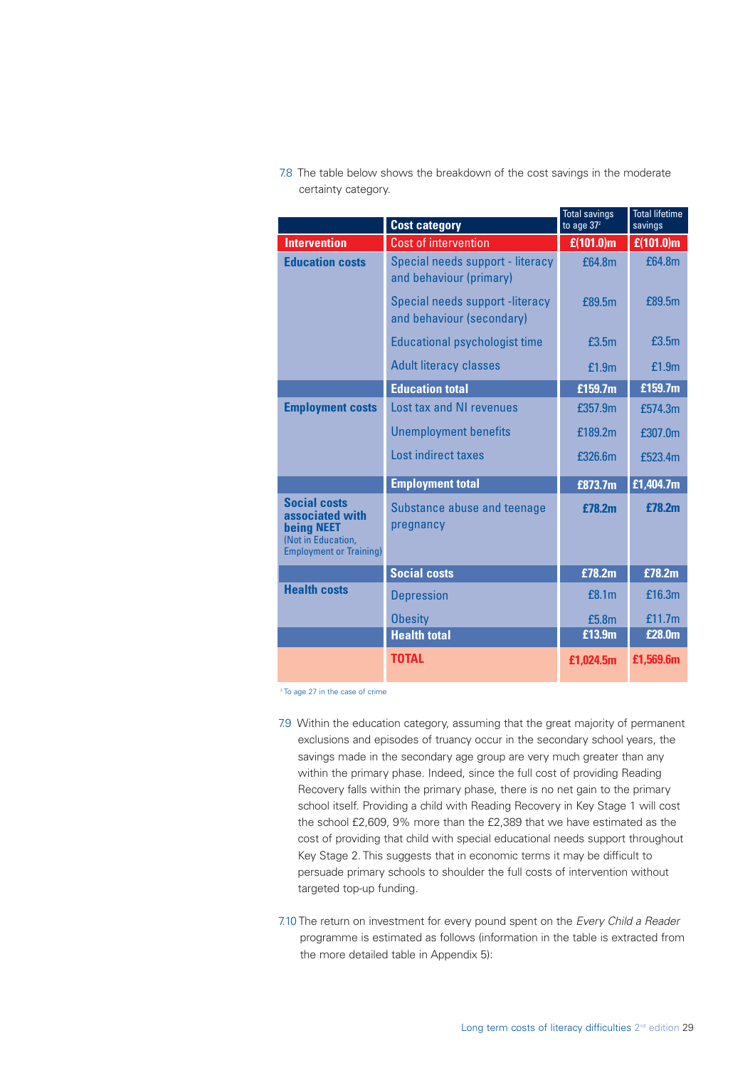7.8 The table below shows the breakdown of the cost savings in the moderate certainty category.

| | Cost category | Total savings to age 37[2] | Total lifetime savings |
|---|---|---|---|
| **Intervention** | Cost of intervention | **£(101.0)m** | **£(101.0)m** |
| **Education costs** | Special needs support - literacy and behaviour (primary) | £64.8m | £64.8m |
| | Special needs support -literacy and behaviour (secondary) | £89.5m | £89.5m |
| | Educational psychologist time | £3.5m | £3.5m |
| | Adult literacy classes | £1.9m | £1.9m |
| | **Education total** | **£159.7m** | **£159.7m** |
| **Employment costs** | Lost tax and NI revenues | £357.9m | £574.3m |
| | Unemployment benefits | £189.2m | £307.0m |
| | Lost indirect taxes | £326.6m | £523.4m |
| | **Employment total** | **£873.7m** | **£1,404.7m** |
| **Social costs associated with being NEET** (Not in Education, Employment or Training) | Substance abuse and teenage pregnancy | **£78.2m** | **£78.2m** |
| | **Social costs** | **£78.2m** | **£78.2m** |
| **Health costs** | Depression | £8.1m | £16.3m |
| | Obesity | £5.8m | £11.7m |
| | **Health total** | **£13.9m** | **£28.0m** |
| | **TOTAL** | **£1,024.5m** | **£1,569.6m** |

[2] To age 27 in the case of crime

7.9 Within the education category, assuming that the great majority of permanent exclusions and episodes of truancy occur in the secondary school years, the savings made in the secondary age group are very much greater than any within the primary phase. Indeed, since the full cost of providing Reading Recovery falls within the primary phase, there is no net gain to the primary school itself. Providing a child with Reading Recovery in Key Stage 1 will cost the school £2,609, 9% more than the £2,389 that we have estimated as the cost of providing that child with special educational needs support throughout Key Stage 2. This suggests that in economic terms it may be difficult to persuade primary schools to shoulder the full costs of intervention without targeted top-up funding.

7.10 The return on investment for every pound spent on the *Every Child a Reader* programme is estimated as follows (information in the table is extracted from the more detailed table in Appendix 5):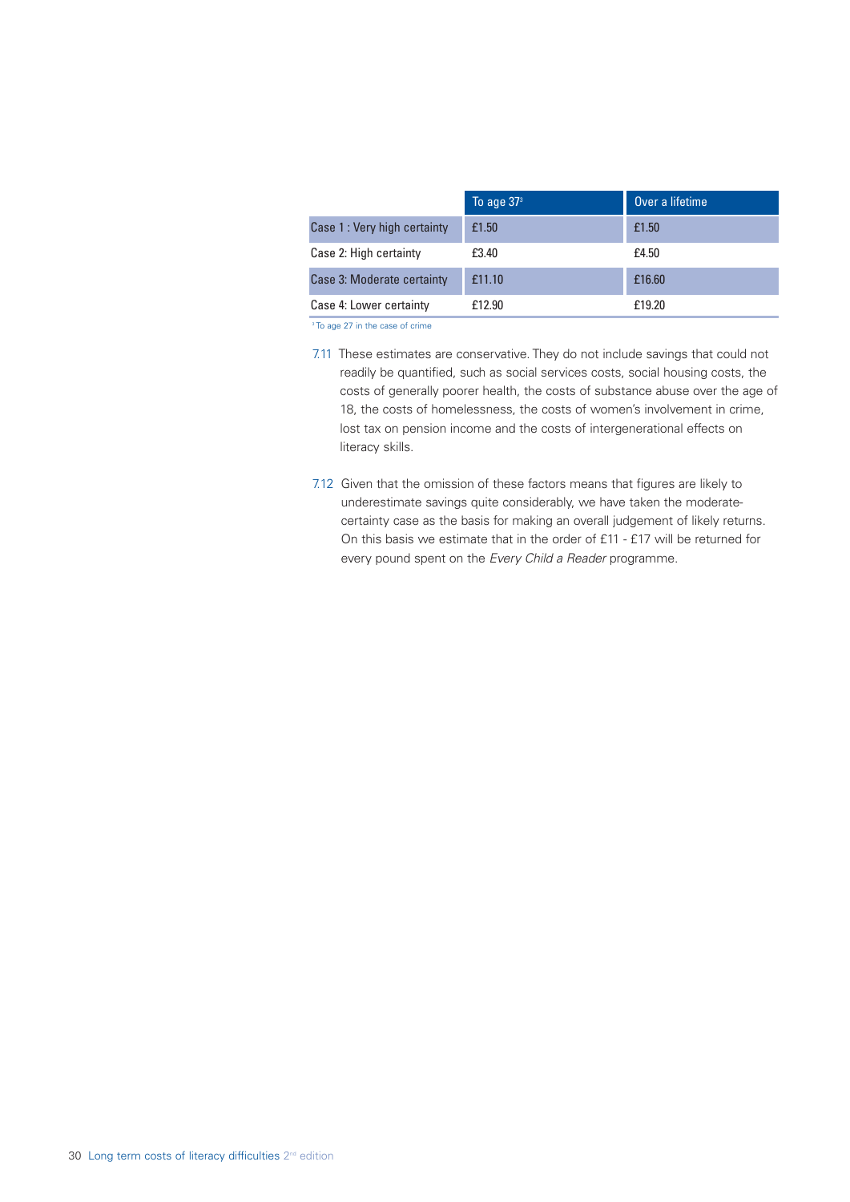| | To age 37[3] | Over a lifetime |
|---|---|---|
| Case 1 : Very high certainty | £1.50 | £1.50 |
| Case 2: High certainty | £3.40 | £4.50 |
| Case 3: Moderate certainty | £11.10 | £16.60 |
| Case 4: Lower certainty | £12.90 | £19.20 |

[3] To age 27 in the case of crime

7.11 These estimates are conservative. They do not include savings that could not readily be quantified, such as social services costs, social housing costs, the costs of generally poorer health, the costs of substance abuse over the age of 18, the costs of homelessness, the costs of women's involvement in crime, lost tax on pension income and the costs of intergenerational effects on literacy skills.

7.12 Given that the omission of these factors means that figures are likely to underestimate savings quite considerably, we have taken the moderate-certainty case as the basis for making an overall judgement of likely returns. On this basis we estimate that in the order of £11 - £17 will be returned for every pound spent on the *Every Child a Reader* programme.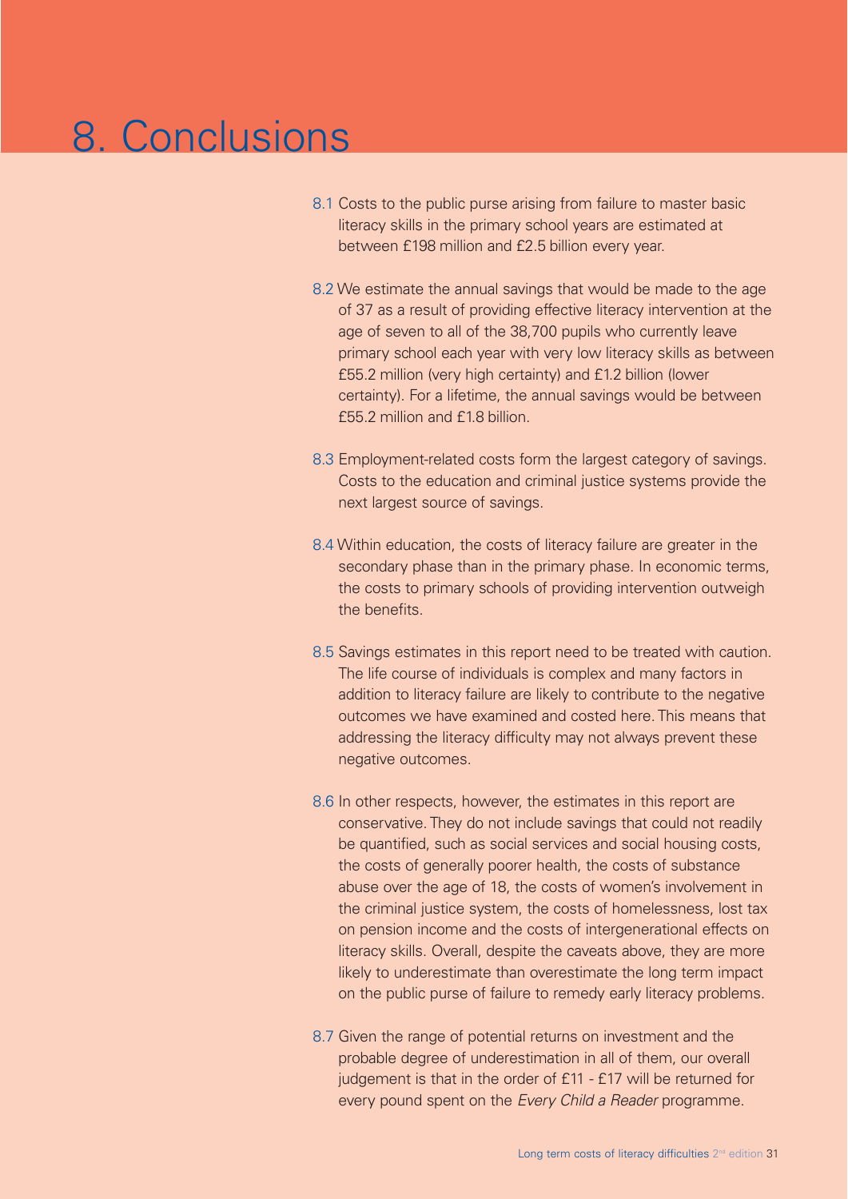# 8. Conclusions

8.1 Costs to the public purse arising from failure to master basic literacy skills in the primary school years are estimated at between £198 million and £2.5 billion every year.

8.2 We estimate the annual savings that would be made to the age of 37 as a result of providing effective literacy intervention at the age of seven to all of the 38,700 pupils who currently leave primary school each year with very low literacy skills as between £55.2 million (very high certainty) and £1.2 billion (lower certainty). For a lifetime, the annual savings would be between £55.2 million and £1.8 billion.

8.3 Employment-related costs form the largest category of savings. Costs to the education and criminal justice systems provide the next largest source of savings.

8.4 Within education, the costs of literacy failure are greater in the secondary phase than in the primary phase. In economic terms, the costs to primary schools of providing intervention outweigh the benefits.

8.5 Savings estimates in this report need to be treated with caution. The life course of individuals is complex and many factors in addition to literacy failure are likely to contribute to the negative outcomes we have examined and costed here. This means that addressing the literacy difficulty may not always prevent these negative outcomes.

8.6 In other respects, however, the estimates in this report are conservative. They do not include savings that could not readily be quantified, such as social services and social housing costs, the costs of generally poorer health, the costs of substance abuse over the age of 18, the costs of women's involvement in the criminal justice system, the costs of homelessness, lost tax on pension income and the costs of intergenerational effects on literacy skills. Overall, despite the caveats above, they are more likely to underestimate than overestimate the long term impact on the public purse of failure to remedy early literacy problems.

8.7 Given the range of potential returns on investment and the probable degree of underestimation in all of them, our overall judgement is that in the order of £11 - £17 will be returned for every pound spent on the *Every Child a Reader* programme.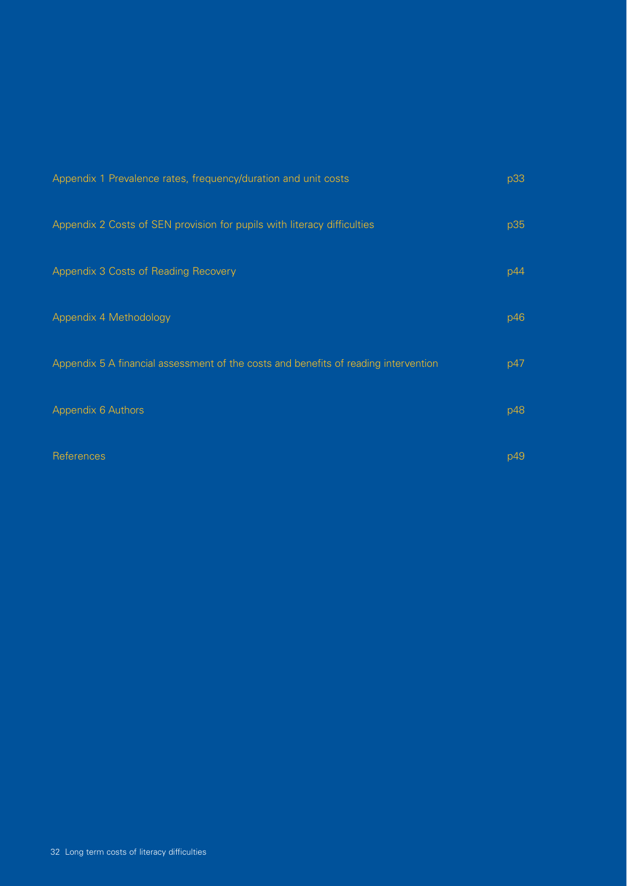| | |
|---|---|
| Appendix 1 Prevalence rates, frequency/duration and unit costs | p33 |
| Appendix 2 Costs of SEN provision for pupils with literacy difficulties | p35 |
| Appendix 3 Costs of Reading Recovery | p44 |
| Appendix 4 Methodology | p46 |
| Appendix 5 A financial assessment of the costs and benefits of reading intervention | p47 |
| Appendix 6 Authors | p48 |
| References | p49 |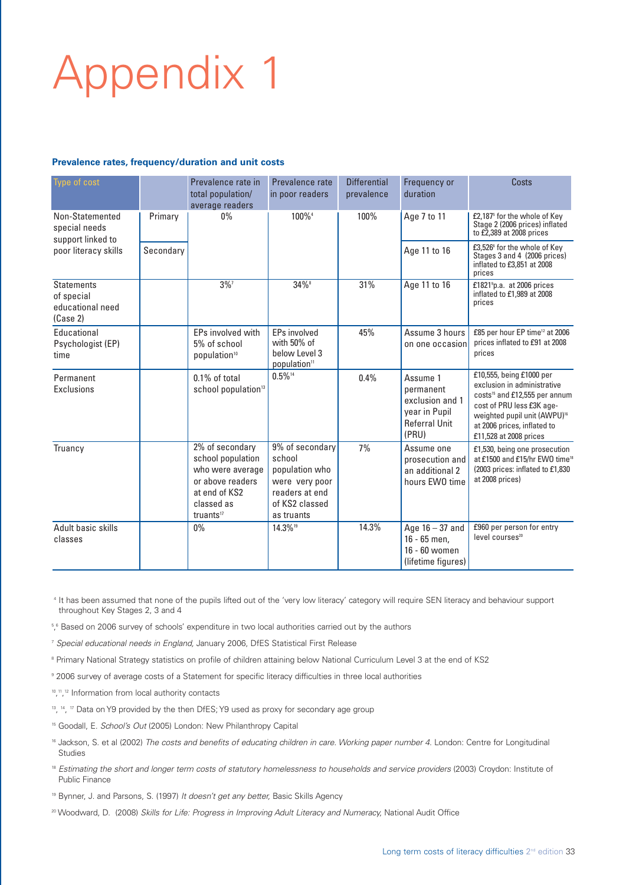# Appendix 1

**Prevalence rates, frequency/duration and unit costs**

| Type of cost | | Prevalence rate in total population/ average readers | Prevalence rate in poor readers | Differential prevalence | Frequency or duration | Costs |
|---|---|---|---|---|---|---|
| Non-Statemented special needs support linked to poor literacy skills | Primary | 0% | 100%[4] | 100% | Age 7 to 11 | £2,187[5] for the whole of Key Stage 2 (2006 prices) inflated to £2,389 at 2008 prices |
| | Secondary | | | | Age 11 to 16 | £3,526[6] for the whole of Key Stages 3 and 4 (2006 prices) inflated to £3,851 at 2008 prices |
| Statements of special educational need (Case 2) | | 3%[7] | 34%[8] | 31% | Age 11 to 16 | £1821[9]p.a. at 2006 prices inflated to £1,989 at 2008 prices |
| Educational Psychologist (EP) time | | EPs involved with 5% of school population[10] | EPs involved with 50% of below Level 3 population[11] | 45% | Assume 3 hours on one occasion | £85 per hour EP time[12] at 2006 prices inflated to £91 at 2008 prices |
| Permanent Exclusions | | 0.1% of total school population[13] | 0.5%[14] | 0.4% | Assume 1 permanent exclusion and 1 year in Pupil Referral Unit (PRU) | £10,555, being £1000 per exclusion in administrative costs[15] and £12,555 per annum cost of PRU less £3K age-weighted pupil unit (AWPU)[16] at 2006 prices, inflated to £11,528 at 2008 prices |
| Truancy | | 2% of secondary school population who were average or above readers at end of KS2 classed as truants[17] | 9% of secondary school population who were very poor readers at end of KS2 classed as truants | 7% | Assume one prosecution and an additional 2 hours EWO time | £1,530, being one prosecution at £1500 and £15/hr EWO time[18] (2003 prices: inflated to £1,830 at 2008 prices) |
| Adult basic skills classes | | 0% | 14.3%[19] | 14.3% | Age 16 – 37 and 16 - 65 men, 16 - 60 women (lifetime figures) | £960 per person for entry level courses[20] |

[4] It has been assumed that none of the pupils lifted out of the 'very low literacy' category will require SEN literacy and behaviour support throughout Key Stages 2, 3 and 4

[5],[6] Based on 2006 survey of schools' expenditure in two local authorities carried out by the authors

[7] *Special educational needs in England*, January 2006, DfES Statistical First Release

[8] Primary National Strategy statistics on profile of children attaining below National Curriculum Level 3 at the end of KS2

[9] 2006 survey of average costs of a Statement for specific literacy difficulties in three local authorities

[10],[11],[12] Information from local authority contacts

[13],[14],[17] Data on Y9 provided by the then DfES; Y9 used as proxy for secondary age group

[15] Goodall, E. *School's Out* (2005) London: New Philanthropy Capital

[16] Jackson, S. et al (2002) *The costs and benefits of educating children in care. Working paper number 4.* London: Centre for Longitudinal Studies

[18] *Estimating the short and longer term costs of statutory homelessness to households and service providers* (2003) Croydon: Institute of Public Finance

[19] Bynner, J. and Parsons, S. (1997) *It doesn't get any better,* Basic Skills Agency

[20] Woodward, D. (2008) *Skills for Life: Progress in Improving Adult Literacy and Numeracy,* National Audit Office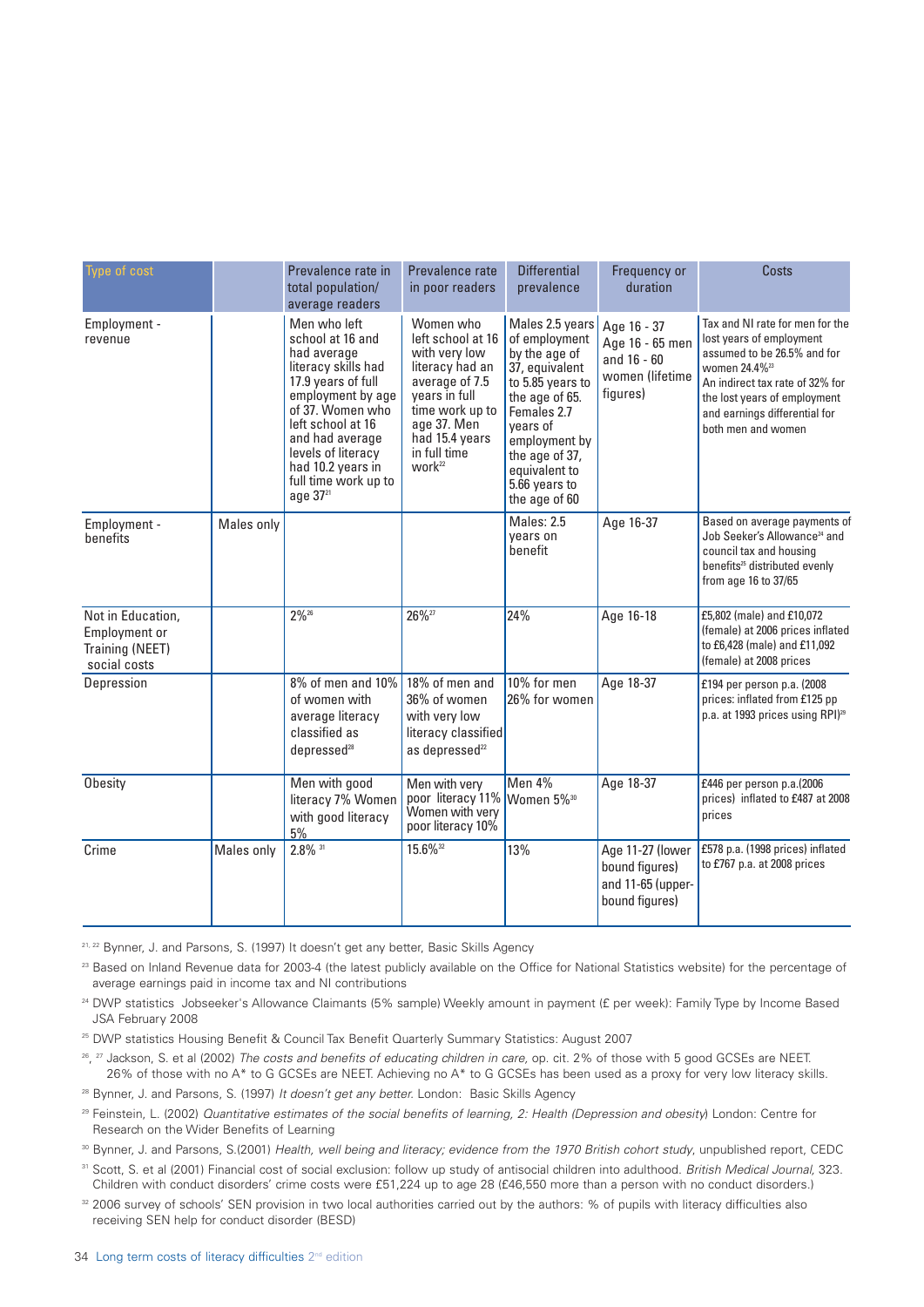| Type of cost | | Prevalence rate in total population/ average readers | Prevalence rate in poor readers | Differential prevalence | Frequency or duration | Costs |
|---|---|---|---|---|---|---|
| Employment - revenue | | Men who left school at 16 and had average literacy skills had 17.9 years of full employment by age of 37. Women who left school at 16 and had average levels of literacy had 10.2 years in full time work up to age 37[21] | Women who left school at 16 with very low literacy had an average of 7.5 years in full time work up to age 37. Men had 15.4 years in full time work[22] | Males 2.5 years of employment by the age of 37, equivalent to 5.85 years to the age of 65. Females 2.7 years of employment by the age of 37, equivalent to 5.66 years to the age of 60 | Age 16 - 37 Age 16 - 65 men and 16 - 60 women (lifetime figures) | Tax and NI rate for men for the lost years of employment assumed to be 26.5% and for women 24.4%[23] An indirect tax rate of 32% for the lost years of employment and earnings differential for both men and women |
| Employment - benefits | Males only | | | Males: 2.5 years on benefit | Age 16-37 | Based on average payments of Job Seeker's Allowance[24] and council tax and housing benefits[25] distributed evenly from age 16 to 37/65 |
| Not in Education, Employment or Training (NEET) social costs | | 2%[26] | 26%[27] | 24% | Age 16-18 | £5,802 (male) and £10,072 (female) at 2006 prices inflated to £6,428 (male) and £11,092 (female) at 2008 prices |
| Depression | | 8% of men and 10% of women with average literacy classified as depressed[28] | 18% of men and 36% of women with very low literacy classified as depressed[22] | 10% for men 26% for women | Age 18-37 | £194 per person p.a. (2008 prices: inflated from £125 pp p.a. at 1993 prices using RPI)[29] |
| Obesity | | Men with good literacy 7% Women with good literacy 5% | Men with very poor literacy 11% Women with very poor literacy 10% | Men 4% Women 5%[30] | Age 18-37 | £446 per person p.a.(2006 prices) inflated to £487 at 2008 prices |
| Crime | Males only | 2.8% [31] | 15.6%[32] | 13% | Age 11-27 (lower bound figures) and 11-65 (upper-bound figures) | £578 p.a. (1998 prices) inflated to £767 p.a. at 2008 prices |

[21, 22] Bynner, J. and Parsons, S. (1997) It doesn't get any better, Basic Skills Agency

[23] Based on Inland Revenue data for 2003-4 (the latest publicly available on the Office for National Statistics website) for the percentage of average earnings paid in income tax and NI contributions

[24] DWP statistics Jobseeker's Allowance Claimants (5% sample) Weekly amount in payment (£ per week): Family Type by Income Based JSA February 2008

[25] DWP statistics Housing Benefit & Council Tax Benefit Quarterly Summary Statistics: August 2007

[26], [27] Jackson, S. et al (2002) *The costs and benefits of educating children in care,* op. cit. 2% of those with 5 good GCSEs are NEET. 26% of those with no A* to G GCSEs are NEET. Achieving no A* to G GCSEs has been used as a proxy for very low literacy skills.

[28] Bynner, J. and Parsons, S. (1997) *It doesn't get any better.* London: Basic Skills Agency

[29] Feinstein, L. (2002) *Quantitative estimates of the social benefits of learning, 2: Health (Depression and obesity*) London: Centre for Research on the Wider Benefits of Learning

[30] Bynner, J. and Parsons, S.(2001) *Health, well being and literacy; evidence from the 1970 British cohort study*, unpublished report, CEDC

[31] Scott, S. et al (2001) Financial cost of social exclusion: follow up study of antisocial children into adulthood. *British Medical Journal,* 323. Children with conduct disorders' crime costs were £51,224 up to age 28 (£46,550 more than a person with no conduct disorders.)

[32] 2006 survey of schools' SEN provision in two local authorities carried out by the authors: % of pupils with literacy difficulties also receiving SEN help for conduct disorder (BESD)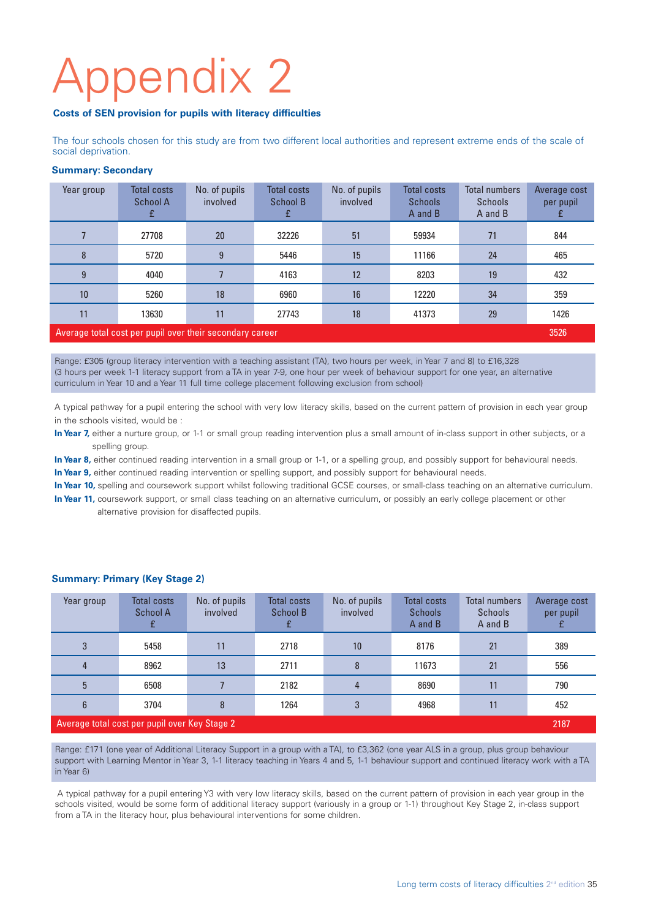# Appendix 2

**Costs of SEN provision for pupils with literacy difficulties**

The four schools chosen for this study are from two different local authorities and represent extreme ends of the scale of social deprivation.

### Summary: Secondary

| Year group | Total costs School A £ | No. of pupils involved | Total costs School B £ | No. of pupils involved | Total costs Schools A and B | Total numbers Schools A and B | Average cost per pupil £ |
|---|---|---|---|---|---|---|---|
| 7 | 27708 | 20 | 32226 | 51 | 59934 | 71 | 844 |
| 8 | 5720 | 9 | 5446 | 15 | 11166 | 24 | 465 |
| 9 | 4040 | 7 | 4163 | 12 | 8203 | 19 | 432 |
| 10 | 5260 | 18 | 6960 | 16 | 12220 | 34 | 359 |
| 11 | 13630 | 11 | 27743 | 18 | 41373 | 29 | 1426 |
| Average total cost per pupil over their secondary career | | | | | | | 3526 |

Range: £305 (group literacy intervention with a teaching assistant (TA), two hours per week, in Year 7 and 8) to £16,328 (3 hours per week 1-1 literacy support from a TA in year 7-9, one hour per week of behaviour support for one year, an alternative curriculum in Year 10 and a Year 11 full time college placement following exclusion from school)

A typical pathway for a pupil entering the school with very low literacy skills, based on the current pattern of provision in each year group in the schools visited, would be :

**In Year 7,** either a nurture group, or 1-1 or small group reading intervention plus a small amount of in-class support in other subjects, or a spelling group.

**In Year 8,** either continued reading intervention in a small group or 1-1, or a spelling group, and possibly support for behavioural needs.

**In Year 9,** either continued reading intervention or spelling support, and possibly support for behavioural needs.

**In Year 10,** spelling and coursework support whilst following traditional GCSE courses, or small-class teaching on an alternative curriculum.

**In Year 11,** coursework support, or small class teaching on an alternative curriculum, or possibly an early college placement or other alternative provision for disaffected pupils.

### Summary: Primary (Key Stage 2)

| Year group | Total costs School A £ | No. of pupils involved | Total costs School B £ | No. of pupils involved | Total costs Schools A and B | Total numbers Schools A and B | Average cost per pupil £ |
|---|---|---|---|---|---|---|---|
| 3 | 5458 | 11 | 2718 | 10 | 8176 | 21 | 389 |
| 4 | 8962 | 13 | 2711 | 8 | 11673 | 21 | 556 |
| 5 | 6508 | 7 | 2182 | 4 | 8690 | 11 | 790 |
| 6 | 3704 | 8 | 1264 | 3 | 4968 | 11 | 452 |
| Average total cost per pupil over Key Stage 2 | | | | | | | 2187 |

Range: £171 (one year of Additional Literacy Support in a group with a TA), to £3,362 (one year ALS in a group, plus group behaviour support with Learning Mentor in Year 3, 1-1 literacy teaching in Years 4 and 5, 1-1 behaviour support and continued literacy work with a TA in Year 6)

A typical pathway for a pupil entering Y3 with very low literacy skills, based on the current pattern of provision in each year group in the schools visited, would be some form of additional literacy support (variously in a group or 1-1) throughout Key Stage 2, in-class support from a TA in the literacy hour, plus behavioural interventions for some children.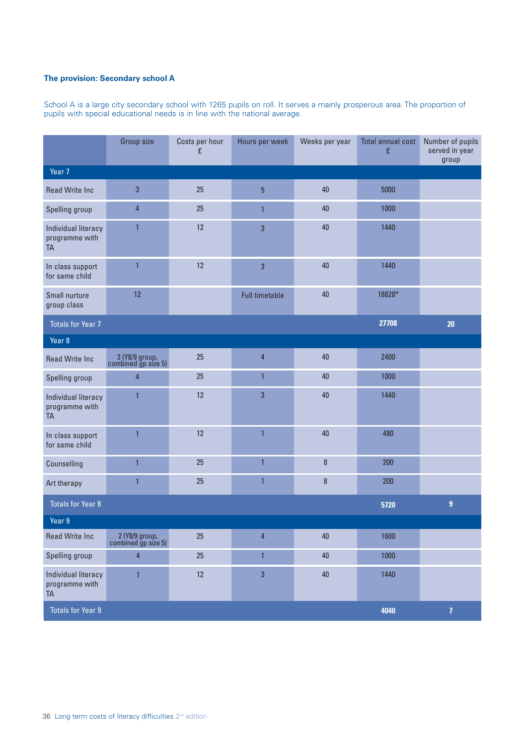### The provision: Secondary school A

School A is a large city secondary school with 1265 pupils on roll. It serves a mainly prosperous area. The proportion of pupils with special educational needs is in line with the national average.

| | Group size | Costs per hour £ | Hours per week | Weeks per year | Total annual cost £ | Number of pupils served in year group |
|---|---|---|---|---|---|---|
| **Year 7** | | | | | | |
| Read Write Inc | 3 | 25 | 5 | 40 | 5000 | |
| Spelling group | 4 | 25 | 1 | 40 | 1000 | |
| Individual literacy programme with TA | 1 | 12 | 3 | 40 | 1440 | |
| In class support for same child | 1 | 12 | 3 | 40 | 1440 | |
| Small nurture group class | 12 | | Full timetable | 40 | 18828* | |
| **Totals for Year 7** | | | | | **27708** | **20** |
| **Year 8** | | | | | | |
| Read Write Inc | 3 (Y8/9 group, combined gp size 5) | 25 | 4 | 40 | 2400 | |
| Spelling group | 4 | 25 | 1 | 40 | 1000 | |
| Individual literacy programme with TA | 1 | 12 | 3 | 40 | 1440 | |
| In class support for same child | 1 | 12 | 1 | 40 | 480 | |
| Counselling | 1 | 25 | 1 | 8 | 200 | |
| Art therapy | 1 | 25 | 1 | 8 | 200 | |
| **Totals for Year 8** | | | | | **5720** | **9** |
| **Year 9** | | | | | | |
| Read Write Inc | 2 (Y8/9 group, combined gp size 5) | 25 | 4 | 40 | 1600 | |
| Spelling group | 4 | 25 | 1 | 40 | 1000 | |
| Individual literacy programme with TA | 1 | 12 | 3 | 40 | 1440 | |
| **Totals for Year 9** | | | | | **4040** | **7** |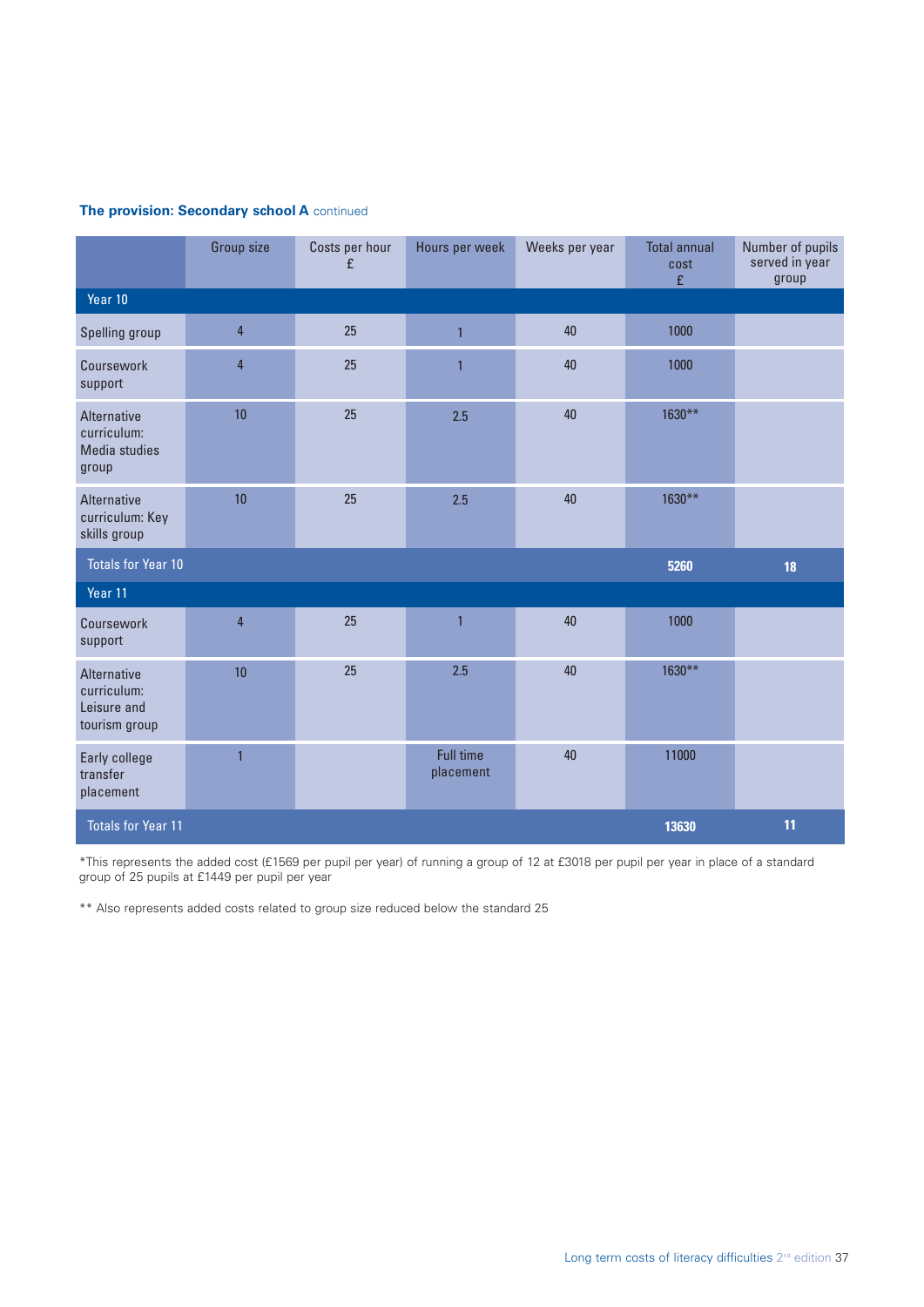**The provision: Secondary school A** continued

| | Group size | Costs per hour £ | Hours per week | Weeks per year | Total annual cost £ | Number of pupils served in year group |
|---|---|---|---|---|---|---|
| **Year 10** | | | | | | |
| Spelling group | 4 | 25 | 1 | 40 | 1000 | |
| Coursework support | 4 | 25 | 1 | 40 | 1000 | |
| Alternative curriculum: Media studies group | 10 | 25 | 2.5 | 40 | 1630** | |
| Alternative curriculum: Key skills group | 10 | 25 | 2.5 | 40 | 1630** | |
| **Totals for Year 10** | | | | | **5260** | **18** |
| **Year 11** | | | | | | |
| Coursework support | 4 | 25 | 1 | 40 | 1000 | |
| Alternative curriculum: Leisure and tourism group | 10 | 25 | 2.5 | 40 | 1630** | |
| Early college transfer placement | 1 | | Full time placement | 40 | 11000 | |
| **Totals for Year 11** | | | | | **13630** | **11** |

*This represents the added cost (£1569 per pupil per year) of running a group of 12 at £3018 per pupil per year in place of a standard group of 25 pupils at £1449 per pupil per year

** Also represents added costs related to group size reduced below the standard 25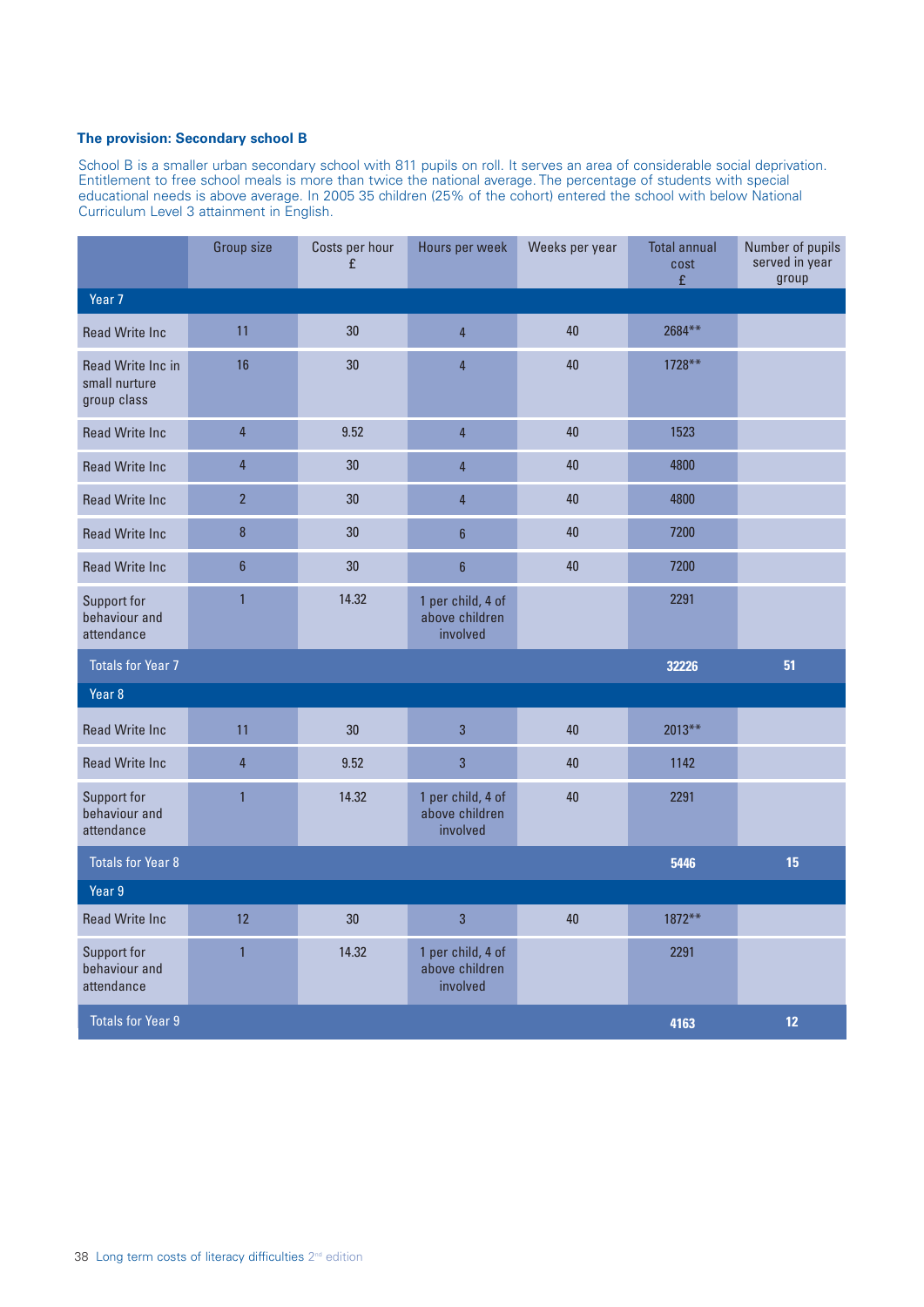### The provision: Secondary school B

School B is a smaller urban secondary school with 811 pupils on roll. It serves an area of considerable social deprivation. Entitlement to free school meals is more than twice the national average. The percentage of students with special educational needs is above average. In 2005 35 children (25% of the cohort) entered the school with below National Curriculum Level 3 attainment in English.

| | Group size | Costs per hour £ | Hours per week | Weeks per year | Total annual cost £ | Number of pupils served in year group |
|---|---|---|---|---|---|---|
| **Year 7** | | | | | | |
| Read Write Inc | 11 | 30 | 4 | 40 | 2684** | |
| Read Write Inc in small nurture group class | 16 | 30 | 4 | 40 | 1728** | |
| Read Write Inc | 4 | 9.52 | 4 | 40 | 1523 | |
| Read Write Inc | 4 | 30 | 4 | 40 | 4800 | |
| Read Write Inc | 2 | 30 | 4 | 40 | 4800 | |
| Read Write Inc | 8 | 30 | 6 | 40 | 7200 | |
| Read Write Inc | 6 | 30 | 6 | 40 | 7200 | |
| Support for behaviour and attendance | 1 | 14.32 | 1 per child, 4 of above children involved | | 2291 | |
| **Totals for Year 7** | | | | | **32226** | **51** |
| **Year 8** | | | | | | |
| Read Write Inc | 11 | 30 | 3 | 40 | 2013** | |
| Read Write Inc | 4 | 9.52 | 3 | 40 | 1142 | |
| Support for behaviour and attendance | 1 | 14.32 | 1 per child, 4 of above children involved | 40 | 2291 | |
| **Totals for Year 8** | | | | | **5446** | **15** |
| **Year 9** | | | | | | |
| Read Write Inc | 12 | 30 | 3 | 40 | 1872** | |
| Support for behaviour and attendance | 1 | 14.32 | 1 per child, 4 of above children involved | | 2291 | |
| **Totals for Year 9** | | | | | **4163** | **12** |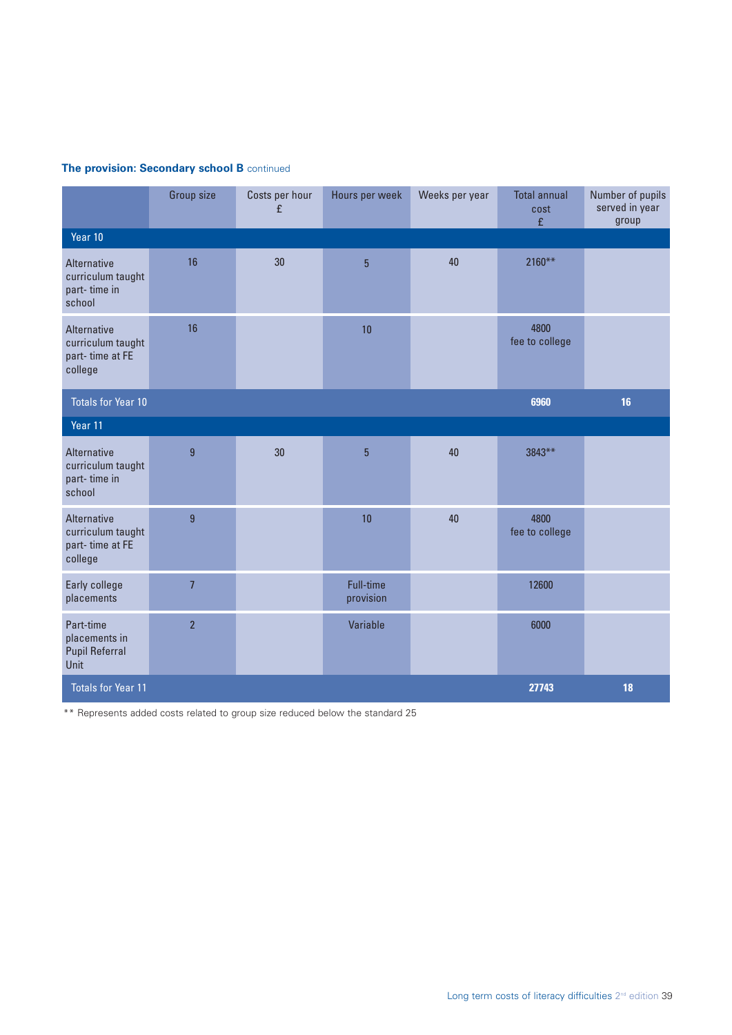**The provision: Secondary school B** continued

| | Group size | Costs per hour £ | Hours per week | Weeks per year | Total annual cost £ | Number of pupils served in year group |
|---|---|---|---|---|---|---|
| **Year 10** | | | | | | |
| Alternative curriculum taught part- time in school | 16 | 30 | 5 | 40 | 2160** | |
| Alternative curriculum taught part- time at FE college | 16 | | 10 | | 4800 fee to college | |
| **Totals for Year 10** | | | | | **6960** | **16** |
| **Year 11** | | | | | | |
| Alternative curriculum taught part- time in school | 9 | 30 | 5 | 40 | 3843** | |
| Alternative curriculum taught part- time at FE college | 9 | | 10 | 40 | 4800 fee to college | |
| Early college placements | 7 | | Full-time provision | | 12600 | |
| Part-time placements in Pupil Referral Unit | 2 | | Variable | | 6000 | |
| **Totals for Year 11** | | | | | **27743** | **18** |

** Represents added costs related to group size reduced below the standard 25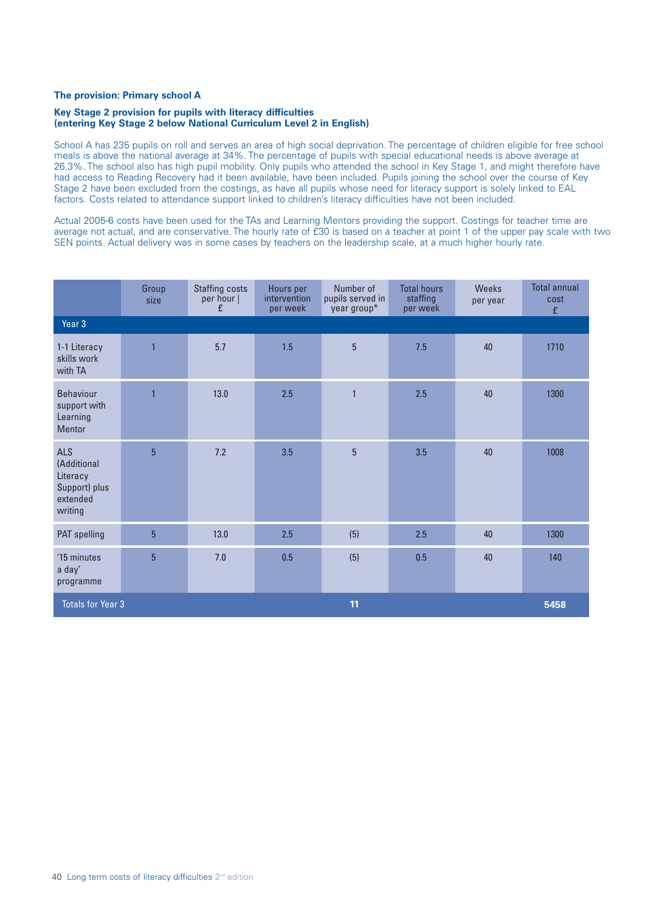### The provision: Primary school A

#### Key Stage 2 provision for pupils with literacy difficulties (entering Key Stage 2 below National Curriculum Level 2 in English)

School A has 235 pupils on roll and serves an area of high social deprivation. The percentage of children eligible for free school meals is above the national average at 34%. The percentage of pupils with special educational needs is above average at 26.3%. The school also has high pupil mobility. Only pupils who attended the school in Key Stage 1, and might therefore have had access to Reading Recovery had it been available, have been included. Pupils joining the school over the course of Key Stage 2 have been excluded from the costings, as have all pupils whose need for literacy support is solely linked to EAL factors. Costs related to attendance support linked to children's literacy difficulties have not been included.

Actual 2005-6 costs have been used for the TAs and Learning Mentors providing the support. Costings for teacher time are average not actual, and are conservative. The hourly rate of £30 is based on a teacher at point 1 of the upper pay scale with two SEN points. Actual delivery was in some cases by teachers on the leadership scale, at a much higher hourly rate.

| | Group size | Staffing costs per hour £ | Hours per intervention per week | Number of pupils served in year group* | Total hours staffing per week | Weeks per year | Total annual cost £ |
|---|---|---|---|---|---|---|---|
| **Year 3** | | | | | | | |
| 1-1 Literacy skills work with TA | 1 | 5.7 | 1.5 | 5 | 7.5 | 40 | 1710 |
| Behaviour support with Learning Mentor | 1 | 13.0 | 2.5 | 1 | 2.5 | 40 | 1300 |
| ALS (Additional Literacy Support) plus extended writing | 5 | 7.2 | 3.5 | 5 | 3.5 | 40 | 1008 |
| PAT spelling | 5 | 13.0 | 2.5 | (5) | 2.5 | 40 | 1300 |
| '15 minutes a day' programme | 5 | 7.0 | 0.5 | (5) | 0.5 | 40 | 140 |
| Totals for Year 3 | | | | **11** | | | **5458** |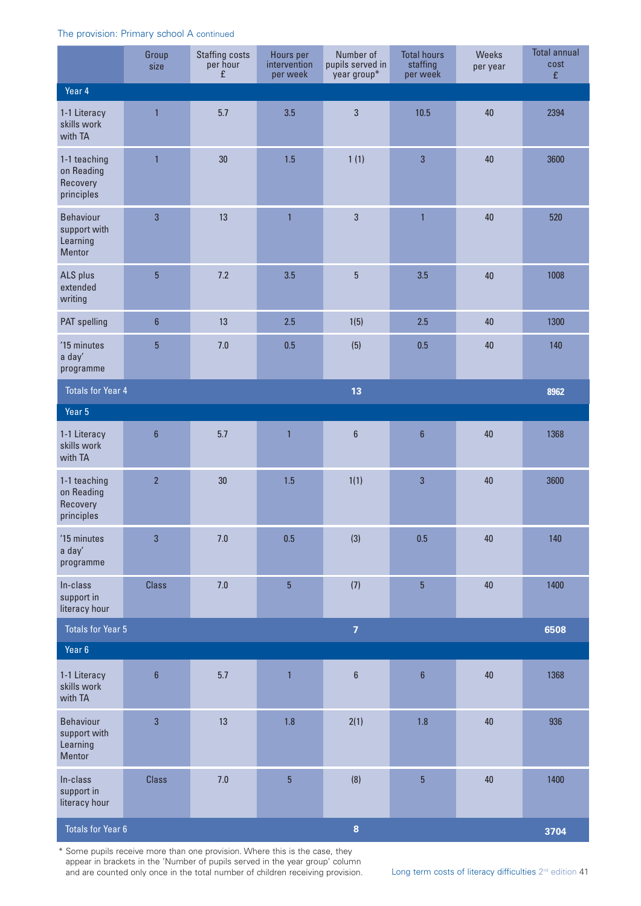The provision: Primary school A continued

| | Group size | Staffing costs per hour £ | Hours per intervention per week | Number of pupils served in year group* | Total hours staffing per week | Weeks per year | Total annual cost £ |
|---|---|---|---|---|---|---|---|
| **Year 4** | | | | | | | |
| 1-1 Literacy skills work with TA | 1 | 5.7 | 3.5 | 3 | 10.5 | 40 | 2394 |
| 1-1 teaching on Reading Recovery principles | 1 | 30 | 1.5 | 1 (1) | 3 | 40 | 3600 |
| Behaviour support with Learning Mentor | 3 | 13 | 1 | 3 | 1 | 40 | 520 |
| ALS plus extended writing | 5 | 7.2 | 3.5 | 5 | 3.5 | 40 | 1008 |
| PAT spelling | 6 | 13 | 2.5 | 1(5) | 2.5 | 40 | 1300 |
| '15 minutes a day' programme | 5 | 7.0 | 0.5 | (5) | 0.5 | 40 | 140 |
| **Totals for Year 4** | | | | **13** | | | **8962** |
| **Year 5** | | | | | | | |
| 1-1 Literacy skills work with TA | 6 | 5.7 | 1 | 6 | 6 | 40 | 1368 |
| 1-1 teaching on Reading Recovery principles | 2 | 30 | 1.5 | 1(1) | 3 | 40 | 3600 |
| '15 minutes a day' programme | 3 | 7.0 | 0.5 | (3) | 0.5 | 40 | 140 |
| In-class support in literacy hour | Class | 7.0 | 5 | (7) | 5 | 40 | 1400 |
| **Totals for Year 5** | | | | **7** | | | **6508** |
| **Year 6** | | | | | | | |
| 1-1 Literacy skills work with TA | 6 | 5.7 | 1 | 6 | 6 | 40 | 1368 |
| Behaviour support with Learning Mentor | 3 | 13 | 1.8 | 2(1) | 1.8 | 40 | 936 |
| In-class support in literacy hour | Class | 7.0 | 5 | (8) | 5 | 40 | 1400 |
| **Totals for Year 6** | | | | **8** | | | **3704** |

\* Some pupils receive more than one provision. Where this is the case, they appear in brackets in the 'Number of pupils served in the year group' column and are counted only once in the total number of children receiving provision.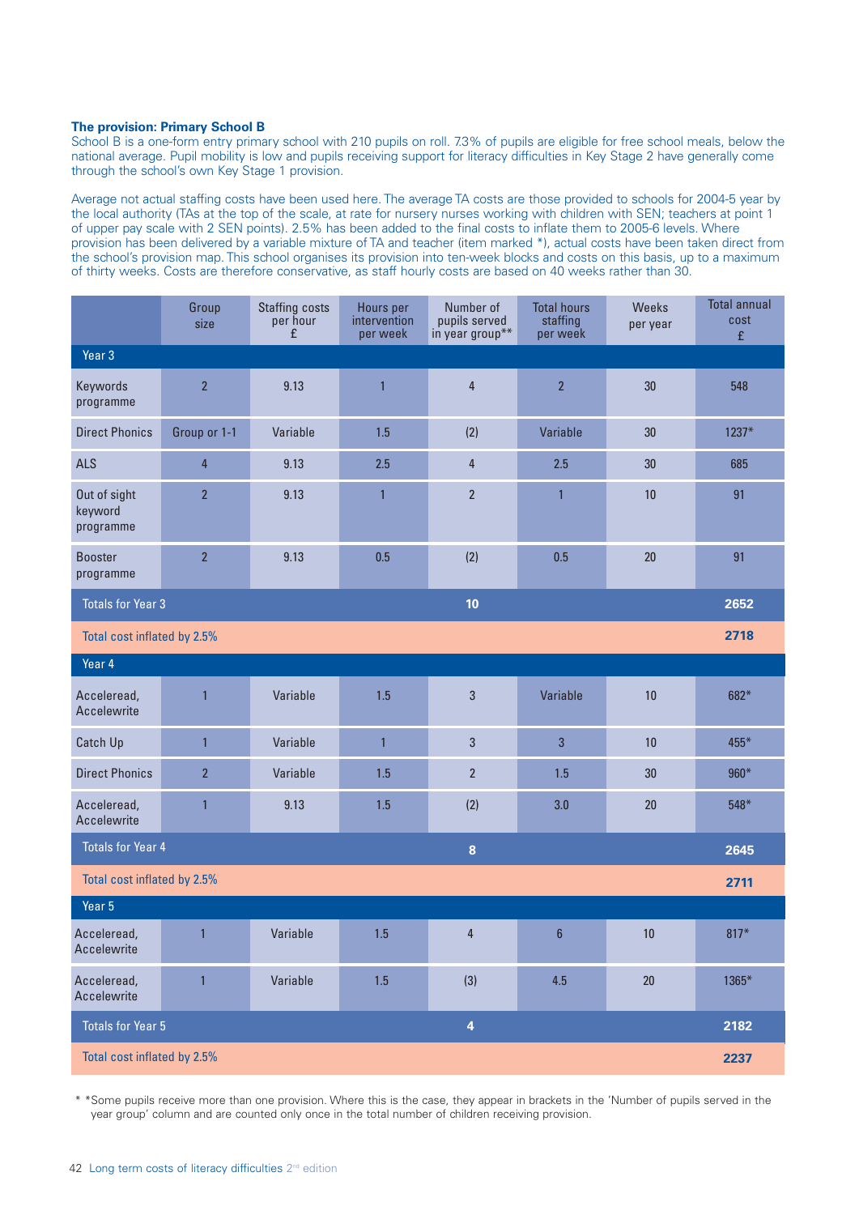**The provision: Primary School B**

School B is a one-form entry primary school with 210 pupils on roll. 7.3% of pupils are eligible for free school meals, below the national average. Pupil mobility is low and pupils receiving support for literacy difficulties in Key Stage 2 have generally come through the school's own Key Stage 1 provision.

Average not actual staffing costs have been used here. The average TA costs are those provided to schools for 2004-5 year by the local authority (TAs at the top of the scale, at rate for nursery nurses working with children with SEN; teachers at point 1 of upper pay scale with 2 SEN points). 2.5% has been added to the final costs to inflate them to 2005-6 levels. Where provision has been delivered by a variable mixture of TA and teacher (item marked *), actual costs have been taken direct from the school's provision map. This school organises its provision into ten-week blocks and costs on this basis, up to a maximum of thirty weeks. Costs are therefore conservative, as staff hourly costs are based on 40 weeks rather than 30.

| | Group size | Staffing costs per hour £ | Hours per intervention per week | Number of pupils served in year group** | Total hours staffing per week | Weeks per year | Total annual cost £ |
|---|---|---|---|---|---|---|---|
| **Year 3** | | | | | | | |
| Keywords programme | 2 | 9.13 | 1 | 4 | 2 | 30 | 548 |
| Direct Phonics | Group or 1-1 | Variable | 1.5 | (2) | Variable | 30 | 1237* |
| ALS | 4 | 9.13 | 2.5 | 4 | 2.5 | 30 | 685 |
| Out of sight keyword programme | 2 | 9.13 | 1 | 2 | 1 | 10 | 91 |
| Booster programme | 2 | 9.13 | 0.5 | (2) | 0.5 | 20 | 91 |
| Totals for Year 3 | | | | **10** | | | **2652** |
| Total cost inflated by 2.5% | | | | | | | **2718** |
| **Year 4** | | | | | | | |
| Acceleread, Accelewrite | 1 | Variable | 1.5 | 3 | Variable | 10 | 682* |
| Catch Up | 1 | Variable | 1 | 3 | 3 | 10 | 455* |
| Direct Phonics | 2 | Variable | 1.5 | 2 | 1.5 | 30 | 960* |
| Acceleread, Accelewrite | 1 | 9.13 | 1.5 | (2) | 3.0 | 20 | 548* |
| Totals for Year 4 | | | | **8** | | | **2645** |
| Total cost inflated by 2.5% | | | | | | | **2711** |
| **Year 5** | | | | | | | |
| Acceleread, Accelewrite | 1 | Variable | 1.5 | 4 | 6 | 10 | 817* |
| Acceleread, Accelewrite | 1 | Variable | 1.5 | (3) | 4.5 | 20 | 1365* |
| Totals for Year 5 | | | | **4** | | | **2182** |
| Total cost inflated by 2.5% | | | | | | | **2237** |

\* *Some pupils receive more than one provision. Where this is the case, they appear in brackets in the 'Number of pupils served in the year group' column and are counted only once in the total number of children receiving provision.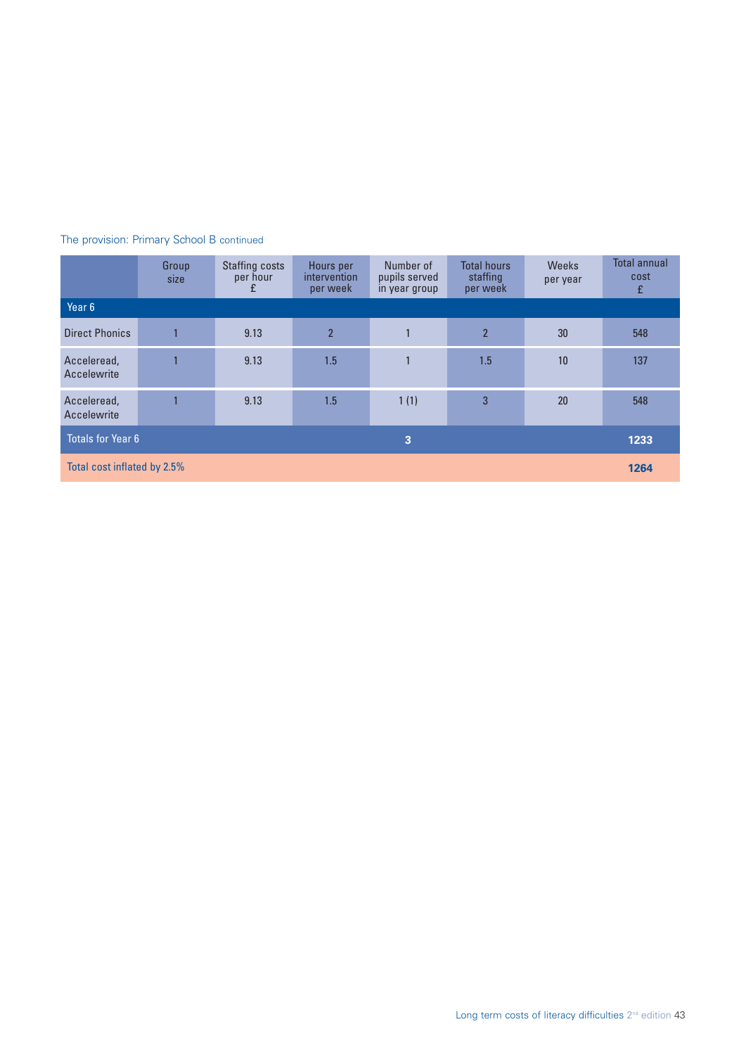The provision: Primary School B continued

| | Group size | Staffing costs per hour £ | Hours per intervention per week | Number of pupils served in year group | Total hours staffing per week | Weeks per year | Total annual cost £ |
|---|---|---|---|---|---|---|---|
| **Year 6** | | | | | | | |
| Direct Phonics | 1 | 9.13 | 2 | 1 | 2 | 30 | 548 |
| Acceleread, Accelewrite | 1 | 9.13 | 1.5 | 1 | 1.5 | 10 | 137 |
| Acceleread, Accelewrite | 1 | 9.13 | 1.5 | 1 (1) | 3 | 20 | 548 |
| Totals for Year 6 | | | | **3** | | | **1233** |
| Total cost inflated by 2.5% | | | | | | | **1264** |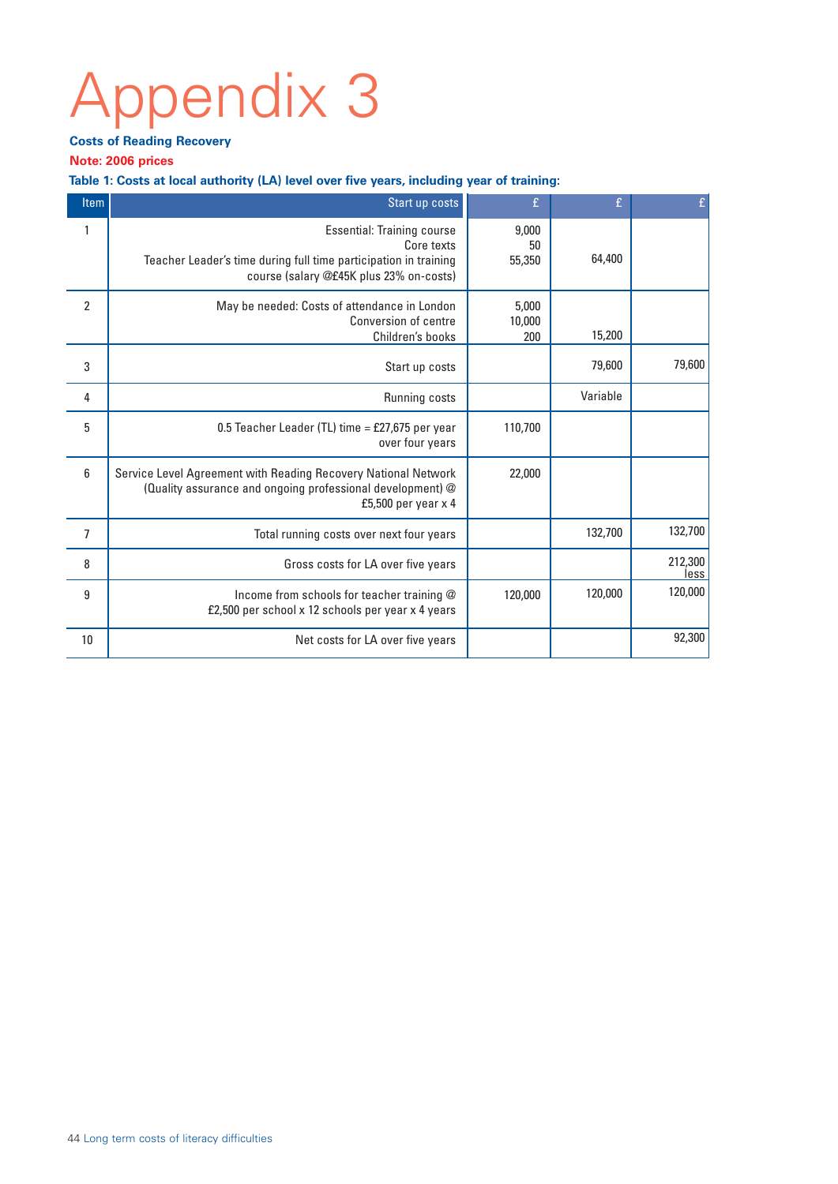# Appendix 3

**Costs of Reading Recovery**

**Note: 2006 prices**

**Table 1: Costs at local authority (LA) level over five years, including year of training:**

| Item | Start up costs | £ | £ | £ |
|---|---|---|---|---|
| 1 | Essential: Training course<br>Core texts<br>Teacher Leader's time during full time participation in training course (salary @£45K plus 23% on-costs) | 9,000<br>50<br>55,350 | 64,400 | |
| 2 | May be needed: Costs of attendance in London<br>Conversion of centre<br>Children's books | 5,000<br>10,000<br>200 | 15,200 | |
| 3 | Start up costs | | 79,600 | 79,600 |
| 4 | Running costs | | Variable | |
| 5 | 0.5 Teacher Leader (TL) time = £27,675 per year over four years | 110,700 | | |
| 6 | Service Level Agreement with Reading Recovery National Network (Quality assurance and ongoing professional development) @ £5,500 per year x 4 | 22,000 | | |
| 7 | Total running costs over next four years | | 132,700 | 132,700 |
| 8 | Gross costs for LA over five years | | | 212,300<br>less |
| 9 | Income from schools for teacher training @ £2,500 per school x 12 schools per year x 4 years | 120,000 | 120,000 | 120,000 |
| 10 | Net costs for LA over five years | | | 92,300 |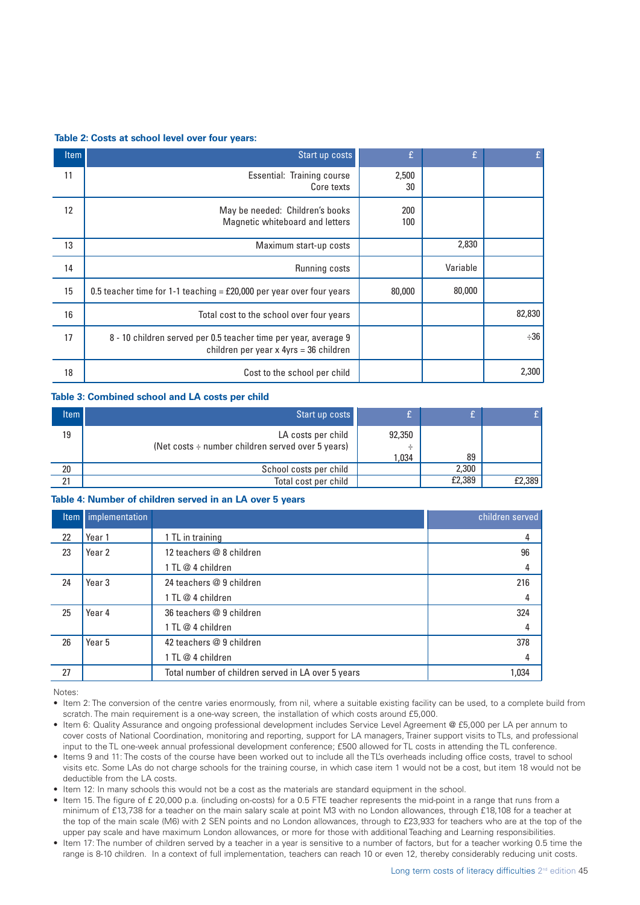**Table 2: Costs at school level over four years:**

| Item | Start up costs | £ | £ | £ |
|---|---|---|---|---|
| 11 | Essential: Training course<br>Core texts | 2,500<br>30 | | |
| 12 | May be needed: Children's books<br>Magnetic whiteboard and letters | 200<br>100 | | |
| 13 | Maximum start-up costs | | 2,830 | |
| 14 | Running costs | | Variable | |
| 15 | 0.5 teacher time for 1-1 teaching = £20,000 per year over four years | 80,000 | 80,000 | |
| 16 | Total cost to the school over four years | | | 82,830 |
| 17 | 8 - 10 children served per 0.5 teacher time per year, average 9 children per year x 4yrs = 36 children | | | ÷36 |
| 18 | Cost to the school per child | | | 2,300 |

**Table 3: Combined school and LA costs per child**

| Item | Start up costs | £ | £ | £ |
|---|---|---|---|---|
| 19 | LA costs per child<br>(Net costs ÷ number children served over 5 years) | 92,350<br>÷<br>1,034 | 89 | |
| 20 | School costs per child | | 2,300 | |
| 21 | Total cost per child | | £2,389 | £2,389 |

**Table 4: Number of children served in an LA over 5 years**

| Item | implementation | | children served |
|---|---|---|---|
| 22 | Year 1 | 1 TL in training | 4 |
| 23 | Year 2 | 12 teachers @ 8 children | 96 |
| | | 1 TL @ 4 children | 4 |
| 24 | Year 3 | 24 teachers @ 9 children | 216 |
| | | 1 TL @ 4 children | 4 |
| 25 | Year 4 | 36 teachers @ 9 children | 324 |
| | | 1 TL @ 4 children | 4 |
| 26 | Year 5 | 42 teachers @ 9 children | 378 |
| | | 1 TL @ 4 children | 4 |
| 27 | | Total number of children served in LA over 5 years | 1,034 |

Notes:

- Item 2: The conversion of the centre varies enormously, from nil, where a suitable existing facility can be used, to a complete build from scratch. The main requirement is a one-way screen, the installation of which costs around £5,000.
- Item 6: Quality Assurance and ongoing professional development includes Service Level Agreement @ £5,000 per LA per annum to cover costs of National Coordination, monitoring and reporting, support for LA managers, Trainer support visits to TLs, and professional input to the TL one-week annual professional development conference; £500 allowed for TL costs in attending the TL conference.
- Items 9 and 11: The costs of the course have been worked out to include all the TL's overheads including office costs, travel to school visits etc. Some LAs do not charge schools for the training course, in which case item 1 would not be a cost, but item 18 would not be deductible from the LA costs.
- Item 12: In many schools this would not be a cost as the materials are standard equipment in the school.
- Item 15. The figure of £ 20,000 p.a. (including on-costs) for a 0.5 FTE teacher represents the mid-point in a range that runs from a minimum of £13,738 for a teacher on the main salary scale at point M3 with no London allowances, through £18,108 for a teacher at the top of the main scale (M6) with 2 SEN points and no London allowances, through to £23,933 for teachers who are at the top of the upper pay scale and have maximum London allowances, or more for those with additional Teaching and Learning responsibilities.
- Item 17: The number of children served by a teacher in a year is sensitive to a number of factors, but for a teacher working 0.5 time the range is 8-10 children. In a context of full implementation, teachers can reach 10 or even 12, thereby considerably reducing unit costs.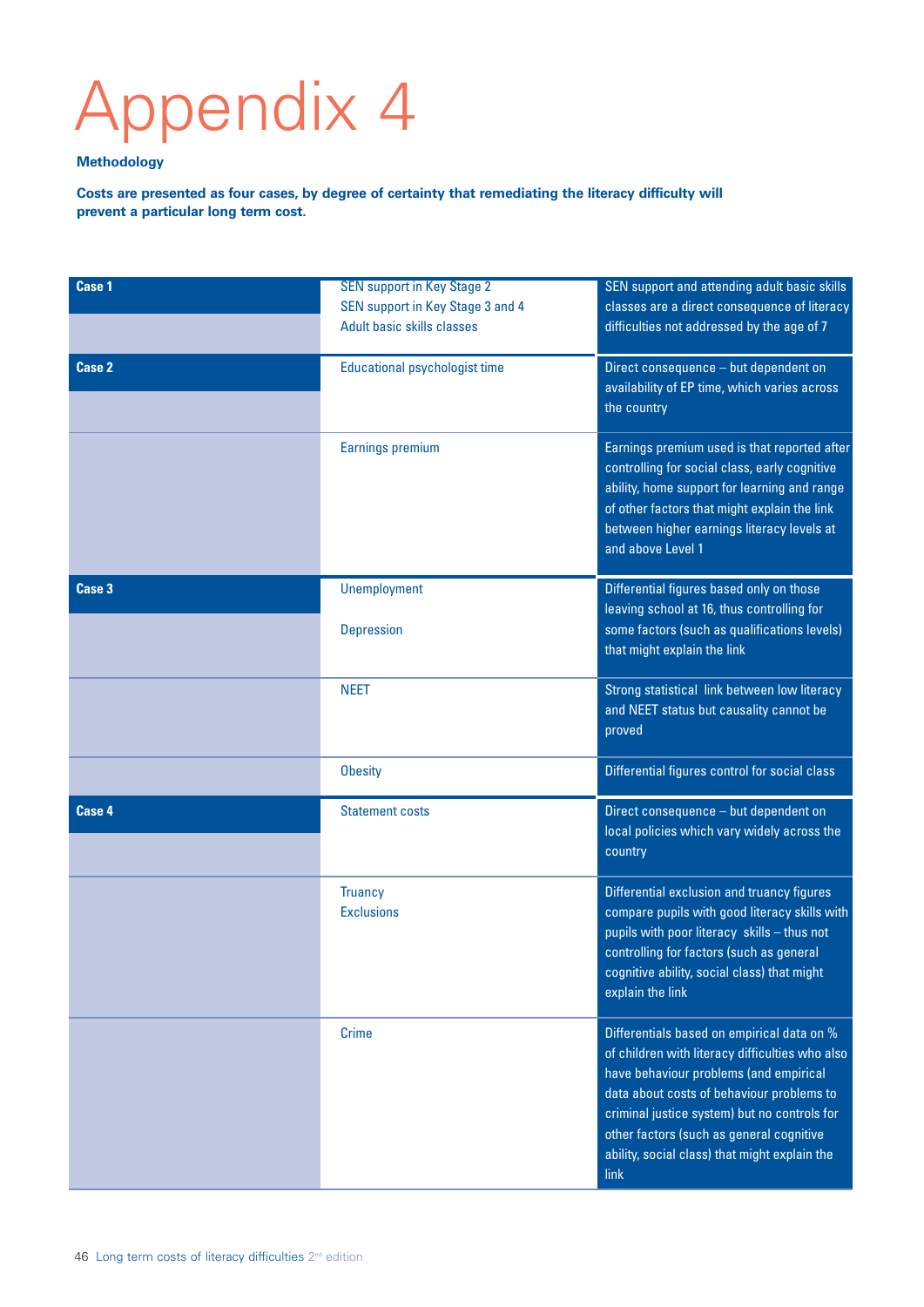# Appendix 4

**Methodology**

**Costs are presented as four cases, by degree of certainty that remediating the literacy difficulty will prevent a particular long term cost.**

| Case | Cost | Explanation |
|---|---|---|
| **Case 1** | SEN support in Key Stage 2<br>SEN support in Key Stage 3 and 4<br>Adult basic skills classes | SEN support and attending adult basic skills classes are a direct consequence of literacy difficulties not addressed by the age of 7 |
| **Case 2** | Educational psychologist time | Direct consequence – but dependent on availability of EP time, which varies across the country |
| | Earnings premium | Earnings premium used is that reported after controlling for social class, early cognitive ability, home support for learning and range of other factors that might explain the link between higher earnings literacy levels at and above Level 1 |
| **Case 3** | Unemployment<br><br>Depression | Differential figures based only on those leaving school at 16, thus controlling for some factors (such as qualifications levels) that might explain the link |
| | NEET | Strong statistical link between low literacy and NEET status but causality cannot be proved |
| | Obesity | Differential figures control for social class |
| **Case 4** | Statement costs | Direct consequence – but dependent on local policies which vary widely across the country |
| | Truancy<br>Exclusions | Differential exclusion and truancy figures compare pupils with good literacy skills with pupils with poor literacy skills – thus not controlling for factors (such as general cognitive ability, social class) that might explain the link |
| | Crime | Differentials based on empirical data on % of children with literacy difficulties who also have behaviour problems (and empirical data about costs of behaviour problems to criminal justice system) but no controls for other factors (such as general cognitive ability, social class) that might explain the link |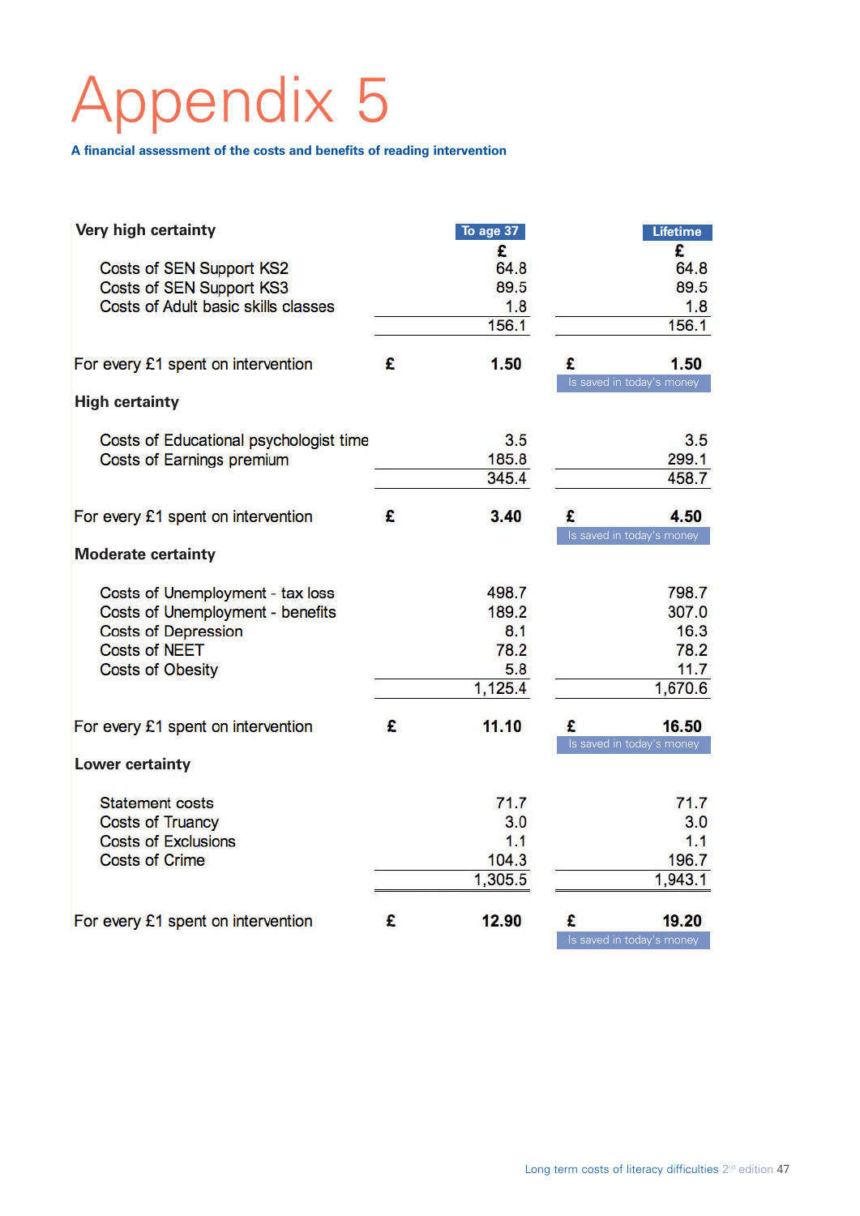# Appendix 5

**A financial assessment of the costs and benefits of reading intervention**

| | To age 37 | Lifetime |
|---|---|---|
| **Very high certainty** | £ | £ |
| Costs of SEN Support KS2 | 64.8 | 64.8 |
| Costs of SEN Support KS3 | 89.5 | 89.5 |
| Costs of Adult basic skills classes | 1.8 | 1.8 |
| | 156.1 | 156.1 |
| For every £1 spent on intervention | £ **1.50** | £ **1.50** Is saved in today's money |
| **High certainty** | | |
| Costs of Educational psychologist time | 3.5 | 3.5 |
| Costs of Earnings premium | 185.8 | 299.1 |
| | 345.4 | 458.7 |
| For every £1 spent on intervention | £ **3.40** | £ **4.50** Is saved in today's money |
| **Moderate certainty** | | |
| Costs of Unemployment - tax loss | 498.7 | 798.7 |
| Costs of Unemployment - benefits | 189.2 | 307.0 |
| Costs of Depression | 8.1 | 16.3 |
| Costs of NEET | 78.2 | 78.2 |
| Costs of Obesity | 5.8 | 11.7 |
| | 1,125.4 | 1,670.6 |
| For every £1 spent on intervention | £ **11.10** | £ **16.50** Is saved in today's money |
| **Lower certainty** | | |
| Statement costs | 71.7 | 71.7 |
| Costs of Truancy | 3.0 | 3.0 |
| Costs of Exclusions | 1.1 | 1.1 |
| Costs of Crime | 104.3 | 196.7 |
| | 1,305.5 | 1,943.1 |
| For every £1 spent on intervention | £ **12.90** | £ **19.20** Is saved in today's money |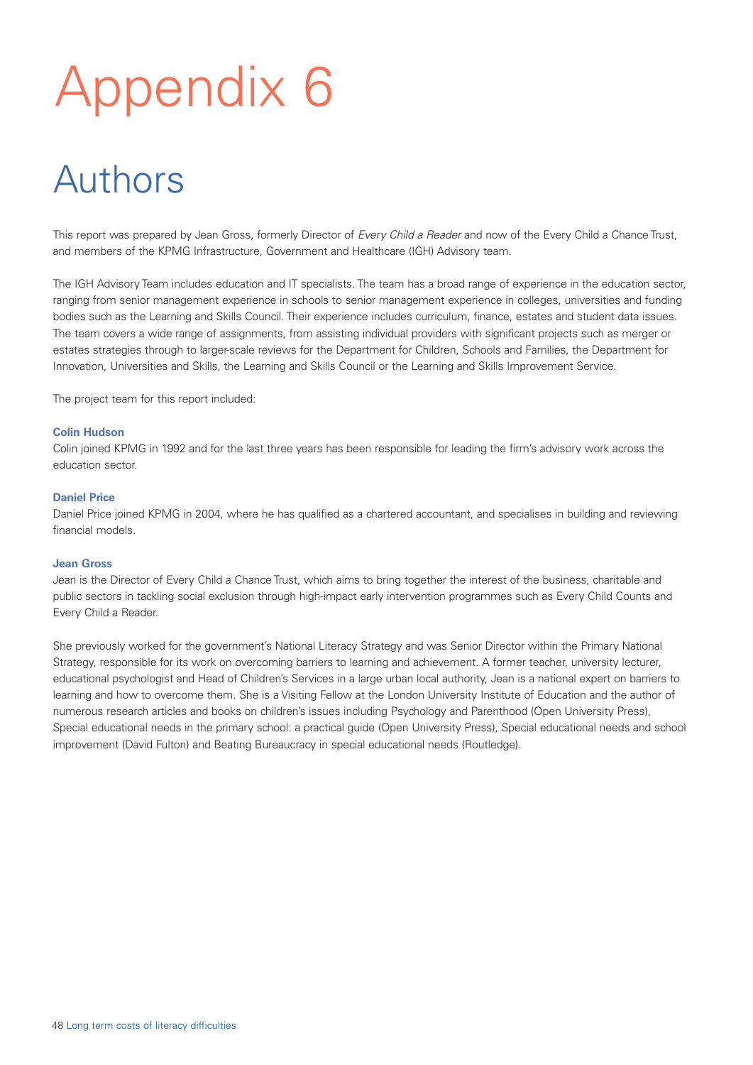# Appendix 6

## Authors

This report was prepared by Jean Gross, formerly Director of *Every Child a Reader* and now of the Every Child a Chance Trust, and members of the KPMG Infrastructure, Government and Healthcare (IGH) Advisory team.

The IGH Advisory Team includes education and IT specialists. The team has a broad range of experience in the education sector, ranging from senior management experience in schools to senior management experience in colleges, universities and funding bodies such as the Learning and Skills Council. Their experience includes curriculum, finance, estates and student data issues. The team covers a wide range of assignments, from assisting individual providers with significant projects such as merger or estates strategies through to larger-scale reviews for the Department for Children, Schools and Families, the Department for Innovation, Universities and Skills, the Learning and Skills Council or the Learning and Skills Improvement Service.

The project team for this report included:

**Colin Hudson**

Colin joined KPMG in 1992 and for the last three years has been responsible for leading the firm's advisory work across the education sector.

**Daniel Price**

Daniel Price joined KPMG in 2004, where he has qualified as a chartered accountant, and specialises in building and reviewing financial models.

**Jean Gross**

Jean is the Director of Every Child a Chance Trust, which aims to bring together the interest of the business, charitable and public sectors in tackling social exclusion through high-impact early intervention programmes such as Every Child Counts and Every Child a Reader.

She previously worked for the government's National Literacy Strategy and was Senior Director within the Primary National Strategy, responsible for its work on overcoming barriers to learning and achievement. A former teacher, university lecturer, educational psychologist and Head of Children's Services in a large urban local authority, Jean is a national expert on barriers to learning and how to overcome them. She is a Visiting Fellow at the London University Institute of Education and the author of numerous research articles and books on children's issues including Psychology and Parenthood (Open University Press), Special educational needs in the primary school: a practical guide (Open University Press), Special educational needs and school improvement (David Fulton) and Beating Bureaucracy in special educational needs (Routledge).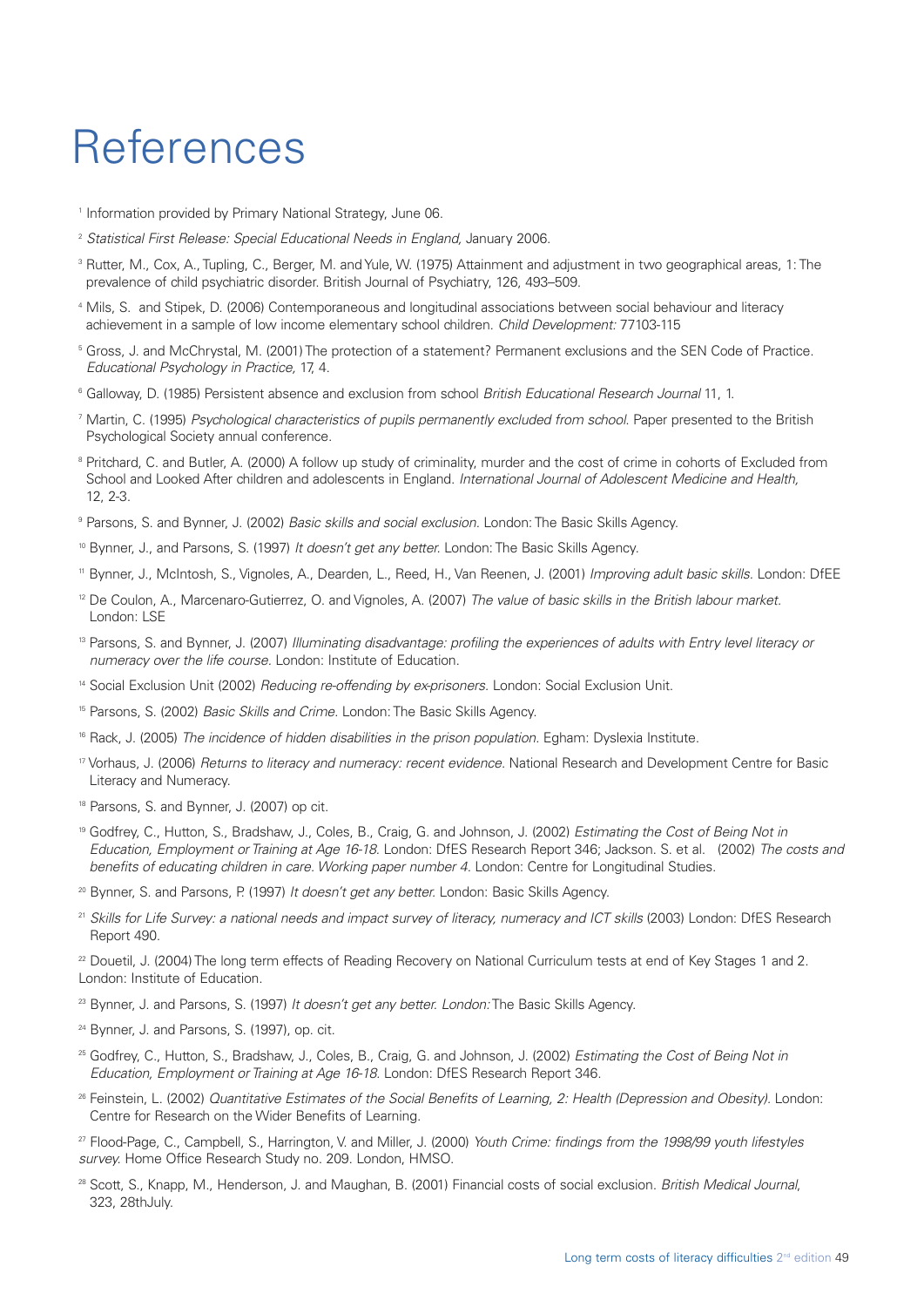# References

[1] Information provided by Primary National Strategy, June 06.

[2] *Statistical First Release: Special Educational Needs in England,* January 2006.

[3] Rutter, M., Cox, A., Tupling, C., Berger, M. and Yule, W. (1975) Attainment and adjustment in two geographical areas, 1: The prevalence of child psychiatric disorder. British Journal of Psychiatry, 126, 493–509.

[4] Mils, S. and Stipek, D. (2006) Contemporaneous and longitudinal associations between social behaviour and literacy achievement in a sample of low income elementary school children. *Child Development:* 77103-115

[5] Gross, J. and McChrystal, M. (2001) The protection of a statement? Permanent exclusions and the SEN Code of Practice. *Educational Psychology in Practice,* 17, 4.

[6] Galloway, D. (1985) Persistent absence and exclusion from school *British Educational Research Journal* 11, 1.

[7] Martin, C. (1995) *Psychological characteristics of pupils permanently excluded from school.* Paper presented to the British Psychological Society annual conference.

[8] Pritchard, C. and Butler, A. (2000) A follow up study of criminality, murder and the cost of crime in cohorts of Excluded from School and Looked After children and adolescents in England. *International Journal of Adolescent Medicine and Health,* 12, 2-3.

[9] Parsons, S. and Bynner, J. (2002) *Basic skills and social exclusion.* London: The Basic Skills Agency.

[10] Bynner, J., and Parsons, S. (1997) *It doesn't get any better.* London: The Basic Skills Agency.

[11] Bynner, J., McIntosh, S., Vignoles, A., Dearden, L., Reed, H., Van Reenen, J. (2001) *Improving adult basic skills.* London: DfEE

[12] De Coulon, A., Marcenaro-Gutierrez, O. and Vignoles, A. (2007) *The value of basic skills in the British labour market.* London: LSE

[13] Parsons, S. and Bynner, J. (2007) *Illuminating disadvantage: profiling the experiences of adults with Entry level literacy or numeracy over the life course.* London: Institute of Education.

[14] Social Exclusion Unit (2002) *Reducing re-offending by ex-prisoners.* London: Social Exclusion Unit.

[15] Parsons, S. (2002) *Basic Skills and Crime.* London: The Basic Skills Agency.

[16] Rack, J. (2005) *The incidence of hidden disabilities in the prison population.* Egham: Dyslexia Institute.

[17] Vorhaus, J. (2006) *Returns to literacy and numeracy: recent evidence.* National Research and Development Centre for Basic Literacy and Numeracy.

[18] Parsons, S. and Bynner, J. (2007) op cit.

[19] Godfrey, C., Hutton, S., Bradshaw, J., Coles, B., Craig, G. and Johnson, J. (2002) *Estimating the Cost of Being Not in Education, Employment or Training at Age 16-18.* London: DfES Research Report 346; Jackson. S. et al. (2002) *The costs and benefits of educating children in care. Working paper number 4.* London: Centre for Longitudinal Studies.

[20] Bynner, S. and Parsons, P. (1997) *It doesn't get any better.* London: Basic Skills Agency.

[21] *Skills for Life Survey: a national needs and impact survey of literacy, numeracy and ICT skills* (2003) London: DfES Research Report 490.

[22] Douetil, J. (2004) The long term effects of Reading Recovery on National Curriculum tests at end of Key Stages 1 and 2. London: Institute of Education.

[23] Bynner, J. and Parsons, S. (1997) *It doesn't get any better. London:* The Basic Skills Agency.

[24] Bynner, J. and Parsons, S. (1997), op. cit.

[25] Godfrey, C., Hutton, S., Bradshaw, J., Coles, B., Craig, G. and Johnson, J. (2002) *Estimating the Cost of Being Not in Education, Employment or Training at Age 16-18.* London: DfES Research Report 346.

[26] Feinstein, L. (2002) *Quantitative Estimates of the Social Benefits of Learning, 2: Health (Depression and Obesity).* London: Centre for Research on the Wider Benefits of Learning.

[27] Flood-Page, C., Campbell, S., Harrington, V. and Miller, J. (2000) *Youth Crime: findings from the 1998/99 youth lifestyles survey.* Home Office Research Study no. 209. London, HMSO.

[28] Scott, S., Knapp, M., Henderson, J. and Maughan, B. (2001) Financial costs of social exclusion. *British Medical Journal,* 323, 28thJuly.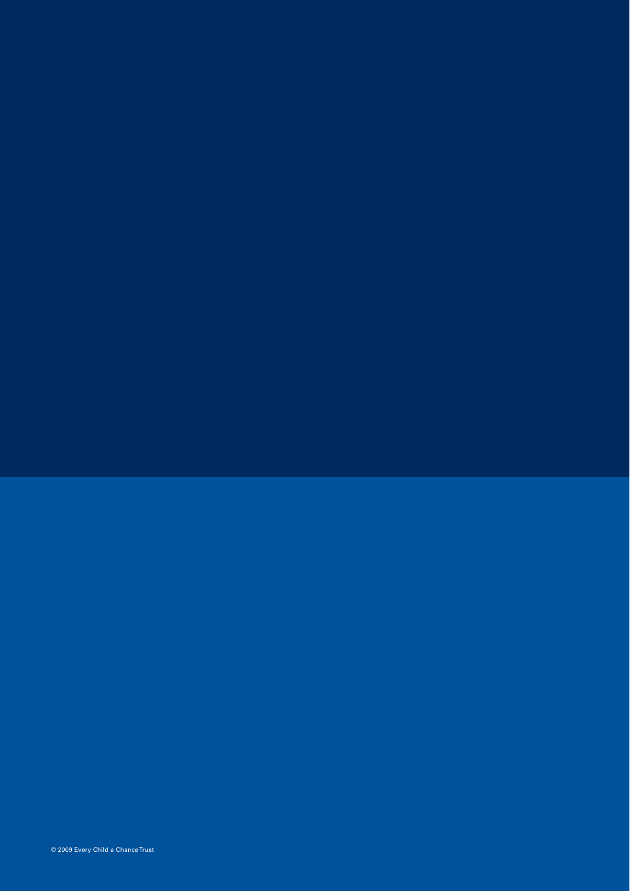© 2009 Every Child a Chance Trust